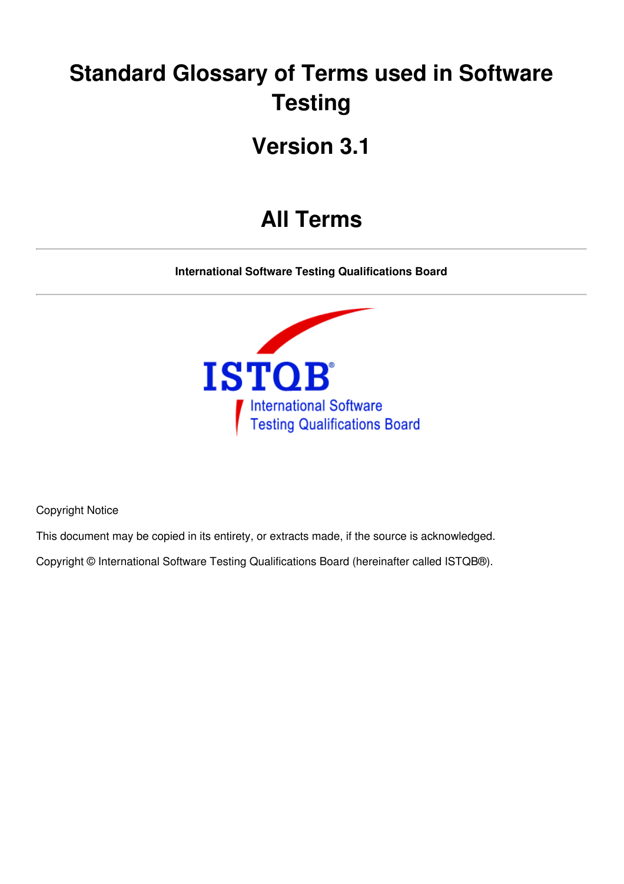# Standard Glossary of Terms used in Software Testing

# Version 3.1

# All Terms

---

**International Software Testing Qualifications Board**

---

Copyright Notice

This document may be copied in its entirety, or extracts made, if the source is acknowledged.

Copyright © International Software Testing Qualifications Board (hereinafter called ISTQB®).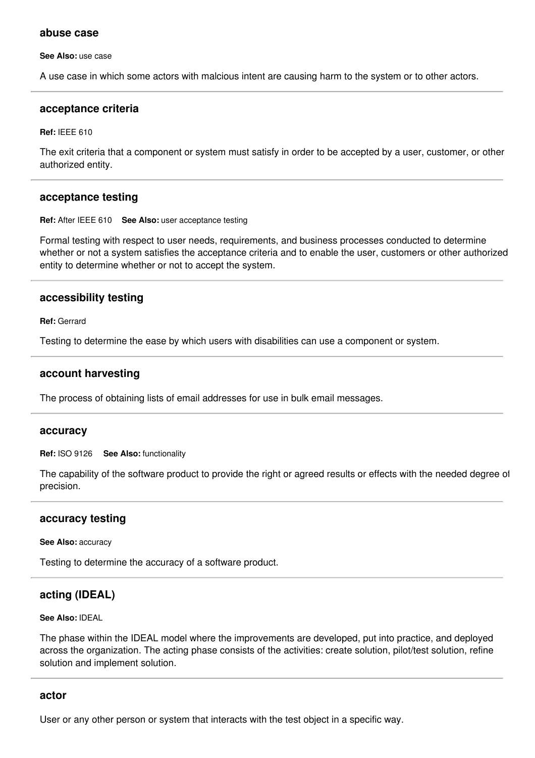### abuse case

**See Also:** use case

A use case in which some actors with malcious intent are causing harm to the system or to other actors.

---

### acceptance criteria

**Ref:** IEEE 610

The exit criteria that a component or system must satisfy in order to be accepted by a user, customer, or other authorized entity.

---

### acceptance testing

**Ref:** After IEEE 610 **See Also:** user acceptance testing

Formal testing with respect to user needs, requirements, and business processes conducted to determine whether or not a system satisfies the acceptance criteria and to enable the user, customers or other authorized entity to determine whether or not to accept the system.

---

### accessibility testing

**Ref:** Gerrard

Testing to determine the ease by which users with disabilities can use a component or system.

---

### account harvesting

The process of obtaining lists of email addresses for use in bulk email messages.

---

### accuracy

**Ref:** ISO 9126 **See Also:** functionality

The capability of the software product to provide the right or agreed results or effects with the needed degree of precision.

---

### accuracy testing

**See Also:** accuracy

Testing to determine the accuracy of a software product.

---

### acting (IDEAL)

**See Also:** IDEAL

The phase within the IDEAL model where the improvements are developed, put into practice, and deployed across the organization. The acting phase consists of the activities: create solution, pilot/test solution, refine solution and implement solution.

---

### actor

User or any other person or system that interacts with the test object in a specific way.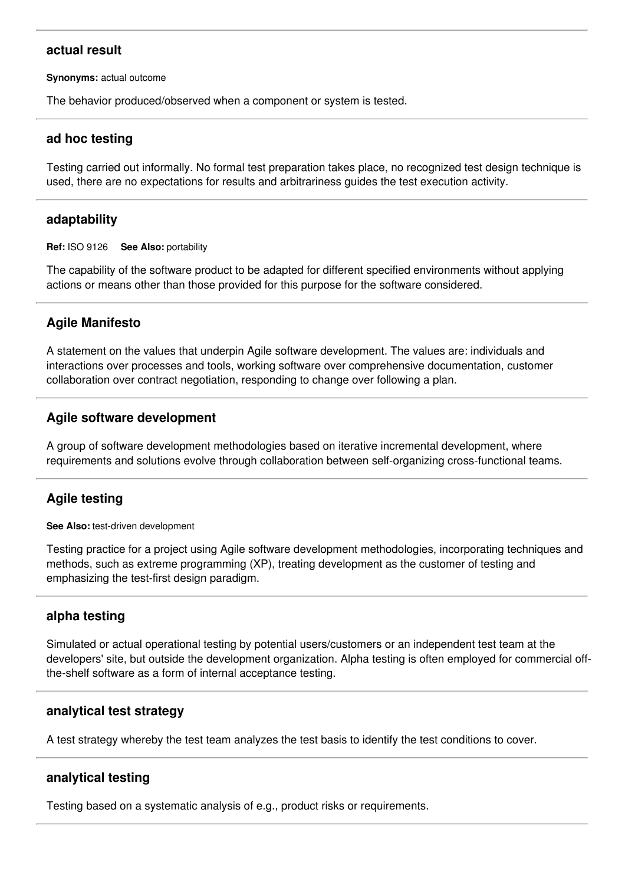### actual result

**Synonyms:** actual outcome

The behavior produced/observed when a component or system is tested.

---

### ad hoc testing

Testing carried out informally. No formal test preparation takes place, no recognized test design technique is used, there are no expectations for results and arbitrariness guides the test execution activity.

---

### adaptability

**Ref:** ISO 9126 **See Also:** portability

The capability of the software product to be adapted for different specified environments without applying actions or means other than those provided for this purpose for the software considered.

---

### Agile Manifesto

A statement on the values that underpin Agile software development. The values are: individuals and interactions over processes and tools, working software over comprehensive documentation, customer collaboration over contract negotiation, responding to change over following a plan.

---

### Agile software development

A group of software development methodologies based on iterative incremental development, where requirements and solutions evolve through collaboration between self-organizing cross-functional teams.

---

### Agile testing

**See Also:** test-driven development

Testing practice for a project using Agile software development methodologies, incorporating techniques and methods, such as extreme programming (XP), treating development as the customer of testing and emphasizing the test-first design paradigm.

---

### alpha testing

Simulated or actual operational testing by potential users/customers or an independent test team at the developers' site, but outside the development organization. Alpha testing is often employed for commercial off-the-shelf software as a form of internal acceptance testing.

---

### analytical test strategy

A test strategy whereby the test team analyzes the test basis to identify the test conditions to cover.

---

### analytical testing

Testing based on a systematic analysis of e.g., product risks or requirements.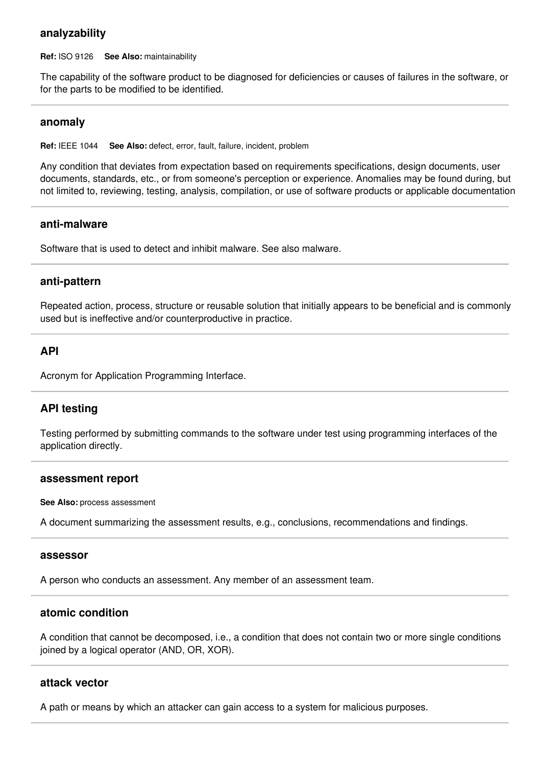### analyzability

**Ref:** ISO 9126 **See Also:** maintainability

The capability of the software product to be diagnosed for deficiencies or causes of failures in the software, or for the parts to be modified to be identified.

---

### anomaly

**Ref:** IEEE 1044 **See Also:** defect, error, fault, failure, incident, problem

Any condition that deviates from expectation based on requirements specifications, design documents, user documents, standards, etc., or from someone's perception or experience. Anomalies may be found during, but not limited to, reviewing, testing, analysis, compilation, or use of software products or applicable documentation

---

### anti-malware

Software that is used to detect and inhibit malware. See also malware.

---

### anti-pattern

Repeated action, process, structure or reusable solution that initially appears to be beneficial and is commonly used but is ineffective and/or counterproductive in practice.

---

### API

Acronym for Application Programming Interface.

---

### API testing

Testing performed by submitting commands to the software under test using programming interfaces of the application directly.

---

### assessment report

**See Also:** process assessment

A document summarizing the assessment results, e.g., conclusions, recommendations and findings.

---

### assessor

A person who conducts an assessment. Any member of an assessment team.

---

### atomic condition

A condition that cannot be decomposed, i.e., a condition that does not contain two or more single conditions joined by a logical operator (AND, OR, XOR).

---

### attack vector

A path or means by which an attacker can gain access to a system for malicious purposes.

---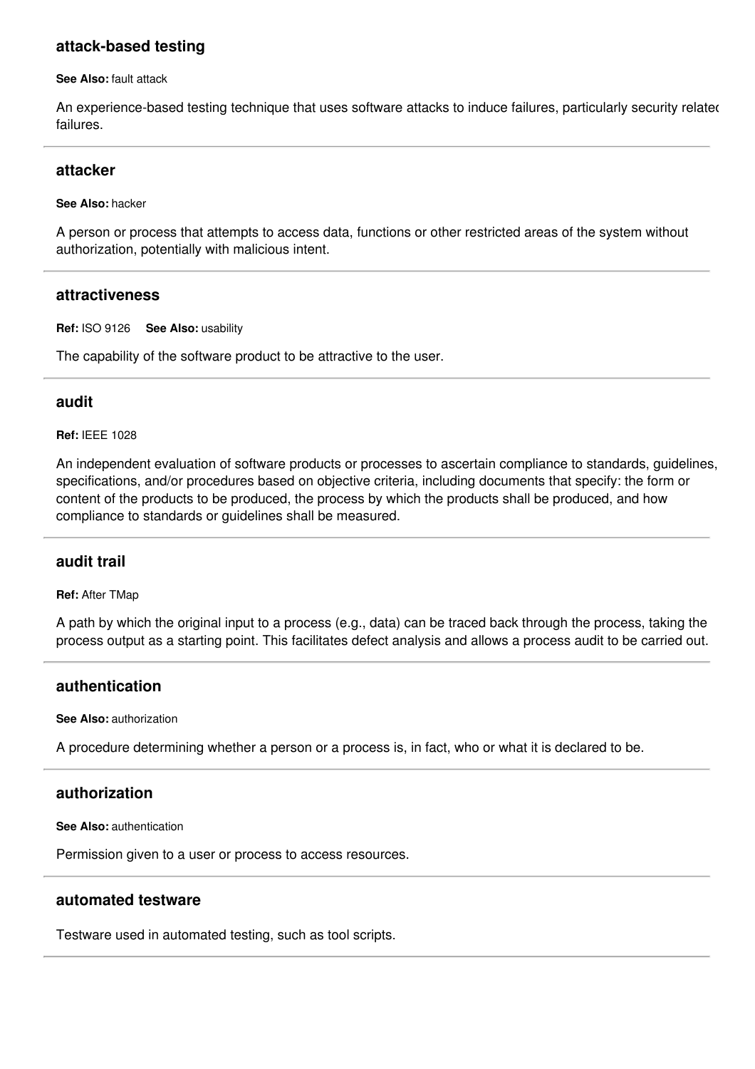### attack-based testing

**See Also:** fault attack

An experience-based testing technique that uses software attacks to induce failures, particularly security related failures.

---

### attacker

**See Also:** hacker

A person or process that attempts to access data, functions or other restricted areas of the system without authorization, potentially with malicious intent.

---

### attractiveness

**Ref:** ISO 9126 **See Also:** usability

The capability of the software product to be attractive to the user.

---

### audit

**Ref:** IEEE 1028

An independent evaluation of software products or processes to ascertain compliance to standards, guidelines, specifications, and/or procedures based on objective criteria, including documents that specify: the form or content of the products to be produced, the process by which the products shall be produced, and how compliance to standards or guidelines shall be measured.

---

### audit trail

**Ref:** After TMap

A path by which the original input to a process (e.g., data) can be traced back through the process, taking the process output as a starting point. This facilitates defect analysis and allows a process audit to be carried out.

---

### authentication

**See Also:** authorization

A procedure determining whether a person or a process is, in fact, who or what it is declared to be.

---

### authorization

**See Also:** authentication

Permission given to a user or process to access resources.

---

### automated testware

Testware used in automated testing, such as tool scripts.

---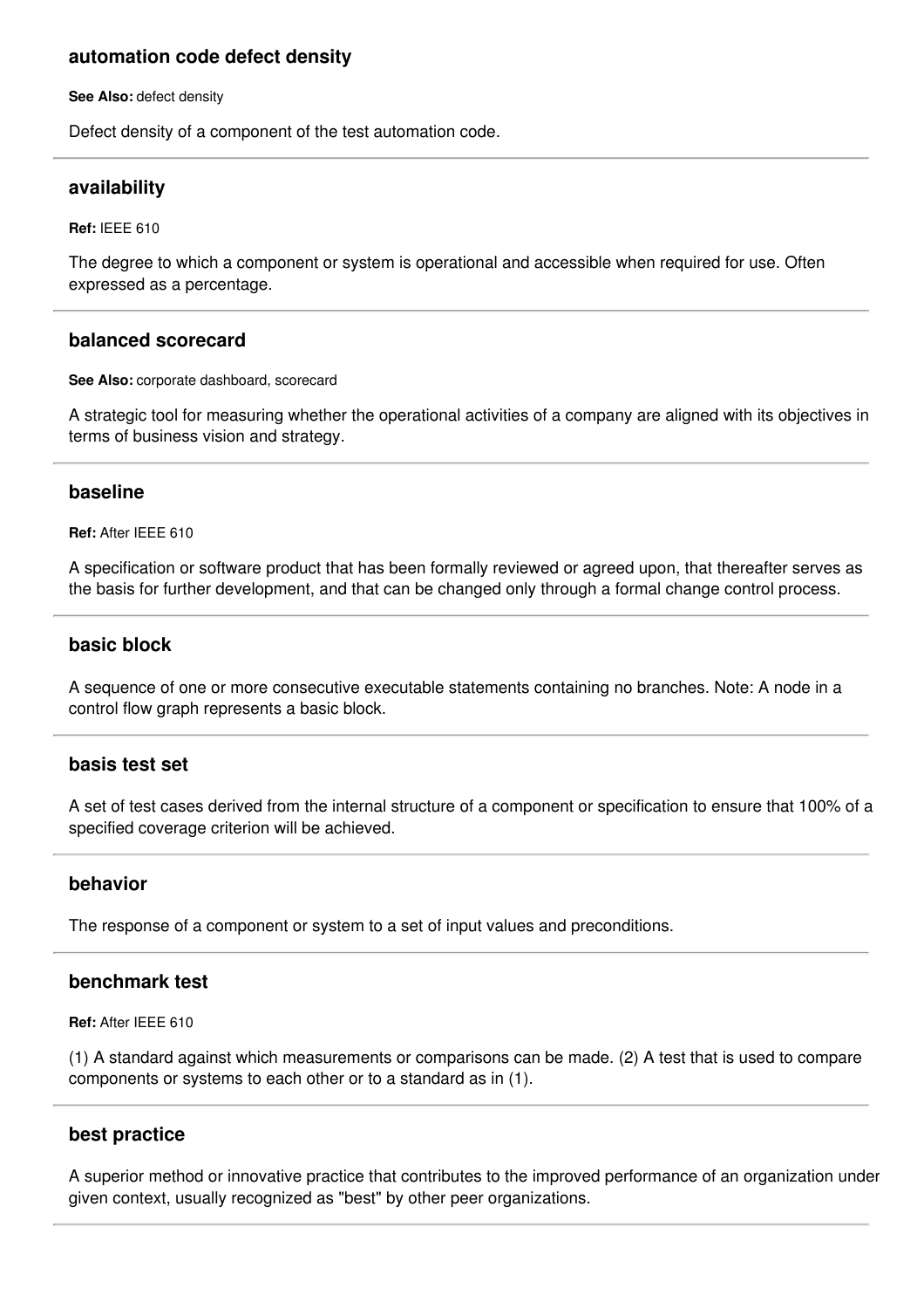### automation code defect density

**See Also:** defect density

Defect density of a component of the test automation code.

---

### availability

**Ref:** IEEE 610

The degree to which a component or system is operational and accessible when required for use. Often expressed as a percentage.

---

### balanced scorecard

**See Also:** corporate dashboard, scorecard

A strategic tool for measuring whether the operational activities of a company are aligned with its objectives in terms of business vision and strategy.

---

### baseline

**Ref:** After IEEE 610

A specification or software product that has been formally reviewed or agreed upon, that thereafter serves as the basis for further development, and that can be changed only through a formal change control process.

---

### basic block

A sequence of one or more consecutive executable statements containing no branches. Note: A node in a control flow graph represents a basic block.

---

### basis test set

A set of test cases derived from the internal structure of a component or specification to ensure that 100% of a specified coverage criterion will be achieved.

---

### behavior

The response of a component or system to a set of input values and preconditions.

---

### benchmark test

**Ref:** After IEEE 610

(1) A standard against which measurements or comparisons can be made. (2) A test that is used to compare components or systems to each other or to a standard as in (1).

---

### best practice

A superior method or innovative practice that contributes to the improved performance of an organization under given context, usually recognized as "best" by other peer organizations.

---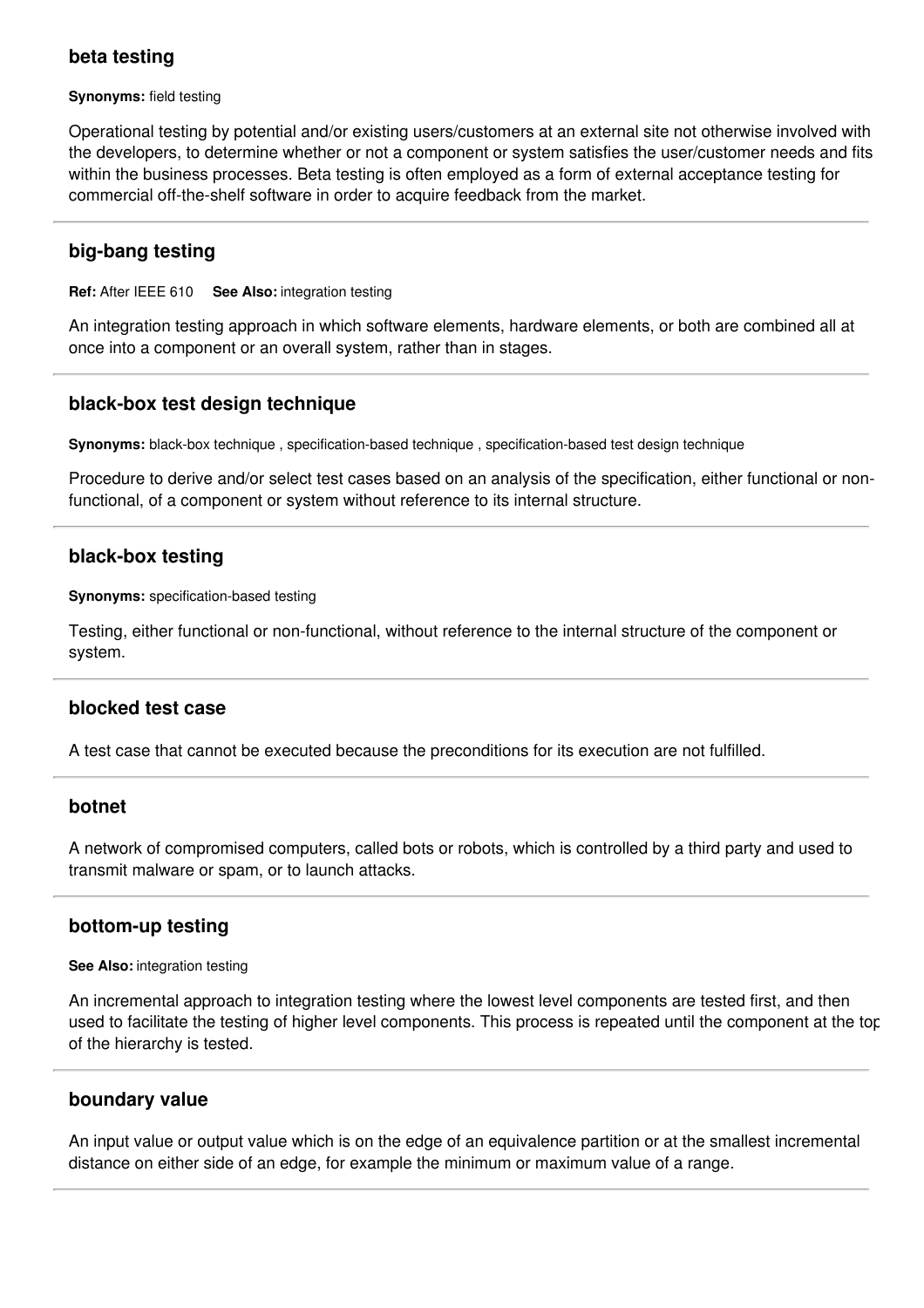### beta testing

**Synonyms:** field testing

Operational testing by potential and/or existing users/customers at an external site not otherwise involved with the developers, to determine whether or not a component or system satisfies the user/customer needs and fits within the business processes. Beta testing is often employed as a form of external acceptance testing for commercial off-the-shelf software in order to acquire feedback from the market.

---

### big-bang testing

**Ref:** After IEEE 610 **See Also:** integration testing

An integration testing approach in which software elements, hardware elements, or both are combined all at once into a component or an overall system, rather than in stages.

---

### black-box test design technique

**Synonyms:** black-box technique , specification-based technique , specification-based test design technique

Procedure to derive and/or select test cases based on an analysis of the specification, either functional or non-functional, of a component or system without reference to its internal structure.

---

### black-box testing

**Synonyms:** specification-based testing

Testing, either functional or non-functional, without reference to the internal structure of the component or system.

---

### blocked test case

A test case that cannot be executed because the preconditions for its execution are not fulfilled.

---

### botnet

A network of compromised computers, called bots or robots, which is controlled by a third party and used to transmit malware or spam, or to launch attacks.

---

### bottom-up testing

**See Also:** integration testing

An incremental approach to integration testing where the lowest level components are tested first, and then used to facilitate the testing of higher level components. This process is repeated until the component at the top of the hierarchy is tested.

---

### boundary value

An input value or output value which is on the edge of an equivalence partition or at the smallest incremental distance on either side of an edge, for example the minimum or maximum value of a range.

---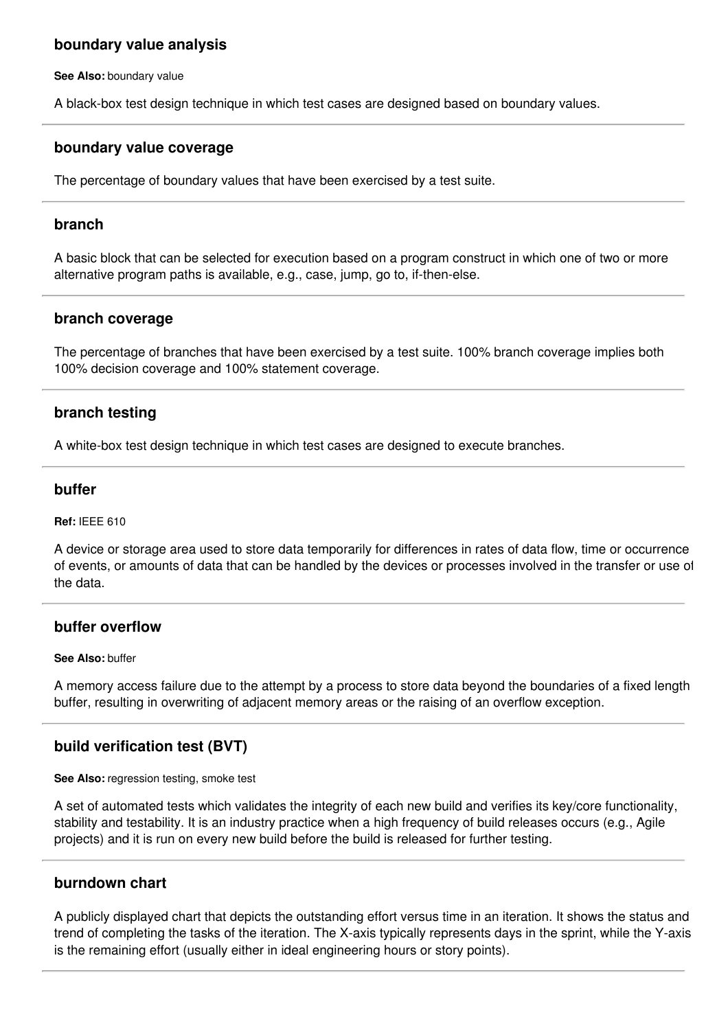### boundary value analysis

**See Also:** boundary value

A black-box test design technique in which test cases are designed based on boundary values.

---

### boundary value coverage

The percentage of boundary values that have been exercised by a test suite.

---

### branch

A basic block that can be selected for execution based on a program construct in which one of two or more alternative program paths is available, e.g., case, jump, go to, if-then-else.

---

### branch coverage

The percentage of branches that have been exercised by a test suite. 100% branch coverage implies both 100% decision coverage and 100% statement coverage.

---

### branch testing

A white-box test design technique in which test cases are designed to execute branches.

---

### buffer

**Ref:** IEEE 610

A device or storage area used to store data temporarily for differences in rates of data flow, time or occurrence of events, or amounts of data that can be handled by the devices or processes involved in the transfer or use of the data.

---

### buffer overflow

**See Also:** buffer

A memory access failure due to the attempt by a process to store data beyond the boundaries of a fixed length buffer, resulting in overwriting of adjacent memory areas or the raising of an overflow exception.

---

### build verification test (BVT)

**See Also:** regression testing, smoke test

A set of automated tests which validates the integrity of each new build and verifies its key/core functionality, stability and testability. It is an industry practice when a high frequency of build releases occurs (e.g., Agile projects) and it is run on every new build before the build is released for further testing.

---

### burndown chart

A publicly displayed chart that depicts the outstanding effort versus time in an iteration. It shows the status and trend of completing the tasks of the iteration. The X-axis typically represents days in the sprint, while the Y-axis is the remaining effort (usually either in ideal engineering hours or story points).

---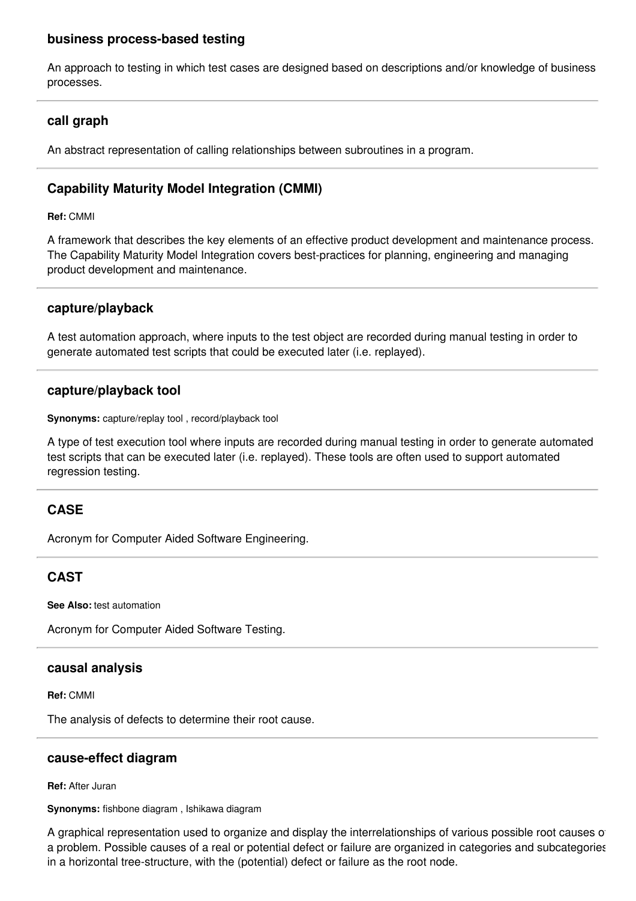### business process-based testing

An approach to testing in which test cases are designed based on descriptions and/or knowledge of business processes.

---

### call graph

An abstract representation of calling relationships between subroutines in a program.

---

### Capability Maturity Model Integration (CMMI)

**Ref:** CMMI

A framework that describes the key elements of an effective product development and maintenance process. The Capability Maturity Model Integration covers best-practices for planning, engineering and managing product development and maintenance.

---

### capture/playback

A test automation approach, where inputs to the test object are recorded during manual testing in order to generate automated test scripts that could be executed later (i.e. replayed).

---

### capture/playback tool

**Synonyms:** capture/replay tool , record/playback tool

A type of test execution tool where inputs are recorded during manual testing in order to generate automated test scripts that can be executed later (i.e. replayed). These tools are often used to support automated regression testing.

---

### CASE

Acronym for Computer Aided Software Engineering.

---

### CAST

**See Also:** test automation

Acronym for Computer Aided Software Testing.

---

### causal analysis

**Ref:** CMMI

The analysis of defects to determine their root cause.

---

### cause-effect diagram

**Ref:** After Juran

**Synonyms:** fishbone diagram , Ishikawa diagram

A graphical representation used to organize and display the interrelationships of various possible root causes of a problem. Possible causes of a real or potential defect or failure are organized in categories and subcategories in a horizontal tree-structure, with the (potential) defect or failure as the root node.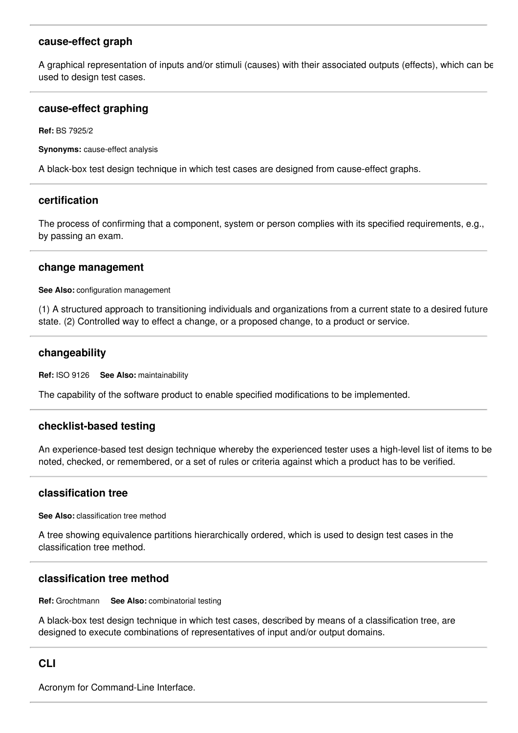### cause-effect graph

A graphical representation of inputs and/or stimuli (causes) with their associated outputs (effects), which can be used to design test cases.

---

### cause-effect graphing

**Ref:** BS 7925/2

**Synonyms:** cause-effect analysis

A black-box test design technique in which test cases are designed from cause-effect graphs.

---

### certification

The process of confirming that a component, system or person complies with its specified requirements, e.g., by passing an exam.

---

### change management

**See Also:** configuration management

(1) A structured approach to transitioning individuals and organizations from a current state to a desired future state. (2) Controlled way to effect a change, or a proposed change, to a product or service.

---

### changeability

**Ref:** ISO 9126 **See Also:** maintainability

The capability of the software product to enable specified modifications to be implemented.

---

### checklist-based testing

An experience-based test design technique whereby the experienced tester uses a high-level list of items to be noted, checked, or remembered, or a set of rules or criteria against which a product has to be verified.

---

### classification tree

**See Also:** classification tree method

A tree showing equivalence partitions hierarchically ordered, which is used to design test cases in the classification tree method.

---

### classification tree method

**Ref:** Grochtmann **See Also:** combinatorial testing

A black-box test design technique in which test cases, described by means of a classification tree, are designed to execute combinations of representatives of input and/or output domains.

---

### CLI

Acronym for Command-Line Interface.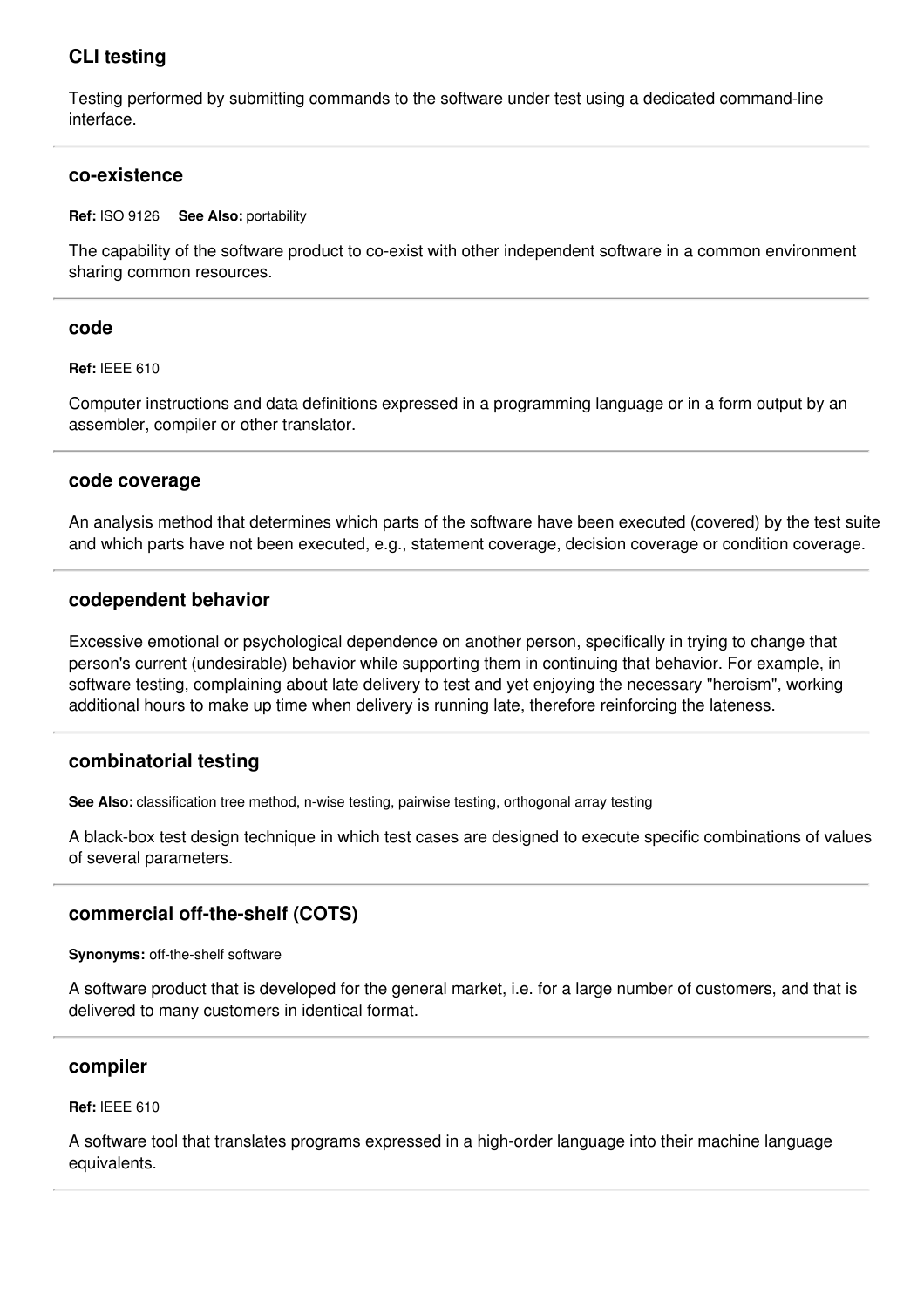### CLI testing

Testing performed by submitting commands to the software under test using a dedicated command-line interface.

---

### co-existence

**Ref:** ISO 9126 **See Also:** portability

The capability of the software product to co-exist with other independent software in a common environment sharing common resources.

---

### code

**Ref:** IEEE 610

Computer instructions and data definitions expressed in a programming language or in a form output by an assembler, compiler or other translator.

---

### code coverage

An analysis method that determines which parts of the software have been executed (covered) by the test suite and which parts have not been executed, e.g., statement coverage, decision coverage or condition coverage.

---

### codependent behavior

Excessive emotional or psychological dependence on another person, specifically in trying to change that person's current (undesirable) behavior while supporting them in continuing that behavior. For example, in software testing, complaining about late delivery to test and yet enjoying the necessary "heroism", working additional hours to make up time when delivery is running late, therefore reinforcing the lateness.

---

### combinatorial testing

**See Also:** classification tree method, n-wise testing, pairwise testing, orthogonal array testing

A black-box test design technique in which test cases are designed to execute specific combinations of values of several parameters.

---

### commercial off-the-shelf (COTS)

**Synonyms:** off-the-shelf software

A software product that is developed for the general market, i.e. for a large number of customers, and that is delivered to many customers in identical format.

---

### compiler

**Ref:** IEEE 610

A software tool that translates programs expressed in a high-order language into their machine language equivalents.

---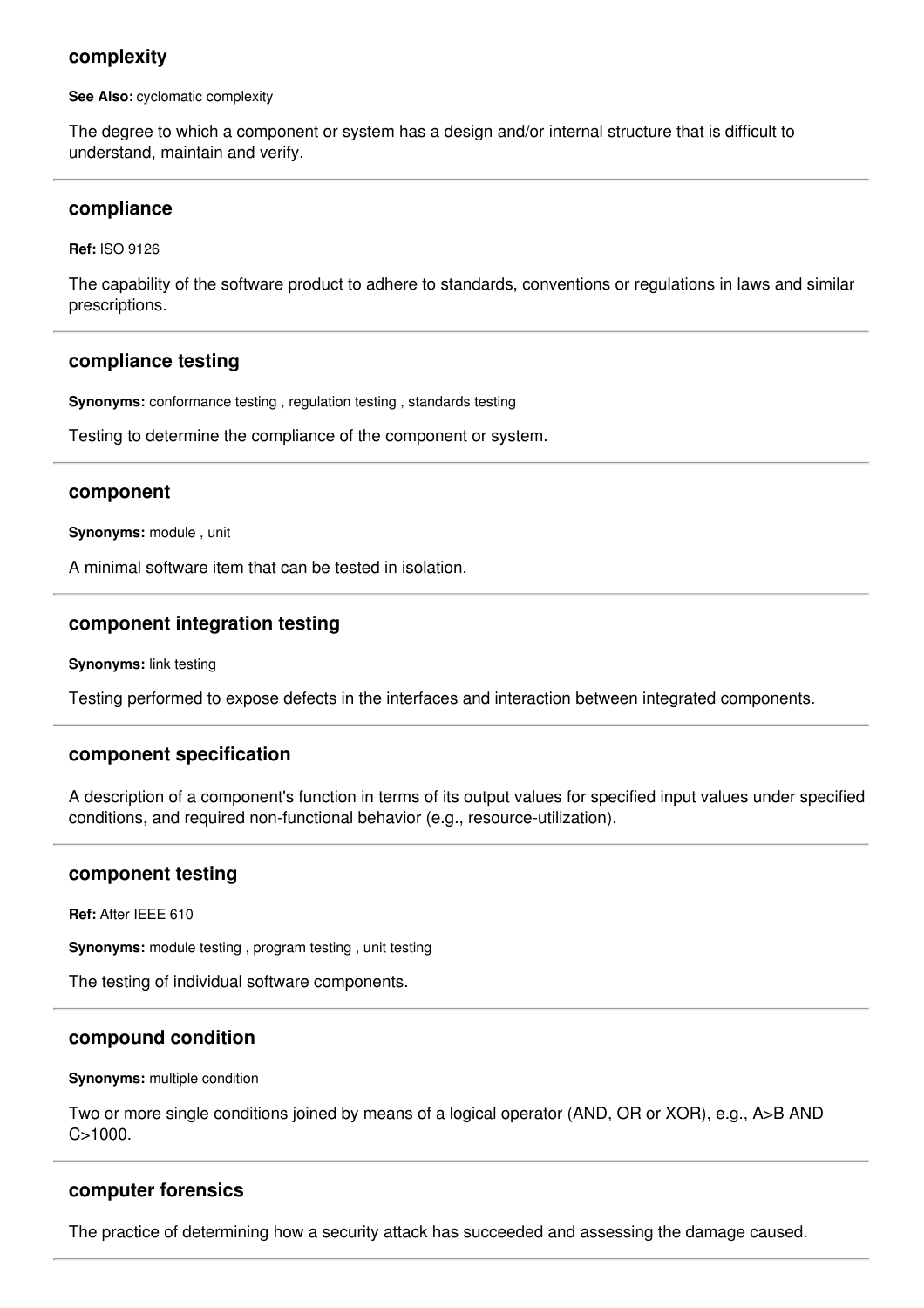### complexity

**See Also:** cyclomatic complexity

The degree to which a component or system has a design and/or internal structure that is difficult to understand, maintain and verify.

---

### compliance

**Ref:** ISO 9126

The capability of the software product to adhere to standards, conventions or regulations in laws and similar prescriptions.

---

### compliance testing

**Synonyms:** conformance testing , regulation testing , standards testing

Testing to determine the compliance of the component or system.

---

### component

**Synonyms:** module , unit

A minimal software item that can be tested in isolation.

---

### component integration testing

**Synonyms:** link testing

Testing performed to expose defects in the interfaces and interaction between integrated components.

---

### component specification

A description of a component's function in terms of its output values for specified input values under specified conditions, and required non-functional behavior (e.g., resource-utilization).

---

### component testing

**Ref:** After IEEE 610

**Synonyms:** module testing , program testing , unit testing

The testing of individual software components.

---

### compound condition

**Synonyms:** multiple condition

Two or more single conditions joined by means of a logical operator (AND, OR or XOR), e.g., A>B AND C>1000.

---

### computer forensics

The practice of determining how a security attack has succeeded and assessing the damage caused.

---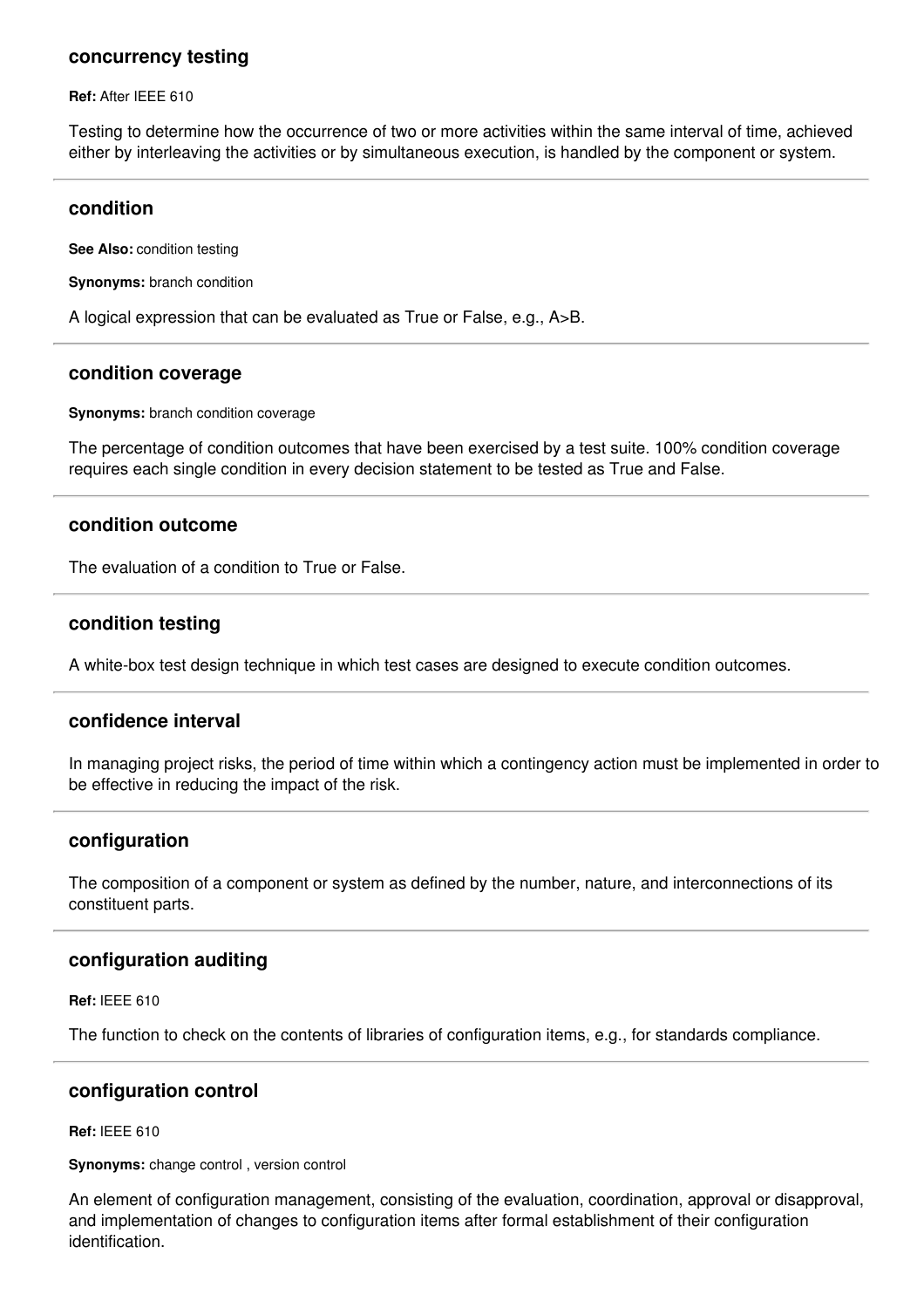### concurrency testing

**Ref:** After IEEE 610

Testing to determine how the occurrence of two or more activities within the same interval of time, achieved either by interleaving the activities or by simultaneous execution, is handled by the component or system.

---

### condition

**See Also:** condition testing

**Synonyms:** branch condition

A logical expression that can be evaluated as True or False, e.g., A>B.

---

### condition coverage

**Synonyms:** branch condition coverage

The percentage of condition outcomes that have been exercised by a test suite. 100% condition coverage requires each single condition in every decision statement to be tested as True and False.

---

### condition outcome

The evaluation of a condition to True or False.

---

### condition testing

A white-box test design technique in which test cases are designed to execute condition outcomes.

---

### confidence interval

In managing project risks, the period of time within which a contingency action must be implemented in order to be effective in reducing the impact of the risk.

---

### configuration

The composition of a component or system as defined by the number, nature, and interconnections of its constituent parts.

---

### configuration auditing

**Ref:** IEEE 610

The function to check on the contents of libraries of configuration items, e.g., for standards compliance.

---

### configuration control

**Ref:** IEEE 610

**Synonyms:** change control , version control

An element of configuration management, consisting of the evaluation, coordination, approval or disapproval, and implementation of changes to configuration items after formal establishment of their configuration identification.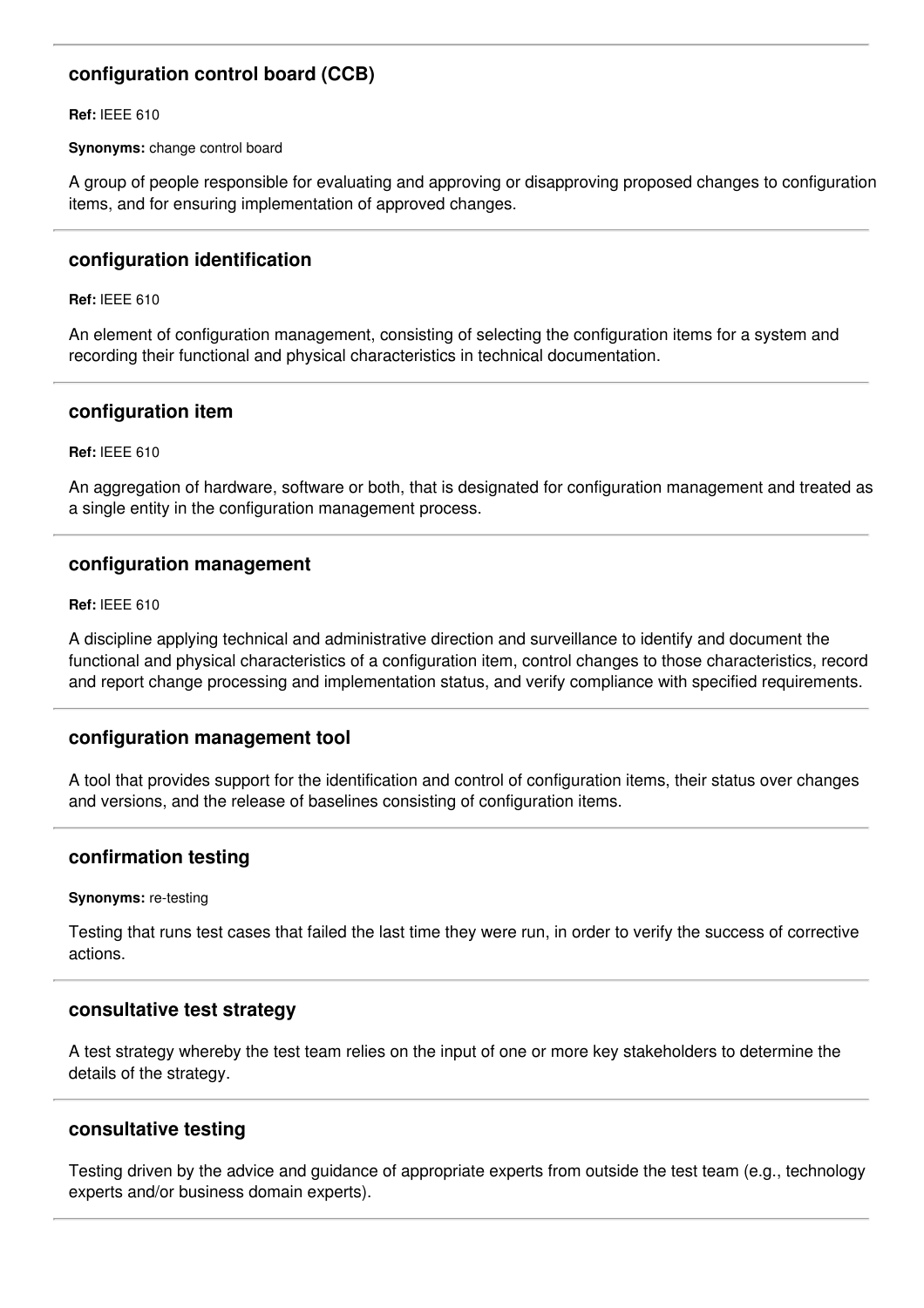### configuration control board (CCB)

**Ref:** IEEE 610

**Synonyms:** change control board

A group of people responsible for evaluating and approving or disapproving proposed changes to configuration items, and for ensuring implementation of approved changes.

---

### configuration identification

**Ref:** IEEE 610

An element of configuration management, consisting of selecting the configuration items for a system and recording their functional and physical characteristics in technical documentation.

---

### configuration item

**Ref:** IEEE 610

An aggregation of hardware, software or both, that is designated for configuration management and treated as a single entity in the configuration management process.

---

### configuration management

**Ref:** IEEE 610

A discipline applying technical and administrative direction and surveillance to identify and document the functional and physical characteristics of a configuration item, control changes to those characteristics, record and report change processing and implementation status, and verify compliance with specified requirements.

---

### configuration management tool

A tool that provides support for the identification and control of configuration items, their status over changes and versions, and the release of baselines consisting of configuration items.

---

### confirmation testing

**Synonyms:** re-testing

Testing that runs test cases that failed the last time they were run, in order to verify the success of corrective actions.

---

### consultative test strategy

A test strategy whereby the test team relies on the input of one or more key stakeholders to determine the details of the strategy.

---

### consultative testing

Testing driven by the advice and guidance of appropriate experts from outside the test team (e.g., technology experts and/or business domain experts).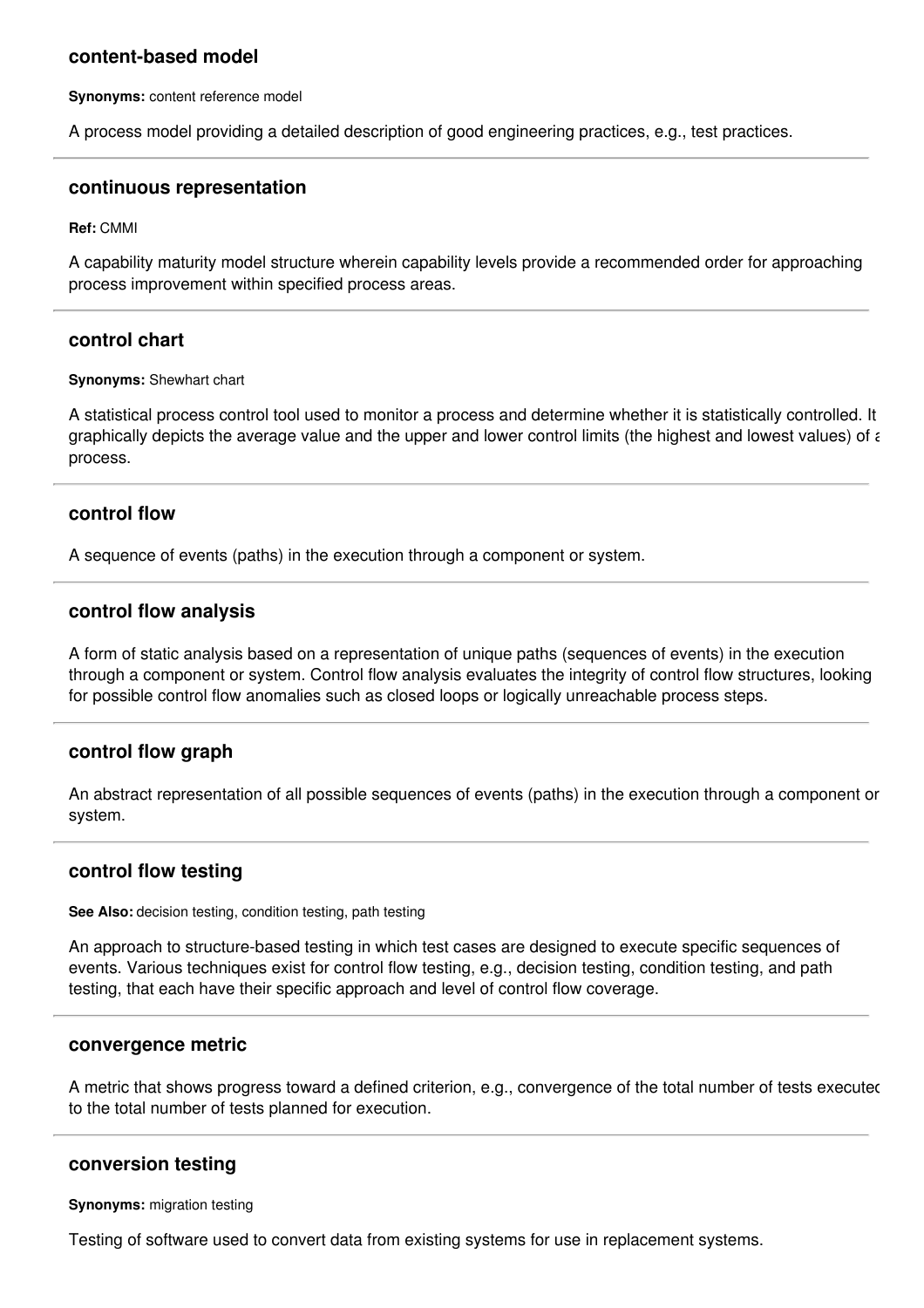### content-based model

**Synonyms:** content reference model

A process model providing a detailed description of good engineering practices, e.g., test practices.

---

### continuous representation

**Ref:** CMMI

A capability maturity model structure wherein capability levels provide a recommended order for approaching process improvement within specified process areas.

---

### control chart

**Synonyms:** Shewhart chart

A statistical process control tool used to monitor a process and determine whether it is statistically controlled. It graphically depicts the average value and the upper and lower control limits (the highest and lowest values) of a process.

---

### control flow

A sequence of events (paths) in the execution through a component or system.

---

### control flow analysis

A form of static analysis based on a representation of unique paths (sequences of events) in the execution through a component or system. Control flow analysis evaluates the integrity of control flow structures, looking for possible control flow anomalies such as closed loops or logically unreachable process steps.

---

### control flow graph

An abstract representation of all possible sequences of events (paths) in the execution through a component or system.

---

### control flow testing

**See Also:** decision testing, condition testing, path testing

An approach to structure-based testing in which test cases are designed to execute specific sequences of events. Various techniques exist for control flow testing, e.g., decision testing, condition testing, and path testing, that each have their specific approach and level of control flow coverage.

---

### convergence metric

A metric that shows progress toward a defined criterion, e.g., convergence of the total number of tests executed to the total number of tests planned for execution.

---

### conversion testing

**Synonyms:** migration testing

Testing of software used to convert data from existing systems for use in replacement systems.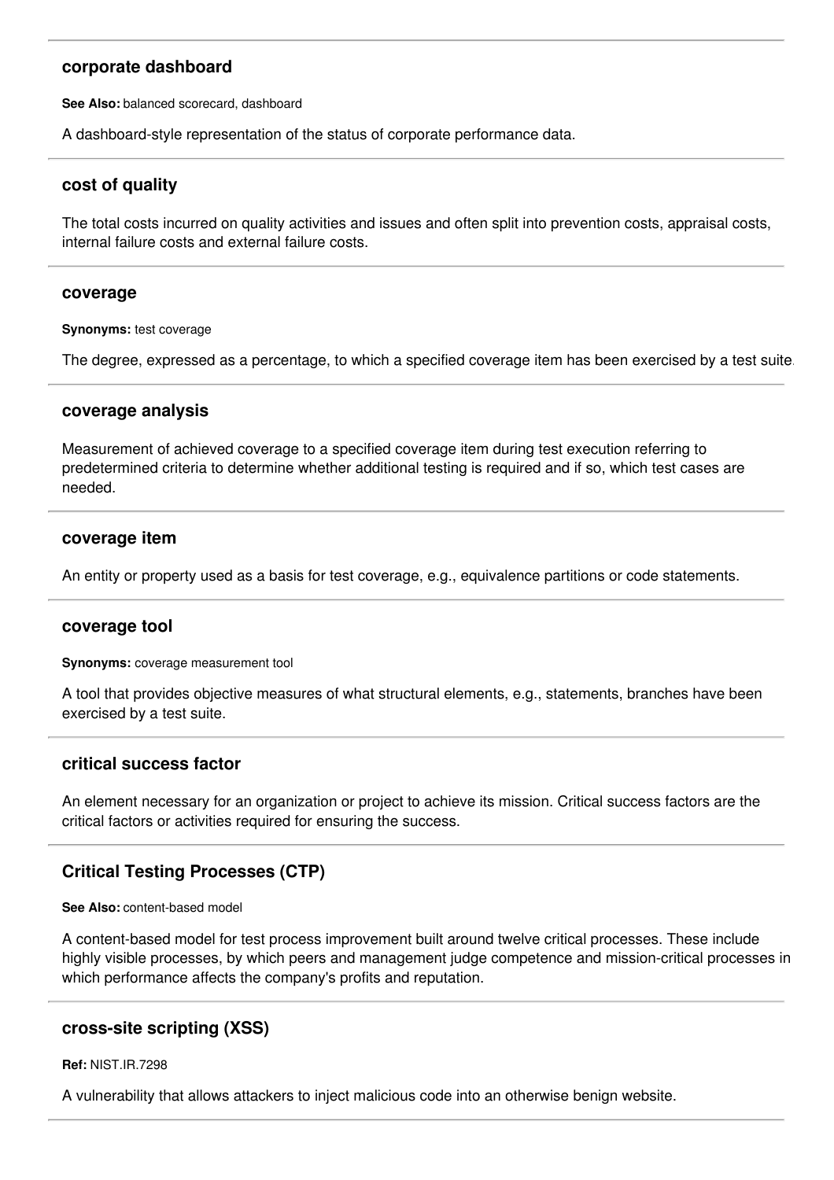### corporate dashboard

**See Also:** balanced scorecard, dashboard

A dashboard-style representation of the status of corporate performance data.

---

### cost of quality

The total costs incurred on quality activities and issues and often split into prevention costs, appraisal costs, internal failure costs and external failure costs.

---

### coverage

**Synonyms:** test coverage

The degree, expressed as a percentage, to which a specified coverage item has been exercised by a test suite.

---

### coverage analysis

Measurement of achieved coverage to a specified coverage item during test execution referring to predetermined criteria to determine whether additional testing is required and if so, which test cases are needed.

---

### coverage item

An entity or property used as a basis for test coverage, e.g., equivalence partitions or code statements.

---

### coverage tool

**Synonyms:** coverage measurement tool

A tool that provides objective measures of what structural elements, e.g., statements, branches have been exercised by a test suite.

---

### critical success factor

An element necessary for an organization or project to achieve its mission. Critical success factors are the critical factors or activities required for ensuring the success.

---

### Critical Testing Processes (CTP)

**See Also:** content-based model

A content-based model for test process improvement built around twelve critical processes. These include highly visible processes, by which peers and management judge competence and mission-critical processes in which performance affects the company's profits and reputation.

---

### cross-site scripting (XSS)

**Ref:** NIST.IR.7298

A vulnerability that allows attackers to inject malicious code into an otherwise benign website.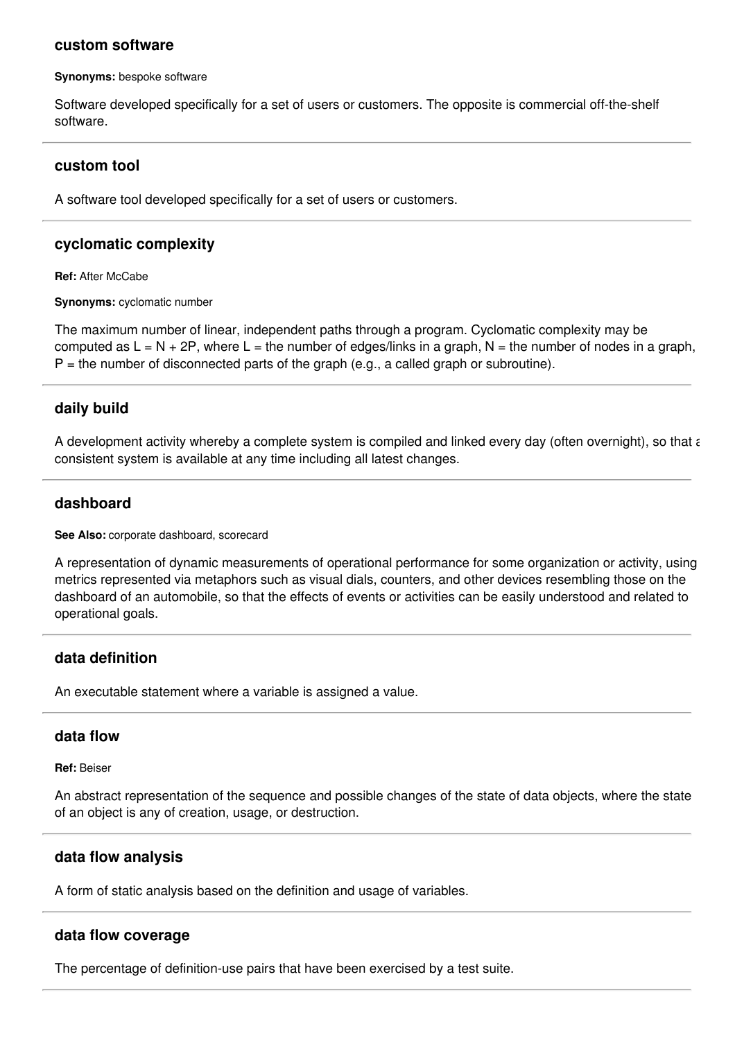### custom software

**Synonyms:** bespoke software

Software developed specifically for a set of users or customers. The opposite is commercial off-the-shelf software.

---

### custom tool

A software tool developed specifically for a set of users or customers.

---

### cyclomatic complexity

**Ref:** After McCabe

**Synonyms:** cyclomatic number

The maximum number of linear, independent paths through a program. Cyclomatic complexity may be computed as $L = N + 2P$, where $L$ = the number of edges/links in a graph, $N$ = the number of nodes in a graph, $P$ = the number of disconnected parts of the graph (e.g., a called graph or subroutine).

---

### daily build

A development activity whereby a complete system is compiled and linked every day (often overnight), so that a consistent system is available at any time including all latest changes.

---

### dashboard

**See Also:** corporate dashboard, scorecard

A representation of dynamic measurements of operational performance for some organization or activity, using metrics represented via metaphors such as visual dials, counters, and other devices resembling those on the dashboard of an automobile, so that the effects of events or activities can be easily understood and related to operational goals.

---

### data definition

An executable statement where a variable is assigned a value.

---

### data flow

**Ref:** Beiser

An abstract representation of the sequence and possible changes of the state of data objects, where the state of an object is any of creation, usage, or destruction.

---

### data flow analysis

A form of static analysis based on the definition and usage of variables.

---

### data flow coverage

The percentage of definition-use pairs that have been exercised by a test suite.

---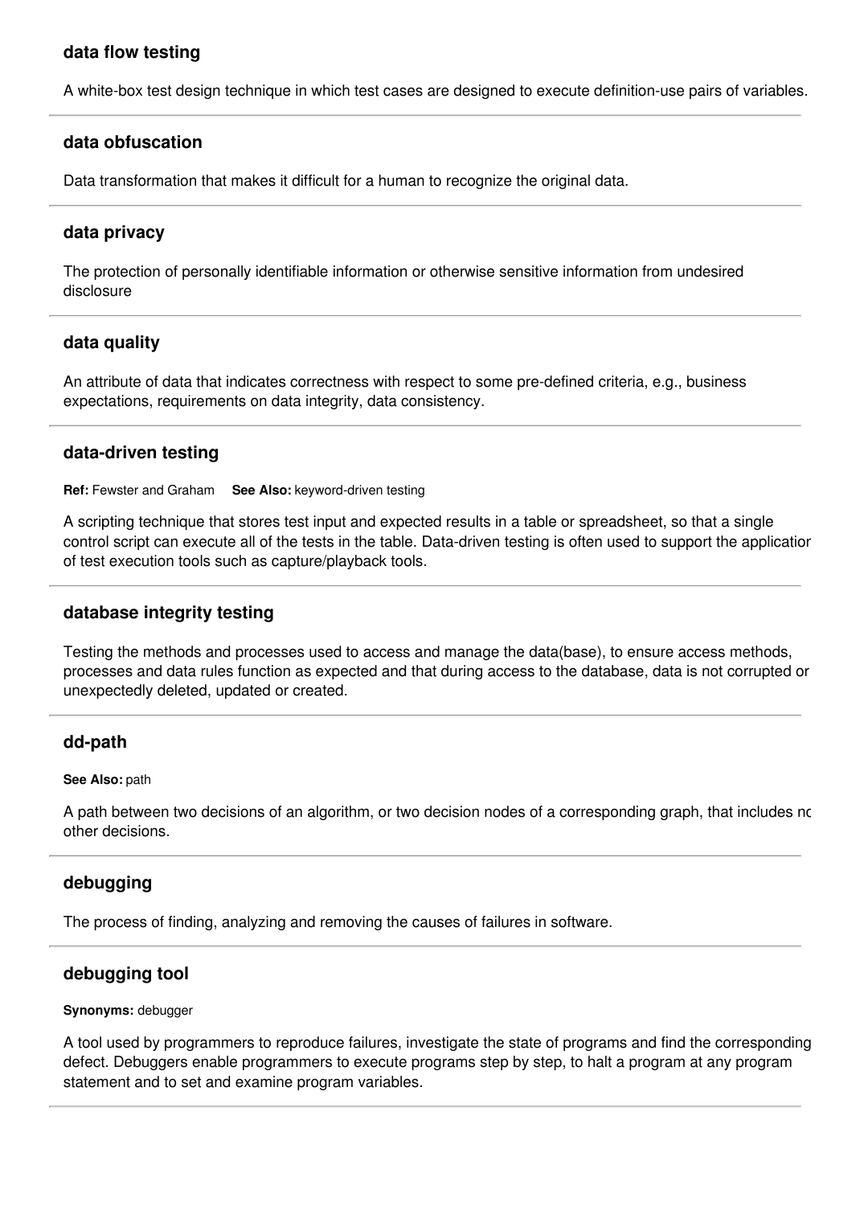### data flow testing

A white-box test design technique in which test cases are designed to execute definition-use pairs of variables.

---

### data obfuscation

Data transformation that makes it difficult for a human to recognize the original data.

---

### data privacy

The protection of personally identifiable information or otherwise sensitive information from undesired disclosure

---

### data quality

An attribute of data that indicates correctness with respect to some pre-defined criteria, e.g., business expectations, requirements on data integrity, data consistency.

---

### data-driven testing

**Ref:** Fewster and Graham **See Also:** keyword-driven testing

A scripting technique that stores test input and expected results in a table or spreadsheet, so that a single control script can execute all of the tests in the table. Data-driven testing is often used to support the application of test execution tools such as capture/playback tools.

---

### database integrity testing

Testing the methods and processes used to access and manage the data(base), to ensure access methods, processes and data rules function as expected and that during access to the database, data is not corrupted or unexpectedly deleted, updated or created.

---

### dd-path

**See Also:** path

A path between two decisions of an algorithm, or two decision nodes of a corresponding graph, that includes no other decisions.

---

### debugging

The process of finding, analyzing and removing the causes of failures in software.

---

### debugging tool

**Synonyms:** debugger

A tool used by programmers to reproduce failures, investigate the state of programs and find the corresponding defect. Debuggers enable programmers to execute programs step by step, to halt a program at any program statement and to set and examine program variables.

---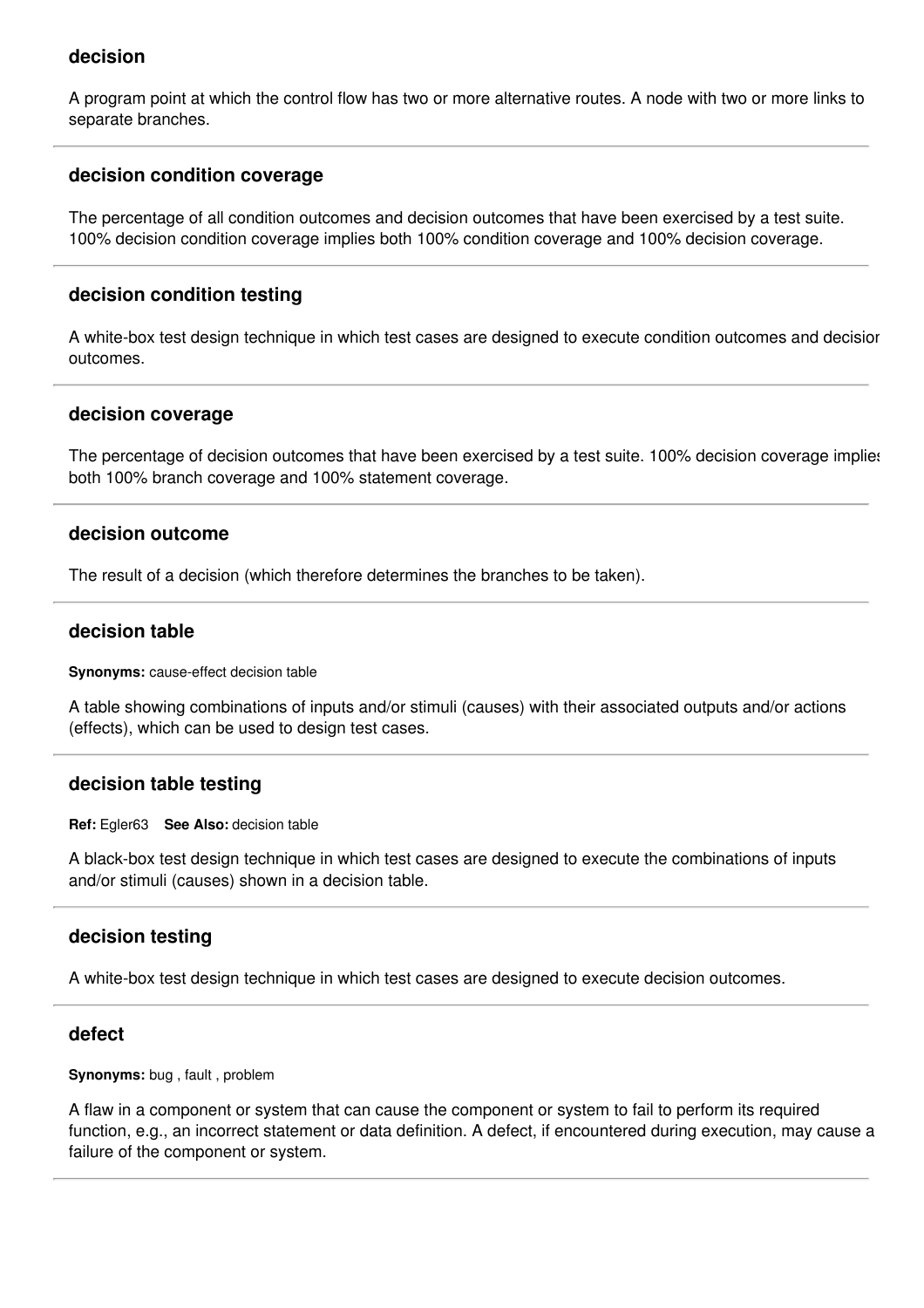### decision

A program point at which the control flow has two or more alternative routes. A node with two or more links to separate branches.

---

### decision condition coverage

The percentage of all condition outcomes and decision outcomes that have been exercised by a test suite. 100% decision condition coverage implies both 100% condition coverage and 100% decision coverage.

---

### decision condition testing

A white-box test design technique in which test cases are designed to execute condition outcomes and decision outcomes.

---

### decision coverage

The percentage of decision outcomes that have been exercised by a test suite. 100% decision coverage implies both 100% branch coverage and 100% statement coverage.

---

### decision outcome

The result of a decision (which therefore determines the branches to be taken).

---

### decision table

**Synonyms:** cause-effect decision table

A table showing combinations of inputs and/or stimuli (causes) with their associated outputs and/or actions (effects), which can be used to design test cases.

---

### decision table testing

**Ref:** Egler63 **See Also:** decision table

A black-box test design technique in which test cases are designed to execute the combinations of inputs and/or stimuli (causes) shown in a decision table.

---

### decision testing

A white-box test design technique in which test cases are designed to execute decision outcomes.

---

### defect

**Synonyms:** bug , fault , problem

A flaw in a component or system that can cause the component or system to fail to perform its required function, e.g., an incorrect statement or data definition. A defect, if encountered during execution, may cause a failure of the component or system.

---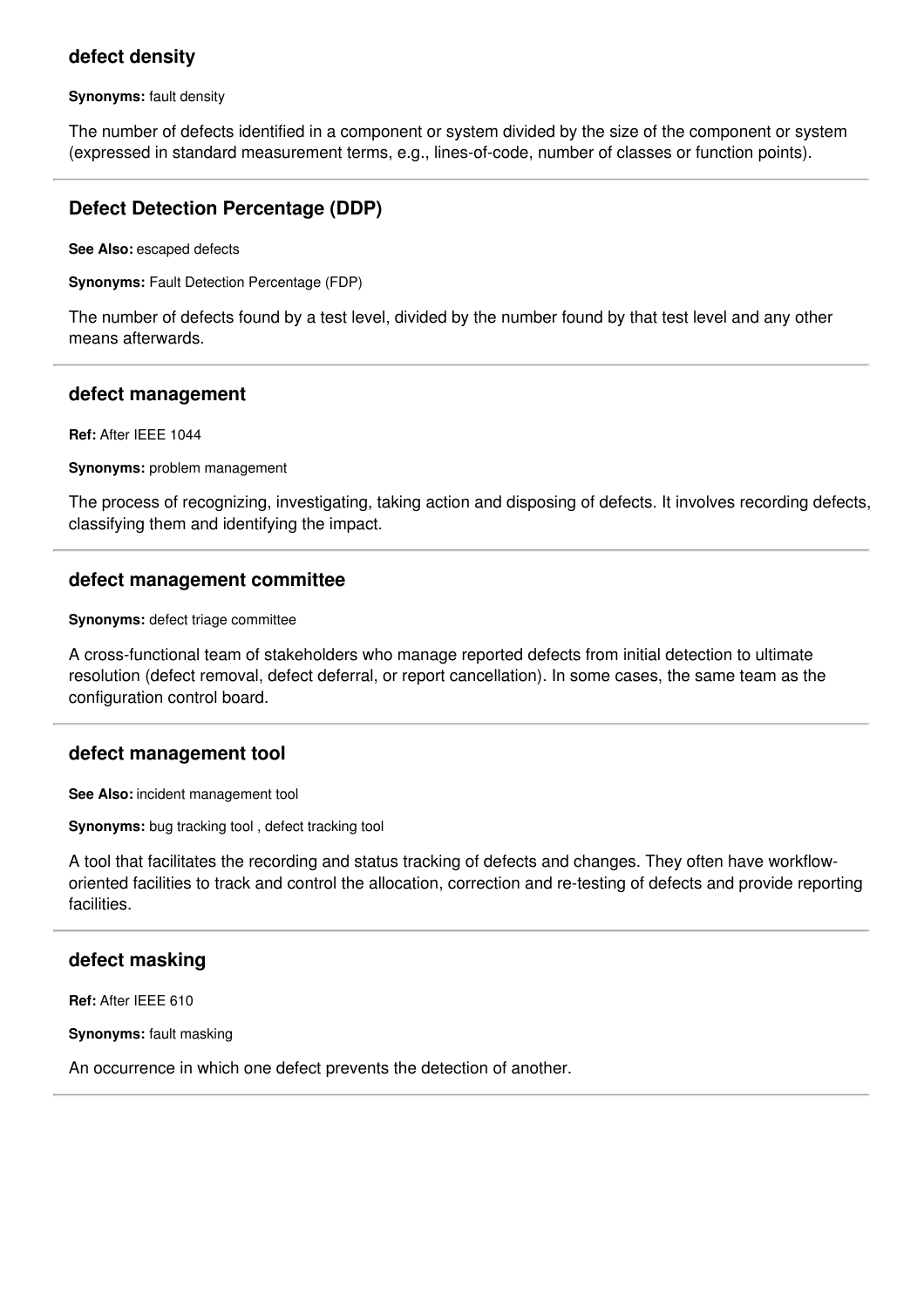### defect density

**Synonyms:** fault density

The number of defects identified in a component or system divided by the size of the component or system (expressed in standard measurement terms, e.g., lines-of-code, number of classes or function points).

---

### Defect Detection Percentage (DDP)

**See Also:** escaped defects

**Synonyms:** Fault Detection Percentage (FDP)

The number of defects found by a test level, divided by the number found by that test level and any other means afterwards.

---

### defect management

**Ref:** After IEEE 1044

**Synonyms:** problem management

The process of recognizing, investigating, taking action and disposing of defects. It involves recording defects, classifying them and identifying the impact.

---

### defect management committee

**Synonyms:** defect triage committee

A cross-functional team of stakeholders who manage reported defects from initial detection to ultimate resolution (defect removal, defect deferral, or report cancellation). In some cases, the same team as the configuration control board.

---

### defect management tool

**See Also:** incident management tool

**Synonyms:** bug tracking tool , defect tracking tool

A tool that facilitates the recording and status tracking of defects and changes. They often have workflow-oriented facilities to track and control the allocation, correction and re-testing of defects and provide reporting facilities.

---

### defect masking

**Ref:** After IEEE 610

**Synonyms:** fault masking

An occurrence in which one defect prevents the detection of another.

---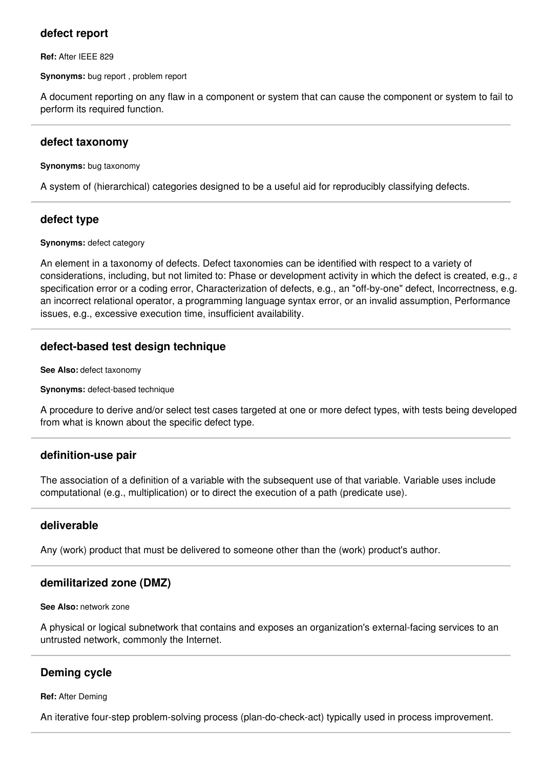### defect report

**Ref:** After IEEE 829

**Synonyms:** bug report , problem report

A document reporting on any flaw in a component or system that can cause the component or system to fail to perform its required function.

---

### defect taxonomy

**Synonyms:** bug taxonomy

A system of (hierarchical) categories designed to be a useful aid for reproducibly classifying defects.

---

### defect type

**Synonyms:** defect category

An element in a taxonomy of defects. Defect taxonomies can be identified with respect to a variety of considerations, including, but not limited to: Phase or development activity in which the defect is created, e.g., a specification error or a coding error, Characterization of defects, e.g., an "off-by-one" defect, Incorrectness, e.g. an incorrect relational operator, a programming language syntax error, or an invalid assumption, Performance issues, e.g., excessive execution time, insufficient availability.

---

### defect-based test design technique

**See Also:** defect taxonomy

**Synonyms:** defect-based technique

A procedure to derive and/or select test cases targeted at one or more defect types, with tests being developed from what is known about the specific defect type.

---

### definition-use pair

The association of a definition of a variable with the subsequent use of that variable. Variable uses include computational (e.g., multiplication) or to direct the execution of a path (predicate use).

---

### deliverable

Any (work) product that must be delivered to someone other than the (work) product's author.

---

### demilitarized zone (DMZ)

**See Also:** network zone

A physical or logical subnetwork that contains and exposes an organization's external-facing services to an untrusted network, commonly the Internet.

---

### Deming cycle

**Ref:** After Deming

An iterative four-step problem-solving process (plan-do-check-act) typically used in process improvement.

---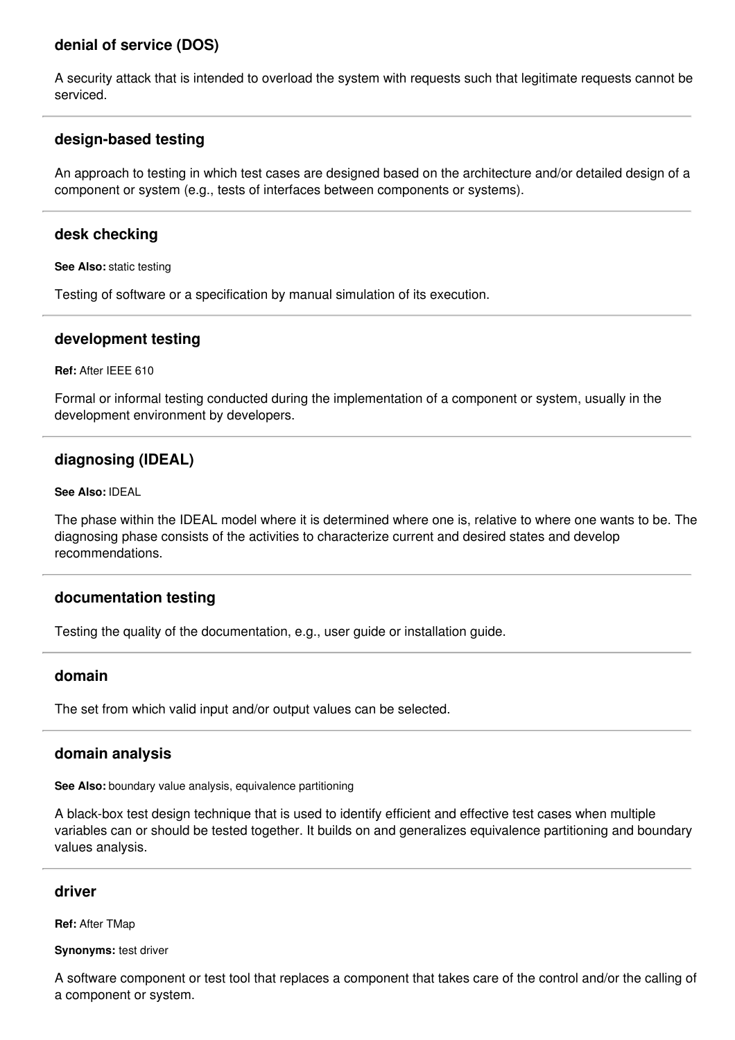### denial of service (DOS)

A security attack that is intended to overload the system with requests such that legitimate requests cannot be serviced.

---

### design-based testing

An approach to testing in which test cases are designed based on the architecture and/or detailed design of a component or system (e.g., tests of interfaces between components or systems).

---

### desk checking

**See Also:** static testing

Testing of software or a specification by manual simulation of its execution.

---

### development testing

**Ref:** After IEEE 610

Formal or informal testing conducted during the implementation of a component or system, usually in the development environment by developers.

---

### diagnosing (IDEAL)

**See Also:** IDEAL

The phase within the IDEAL model where it is determined where one is, relative to where one wants to be. The diagnosing phase consists of the activities to characterize current and desired states and develop recommendations.

---

### documentation testing

Testing the quality of the documentation, e.g., user guide or installation guide.

---

### domain

The set from which valid input and/or output values can be selected.

---

### domain analysis

**See Also:** boundary value analysis, equivalence partitioning

A black-box test design technique that is used to identify efficient and effective test cases when multiple variables can or should be tested together. It builds on and generalizes equivalence partitioning and boundary values analysis.

---

### driver

**Ref:** After TMap

**Synonyms:** test driver

A software component or test tool that replaces a component that takes care of the control and/or the calling of a component or system.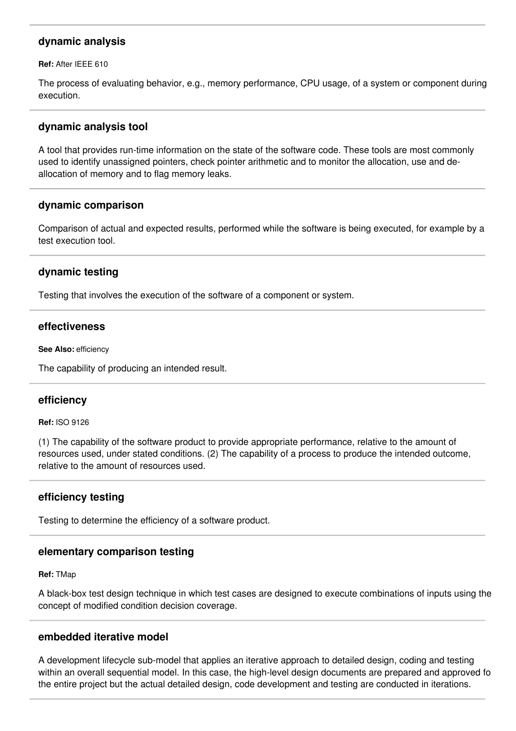### dynamic analysis

**Ref:** After IEEE 610

The process of evaluating behavior, e.g., memory performance, CPU usage, of a system or component during execution.

---

### dynamic analysis tool

A tool that provides run-time information on the state of the software code. These tools are most commonly used to identify unassigned pointers, check pointer arithmetic and to monitor the allocation, use and de-allocation of memory and to flag memory leaks.

---

### dynamic comparison

Comparison of actual and expected results, performed while the software is being executed, for example by a test execution tool.

---

### dynamic testing

Testing that involves the execution of the software of a component or system.

---

### effectiveness

**See Also:** efficiency

The capability of producing an intended result.

---

### efficiency

**Ref:** ISO 9126

(1) The capability of the software product to provide appropriate performance, relative to the amount of resources used, under stated conditions. (2) The capability of a process to produce the intended outcome, relative to the amount of resources used.

---

### efficiency testing

Testing to determine the efficiency of a software product.

---

### elementary comparison testing

**Ref:** TMap

A black-box test design technique in which test cases are designed to execute combinations of inputs using the concept of modified condition decision coverage.

---

### embedded iterative model

A development lifecycle sub-model that applies an iterative approach to detailed design, coding and testing within an overall sequential model. In this case, the high-level design documents are prepared and approved fo the entire project but the actual detailed design, code development and testing are conducted in iterations.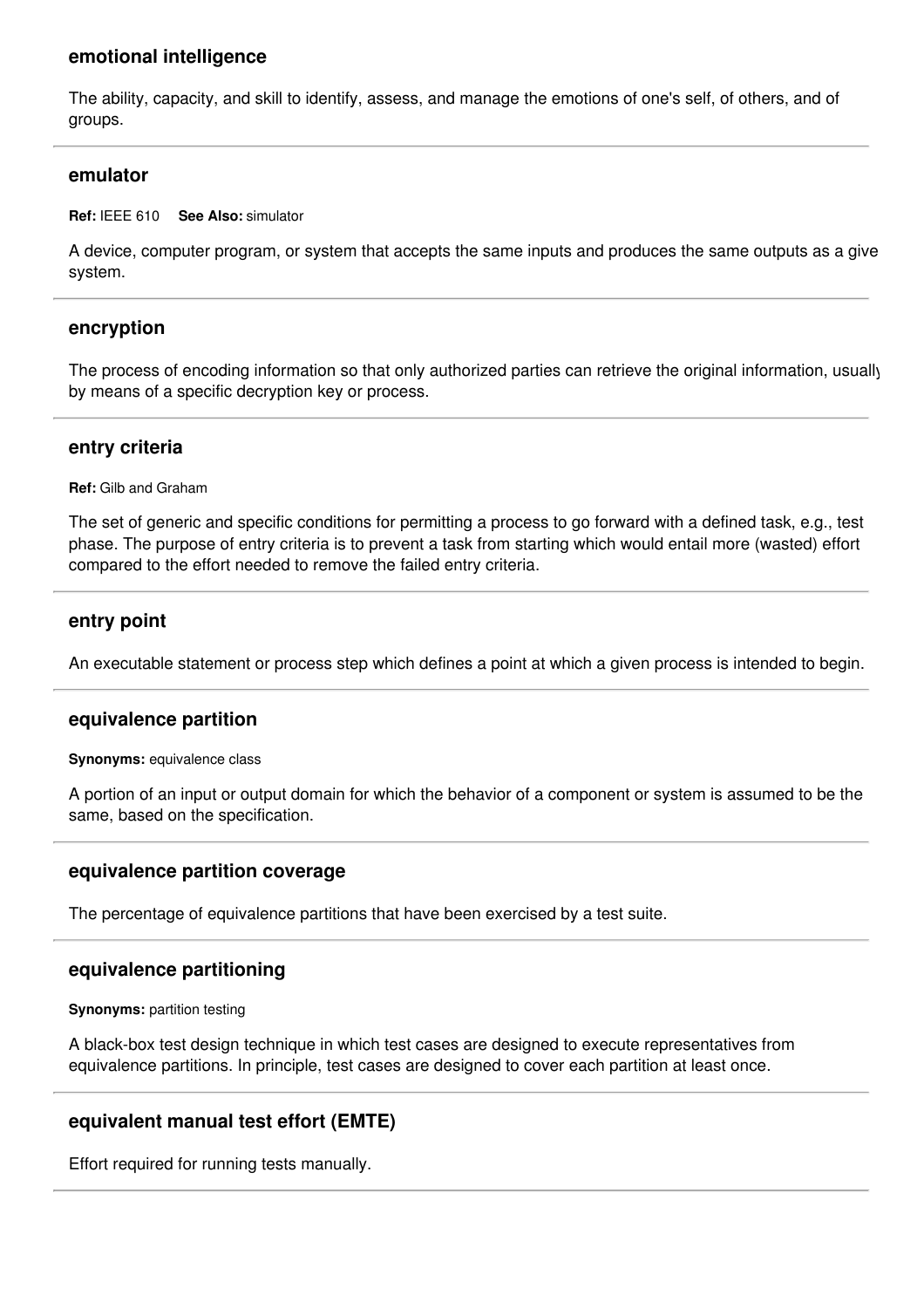### emotional intelligence

The ability, capacity, and skill to identify, assess, and manage the emotions of one's self, of others, and of groups.

---

### emulator

**Ref:** IEEE 610 **See Also:** simulator

A device, computer program, or system that accepts the same inputs and produces the same outputs as a give system.

---

### encryption

The process of encoding information so that only authorized parties can retrieve the original information, usually by means of a specific decryption key or process.

---

### entry criteria

**Ref:** Gilb and Graham

The set of generic and specific conditions for permitting a process to go forward with a defined task, e.g., test phase. The purpose of entry criteria is to prevent a task from starting which would entail more (wasted) effort compared to the effort needed to remove the failed entry criteria.

---

### entry point

An executable statement or process step which defines a point at which a given process is intended to begin.

---

### equivalence partition

**Synonyms:** equivalence class

A portion of an input or output domain for which the behavior of a component or system is assumed to be the same, based on the specification.

---

### equivalence partition coverage

The percentage of equivalence partitions that have been exercised by a test suite.

---

### equivalence partitioning

**Synonyms:** partition testing

A black-box test design technique in which test cases are designed to execute representatives from equivalence partitions. In principle, test cases are designed to cover each partition at least once.

---

### equivalent manual test effort (EMTE)

Effort required for running tests manually.

---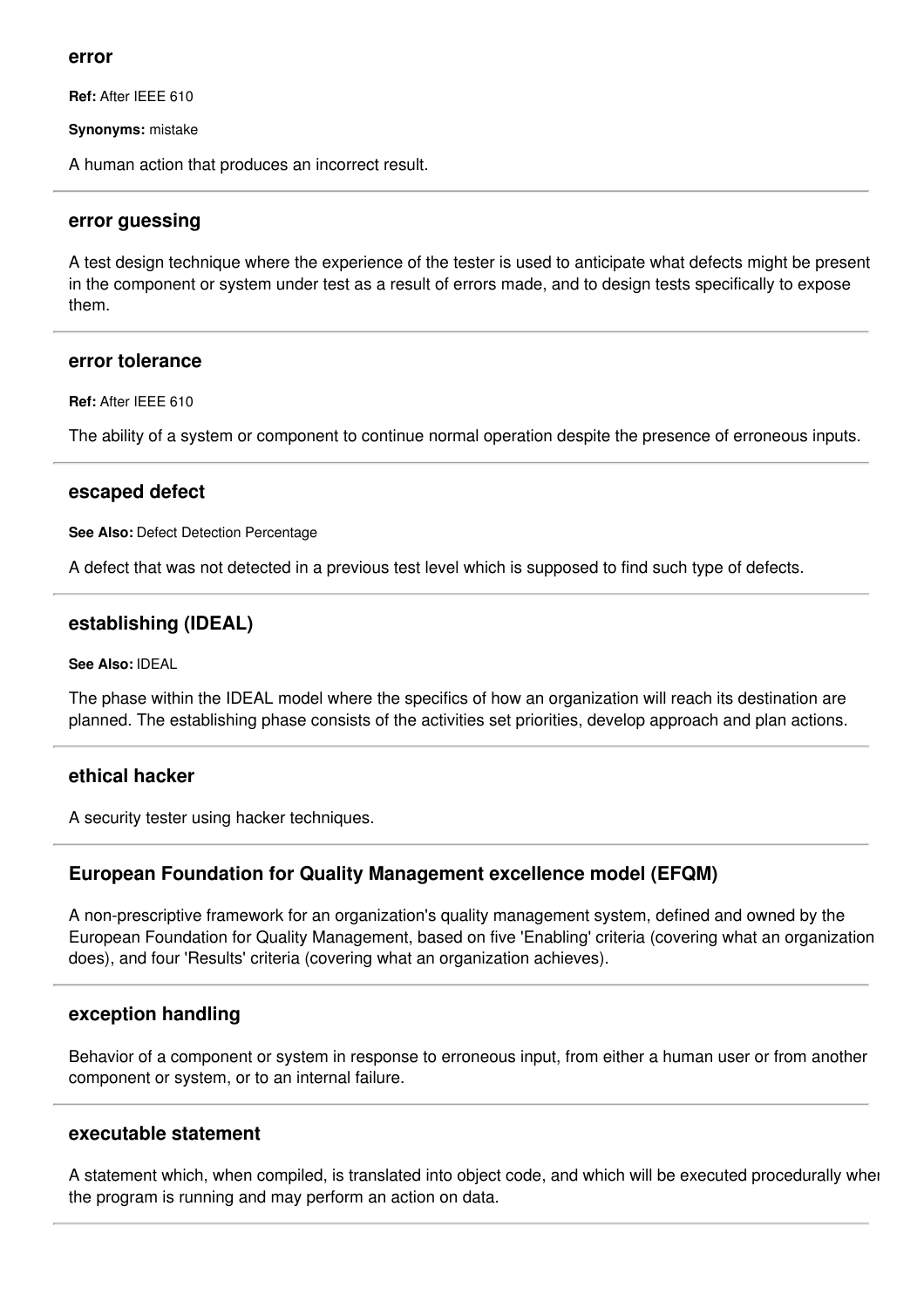### error

**Ref:** After IEEE 610

**Synonyms:** mistake

A human action that produces an incorrect result.

---

### error guessing

A test design technique where the experience of the tester is used to anticipate what defects might be present in the component or system under test as a result of errors made, and to design tests specifically to expose them.

---

### error tolerance

**Ref:** After IEEE 610

The ability of a system or component to continue normal operation despite the presence of erroneous inputs.

---

### escaped defect

**See Also:** Defect Detection Percentage

A defect that was not detected in a previous test level which is supposed to find such type of defects.

---

### establishing (IDEAL)

**See Also:** IDEAL

The phase within the IDEAL model where the specifics of how an organization will reach its destination are planned. The establishing phase consists of the activities set priorities, develop approach and plan actions.

---

### ethical hacker

A security tester using hacker techniques.

---

### European Foundation for Quality Management excellence model (EFQM)

A non-prescriptive framework for an organization's quality management system, defined and owned by the European Foundation for Quality Management, based on five 'Enabling' criteria (covering what an organization does), and four 'Results' criteria (covering what an organization achieves).

---

### exception handling

Behavior of a component or system in response to erroneous input, from either a human user or from another component or system, or to an internal failure.

---

### executable statement

A statement which, when compiled, is translated into object code, and which will be executed procedurally when the program is running and may perform an action on data.

---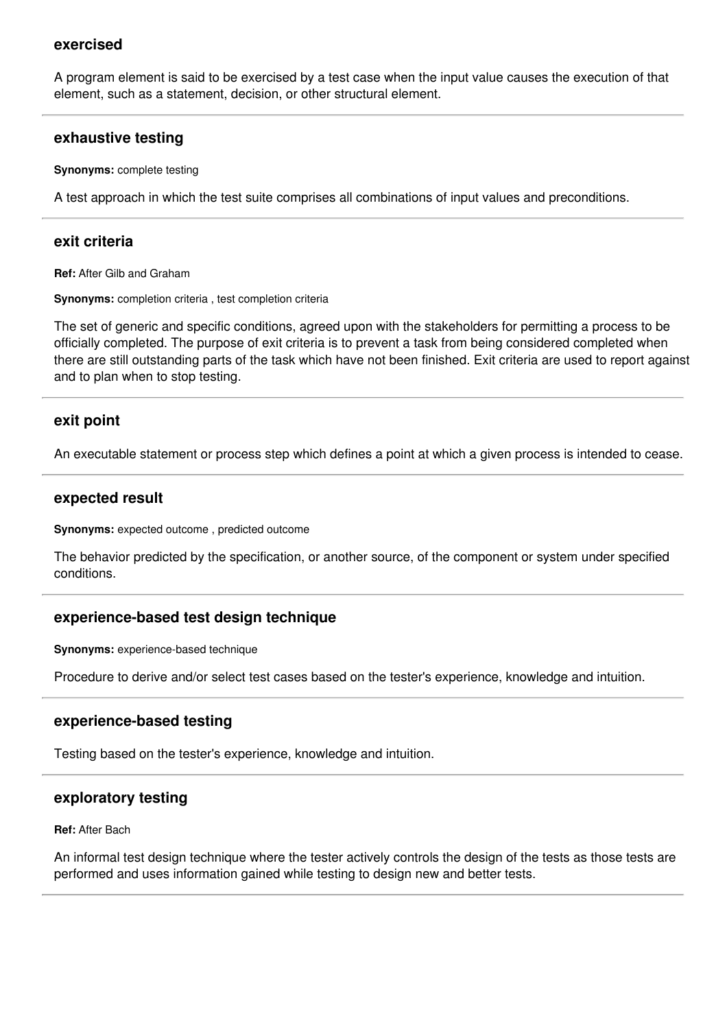### exercised

A program element is said to be exercised by a test case when the input value causes the execution of that element, such as a statement, decision, or other structural element.

---

### exhaustive testing

**Synonyms:** complete testing

A test approach in which the test suite comprises all combinations of input values and preconditions.

---

### exit criteria

**Ref:** After Gilb and Graham

**Synonyms:** completion criteria , test completion criteria

The set of generic and specific conditions, agreed upon with the stakeholders for permitting a process to be officially completed. The purpose of exit criteria is to prevent a task from being considered completed when there are still outstanding parts of the task which have not been finished. Exit criteria are used to report against and to plan when to stop testing.

---

### exit point

An executable statement or process step which defines a point at which a given process is intended to cease.

---

### expected result

**Synonyms:** expected outcome , predicted outcome

The behavior predicted by the specification, or another source, of the component or system under specified conditions.

---

### experience-based test design technique

**Synonyms:** experience-based technique

Procedure to derive and/or select test cases based on the tester's experience, knowledge and intuition.

---

### experience-based testing

Testing based on the tester's experience, knowledge and intuition.

---

### exploratory testing

**Ref:** After Bach

An informal test design technique where the tester actively controls the design of the tests as those tests are performed and uses information gained while testing to design new and better tests.

---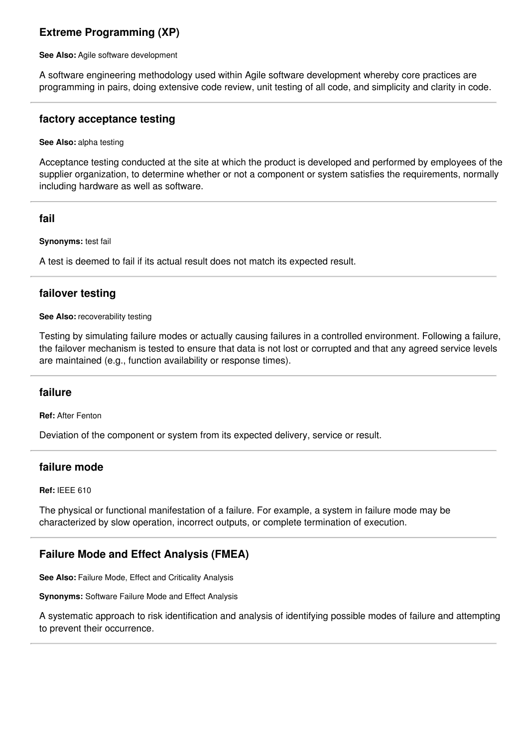### Extreme Programming (XP)

**See Also:** Agile software development

A software engineering methodology used within Agile software development whereby core practices are programming in pairs, doing extensive code review, unit testing of all code, and simplicity and clarity in code.

---

### factory acceptance testing

**See Also:** alpha testing

Acceptance testing conducted at the site at which the product is developed and performed by employees of the supplier organization, to determine whether or not a component or system satisfies the requirements, normally including hardware as well as software.

---

### fail

**Synonyms:** test fail

A test is deemed to fail if its actual result does not match its expected result.

---

### failover testing

**See Also:** recoverability testing

Testing by simulating failure modes or actually causing failures in a controlled environment. Following a failure, the failover mechanism is tested to ensure that data is not lost or corrupted and that any agreed service levels are maintained (e.g., function availability or response times).

---

### failure

**Ref:** After Fenton

Deviation of the component or system from its expected delivery, service or result.

---

### failure mode

**Ref:** IEEE 610

The physical or functional manifestation of a failure. For example, a system in failure mode may be characterized by slow operation, incorrect outputs, or complete termination of execution.

---

### Failure Mode and Effect Analysis (FMEA)

**See Also:** Failure Mode, Effect and Criticality Analysis

**Synonyms:** Software Failure Mode and Effect Analysis

A systematic approach to risk identification and analysis of identifying possible modes of failure and attempting to prevent their occurrence.

---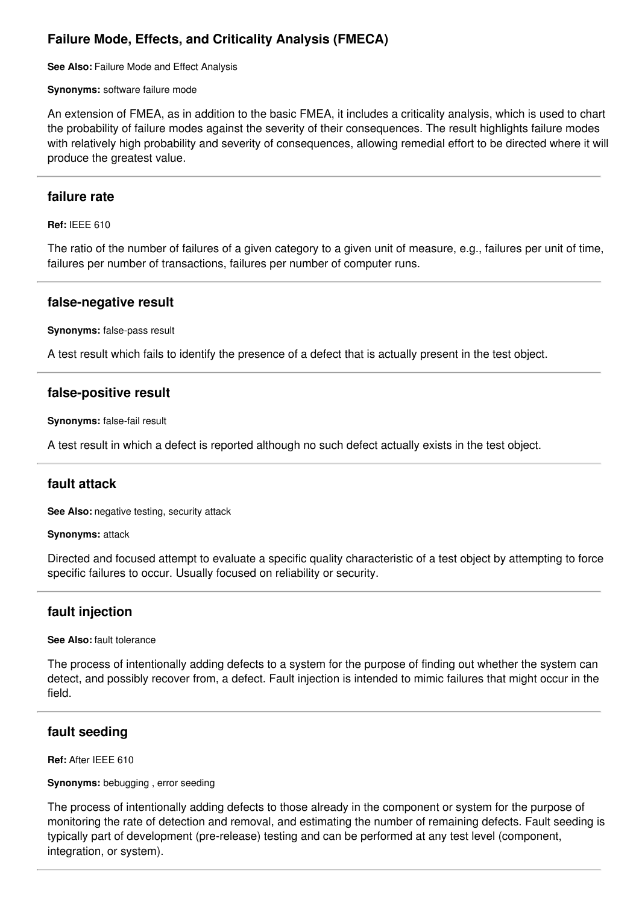### Failure Mode, Effects, and Criticality Analysis (FMECA)

**See Also:** Failure Mode and Effect Analysis

**Synonyms:** software failure mode

An extension of FMEA, as in addition to the basic FMEA, it includes a criticality analysis, which is used to chart the probability of failure modes against the severity of their consequences. The result highlights failure modes with relatively high probability and severity of consequences, allowing remedial effort to be directed where it will produce the greatest value.

---

### failure rate

**Ref:** IEEE 610

The ratio of the number of failures of a given category to a given unit of measure, e.g., failures per unit of time, failures per number of transactions, failures per number of computer runs.

---

### false-negative result

**Synonyms:** false-pass result

A test result which fails to identify the presence of a defect that is actually present in the test object.

---

### false-positive result

**Synonyms:** false-fail result

A test result in which a defect is reported although no such defect actually exists in the test object.

---

### fault attack

**See Also:** negative testing, security attack

**Synonyms:** attack

Directed and focused attempt to evaluate a specific quality characteristic of a test object by attempting to force specific failures to occur. Usually focused on reliability or security.

---

### fault injection

**See Also:** fault tolerance

The process of intentionally adding defects to a system for the purpose of finding out whether the system can detect, and possibly recover from, a defect. Fault injection is intended to mimic failures that might occur in the field.

---

### fault seeding

**Ref:** After IEEE 610

**Synonyms:** bebugging , error seeding

The process of intentionally adding defects to those already in the component or system for the purpose of monitoring the rate of detection and removal, and estimating the number of remaining defects. Fault seeding is typically part of development (pre-release) testing and can be performed at any test level (component, integration, or system).

---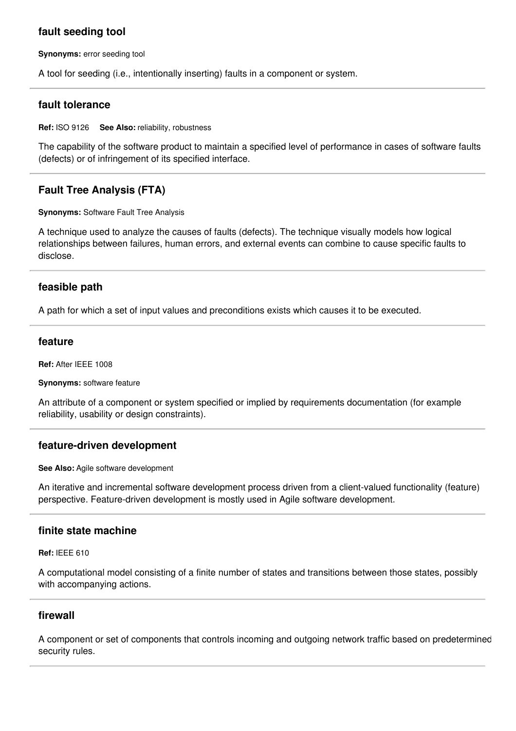### fault seeding tool

**Synonyms:** error seeding tool

A tool for seeding (i.e., intentionally inserting) faults in a component or system.

---

### fault tolerance

**Ref:** ISO 9126 **See Also:** reliability, robustness

The capability of the software product to maintain a specified level of performance in cases of software faults (defects) or of infringement of its specified interface.

---

### Fault Tree Analysis (FTA)

**Synonyms:** Software Fault Tree Analysis

A technique used to analyze the causes of faults (defects). The technique visually models how logical relationships between failures, human errors, and external events can combine to cause specific faults to disclose.

---

### feasible path

A path for which a set of input values and preconditions exists which causes it to be executed.

---

### feature

**Ref:** After IEEE 1008

**Synonyms:** software feature

An attribute of a component or system specified or implied by requirements documentation (for example reliability, usability or design constraints).

---

### feature-driven development

**See Also:** Agile software development

An iterative and incremental software development process driven from a client-valued functionality (feature) perspective. Feature-driven development is mostly used in Agile software development.

---

### finite state machine

**Ref:** IEEE 610

A computational model consisting of a finite number of states and transitions between those states, possibly with accompanying actions.

---

### firewall

A component or set of components that controls incoming and outgoing network traffic based on predetermined security rules.

---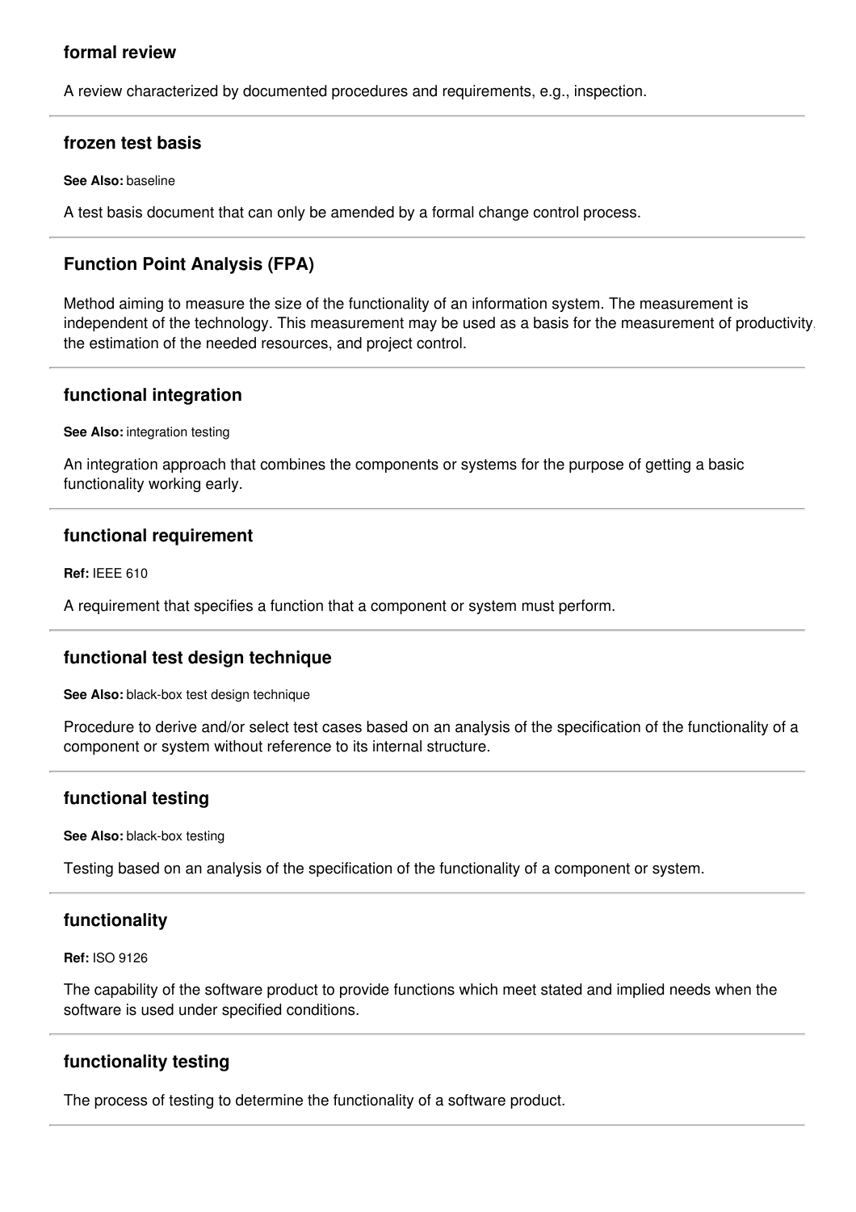### formal review

A review characterized by documented procedures and requirements, e.g., inspection.

---

### frozen test basis

**See Also:** baseline

A test basis document that can only be amended by a formal change control process.

---

### Function Point Analysis (FPA)

Method aiming to measure the size of the functionality of an information system. The measurement is independent of the technology. This measurement may be used as a basis for the measurement of productivity, the estimation of the needed resources, and project control.

---

### functional integration

**See Also:** integration testing

An integration approach that combines the components or systems for the purpose of getting a basic functionality working early.

---

### functional requirement

**Ref:** IEEE 610

A requirement that specifies a function that a component or system must perform.

---

### functional test design technique

**See Also:** black-box test design technique

Procedure to derive and/or select test cases based on an analysis of the specification of the functionality of a component or system without reference to its internal structure.

---

### functional testing

**See Also:** black-box testing

Testing based on an analysis of the specification of the functionality of a component or system.

---

### functionality

**Ref:** ISO 9126

The capability of the software product to provide functions which meet stated and implied needs when the software is used under specified conditions.

---

### functionality testing

The process of testing to determine the functionality of a software product.

---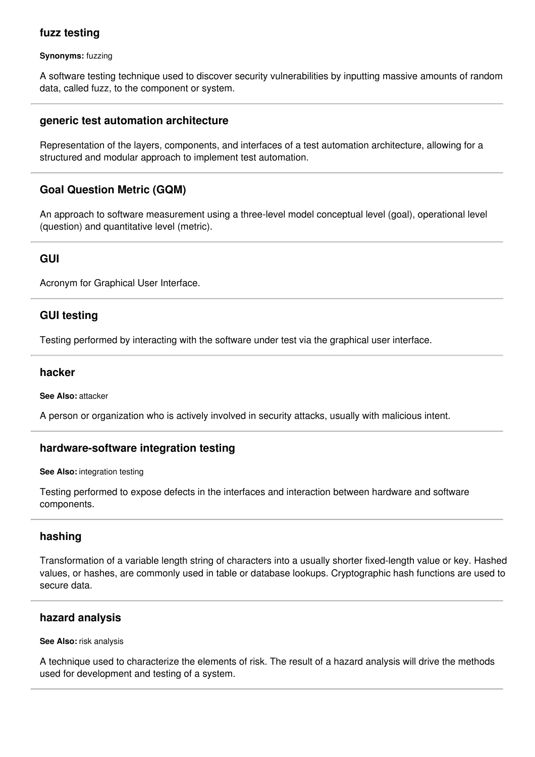### fuzz testing

**Synonyms:** fuzzing

A software testing technique used to discover security vulnerabilities by inputting massive amounts of random data, called fuzz, to the component or system.

---

### generic test automation architecture

Representation of the layers, components, and interfaces of a test automation architecture, allowing for a structured and modular approach to implement test automation.

---

### Goal Question Metric (GQM)

An approach to software measurement using a three-level model conceptual level (goal), operational level (question) and quantitative level (metric).

---

### GUI

Acronym for Graphical User Interface.

---

### GUI testing

Testing performed by interacting with the software under test via the graphical user interface.

---

### hacker

**See Also:** attacker

A person or organization who is actively involved in security attacks, usually with malicious intent.

---

### hardware-software integration testing

**See Also:** integration testing

Testing performed to expose defects in the interfaces and interaction between hardware and software components.

---

### hashing

Transformation of a variable length string of characters into a usually shorter fixed-length value or key. Hashed values, or hashes, are commonly used in table or database lookups. Cryptographic hash functions are used to secure data.

---

### hazard analysis

**See Also:** risk analysis

A technique used to characterize the elements of risk. The result of a hazard analysis will drive the methods used for development and testing of a system.

---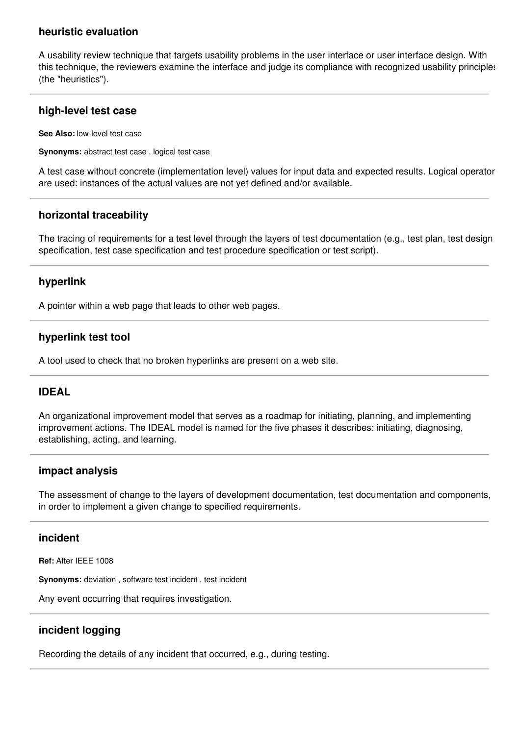### heuristic evaluation

A usability review technique that targets usability problems in the user interface or user interface design. With this technique, the reviewers examine the interface and judge its compliance with recognized usability principles (the "heuristics").

---

### high-level test case

**See Also:** low-level test case

**Synonyms:** abstract test case , logical test case

A test case without concrete (implementation level) values for input data and expected results. Logical operators are used: instances of the actual values are not yet defined and/or available.

---

### horizontal traceability

The tracing of requirements for a test level through the layers of test documentation (e.g., test plan, test design specification, test case specification and test procedure specification or test script).

---

### hyperlink

A pointer within a web page that leads to other web pages.

---

### hyperlink test tool

A tool used to check that no broken hyperlinks are present on a web site.

---

### IDEAL

An organizational improvement model that serves as a roadmap for initiating, planning, and implementing improvement actions. The IDEAL model is named for the five phases it describes: initiating, diagnosing, establishing, acting, and learning.

---

### impact analysis

The assessment of change to the layers of development documentation, test documentation and components, in order to implement a given change to specified requirements.

---

### incident

**Ref:** After IEEE 1008

**Synonyms:** deviation , software test incident , test incident

Any event occurring that requires investigation.

---

### incident logging

Recording the details of any incident that occurred, e.g., during testing.

---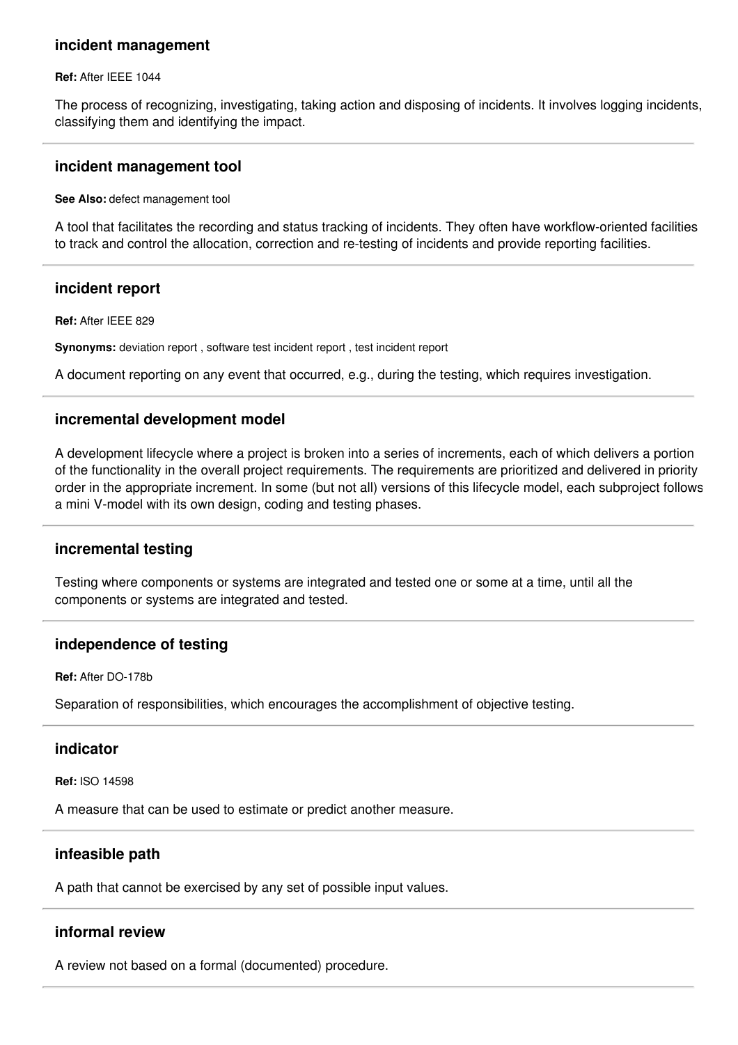### incident management

**Ref:** After IEEE 1044

The process of recognizing, investigating, taking action and disposing of incidents. It involves logging incidents, classifying them and identifying the impact.

---

### incident management tool

**See Also:** defect management tool

A tool that facilitates the recording and status tracking of incidents. They often have workflow-oriented facilities to track and control the allocation, correction and re-testing of incidents and provide reporting facilities.

---

### incident report

**Ref:** After IEEE 829

**Synonyms:** deviation report , software test incident report , test incident report

A document reporting on any event that occurred, e.g., during the testing, which requires investigation.

---

### incremental development model

A development lifecycle where a project is broken into a series of increments, each of which delivers a portion of the functionality in the overall project requirements. The requirements are prioritized and delivered in priority order in the appropriate increment. In some (but not all) versions of this lifecycle model, each subproject follows a mini V-model with its own design, coding and testing phases.

---

### incremental testing

Testing where components or systems are integrated and tested one or some at a time, until all the components or systems are integrated and tested.

---

### independence of testing

**Ref:** After DO-178b

Separation of responsibilities, which encourages the accomplishment of objective testing.

---

### indicator

**Ref:** ISO 14598

A measure that can be used to estimate or predict another measure.

---

### infeasible path

A path that cannot be exercised by any set of possible input values.

---

### informal review

A review not based on a formal (documented) procedure.

---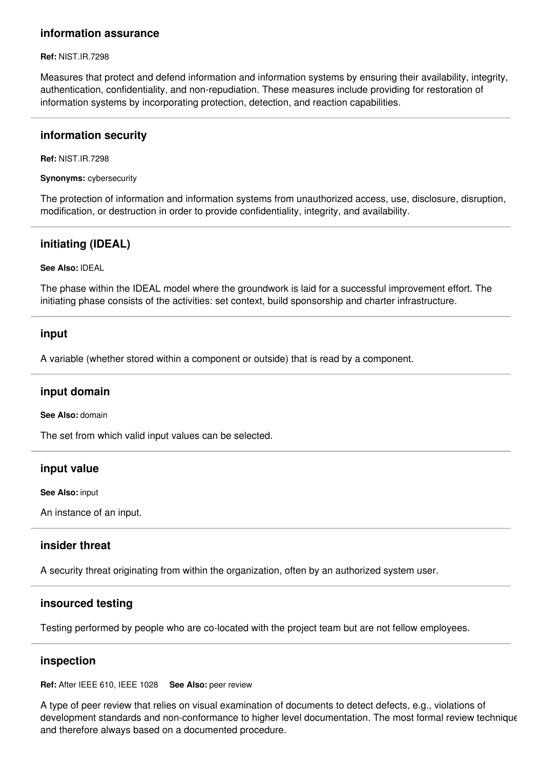### information assurance

**Ref:** NIST.IR.7298

Measures that protect and defend information and information systems by ensuring their availability, integrity, authentication, confidentiality, and non-repudiation. These measures include providing for restoration of information systems by incorporating protection, detection, and reaction capabilities.

---

### information security

**Ref:** NIST.IR.7298

**Synonyms:** cybersecurity

The protection of information and information systems from unauthorized access, use, disclosure, disruption, modification, or destruction in order to provide confidentiality, integrity, and availability.

---

### initiating (IDEAL)

**See Also:** IDEAL

The phase within the IDEAL model where the groundwork is laid for a successful improvement effort. The initiating phase consists of the activities: set context, build sponsorship and charter infrastructure.

---

### input

A variable (whether stored within a component or outside) that is read by a component.

---

### input domain

**See Also:** domain

The set from which valid input values can be selected.

---

### input value

**See Also:** input

An instance of an input.

---

### insider threat

A security threat originating from within the organization, often by an authorized system user.

---

### insourced testing

Testing performed by people who are co-located with the project team but are not fellow employees.

---

### inspection

**Ref:** After IEEE 610, IEEE 1028 **See Also:** peer review

A type of peer review that relies on visual examination of documents to detect defects, e.g., violations of development standards and non-conformance to higher level documentation. The most formal review technique and therefore always based on a documented procedure.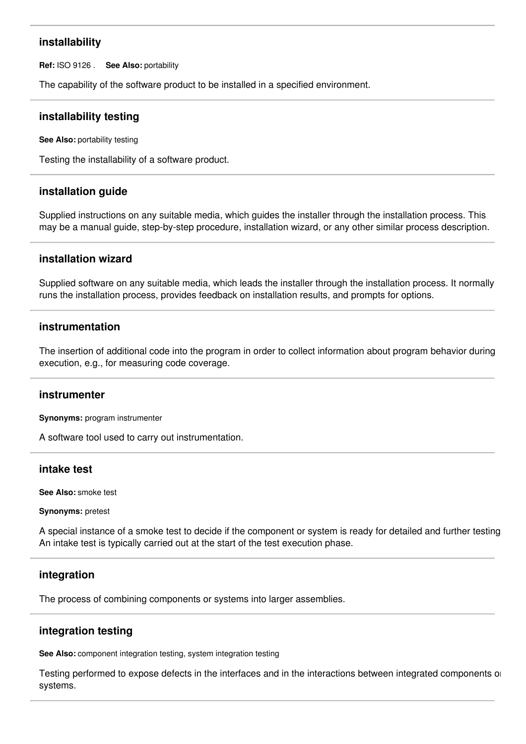---

### installability

**Ref:** ISO 9126 . **See Also:** portability

The capability of the software product to be installed in a specified environment.

---

### installability testing

**See Also:** portability testing

Testing the installability of a software product.

---

### installation guide

Supplied instructions on any suitable media, which guides the installer through the installation process. This may be a manual guide, step-by-step procedure, installation wizard, or any other similar process description.

---

### installation wizard

Supplied software on any suitable media, which leads the installer through the installation process. It normally runs the installation process, provides feedback on installation results, and prompts for options.

---

### instrumentation

The insertion of additional code into the program in order to collect information about program behavior during execution, e.g., for measuring code coverage.

---

### instrumenter

**Synonyms:** program instrumenter

A software tool used to carry out instrumentation.

---

### intake test

**See Also:** smoke test

**Synonyms:** pretest

A special instance of a smoke test to decide if the component or system is ready for detailed and further testing An intake test is typically carried out at the start of the test execution phase.

---

### integration

The process of combining components or systems into larger assemblies.

---

### integration testing

**See Also:** component integration testing, system integration testing

Testing performed to expose defects in the interfaces and in the interactions between integrated components or systems.

---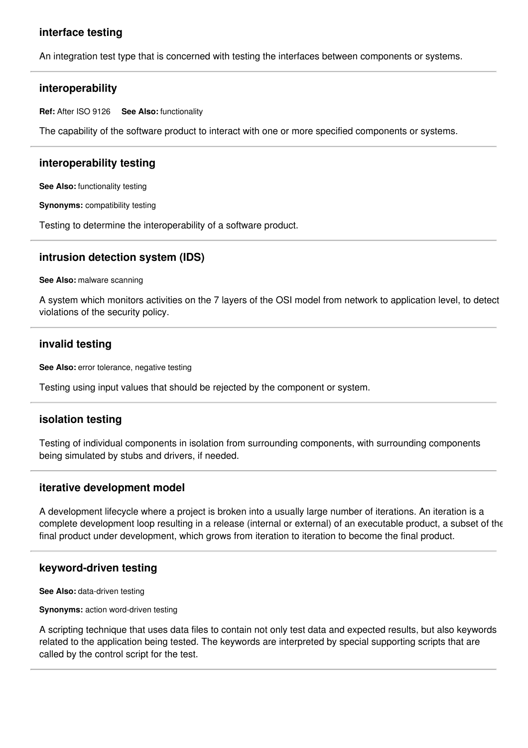### interface testing

An integration test type that is concerned with testing the interfaces between components or systems.

---

### interoperability

**Ref:** After ISO 9126 **See Also:** functionality

The capability of the software product to interact with one or more specified components or systems.

---

### interoperability testing

**See Also:** functionality testing

**Synonyms:** compatibility testing

Testing to determine the interoperability of a software product.

---

### intrusion detection system (IDS)

**See Also:** malware scanning

A system which monitors activities on the 7 layers of the OSI model from network to application level, to detect violations of the security policy.

---

### invalid testing

**See Also:** error tolerance, negative testing

Testing using input values that should be rejected by the component or system.

---

### isolation testing

Testing of individual components in isolation from surrounding components, with surrounding components being simulated by stubs and drivers, if needed.

---

### iterative development model

A development lifecycle where a project is broken into a usually large number of iterations. An iteration is a complete development loop resulting in a release (internal or external) of an executable product, a subset of the final product under development, which grows from iteration to iteration to become the final product.

---

### keyword-driven testing

**See Also:** data-driven testing

**Synonyms:** action word-driven testing

A scripting technique that uses data files to contain not only test data and expected results, but also keywords related to the application being tested. The keywords are interpreted by special supporting scripts that are called by the control script for the test.

---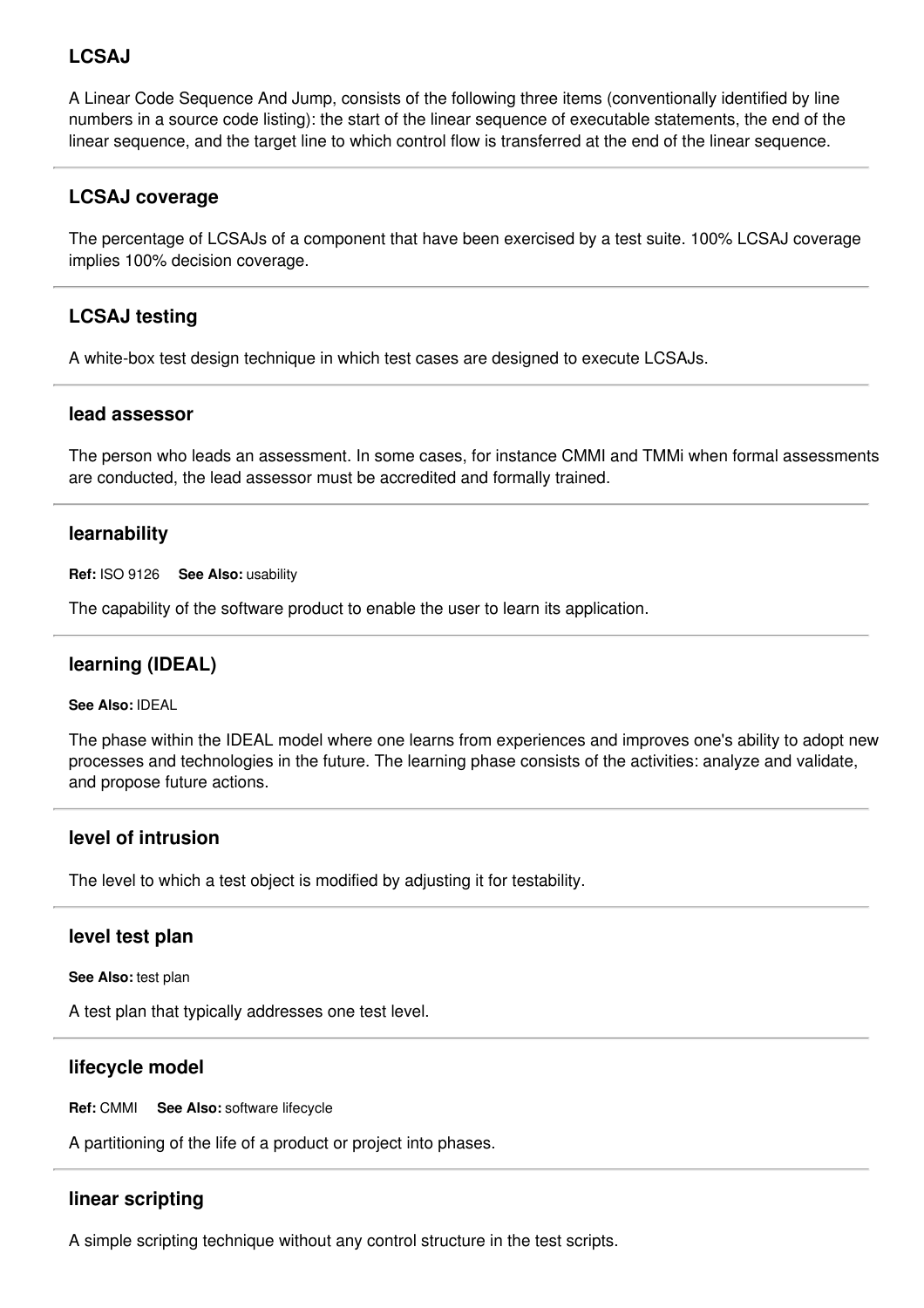### LCSAJ

A Linear Code Sequence And Jump, consists of the following three items (conventionally identified by line numbers in a source code listing): the start of the linear sequence of executable statements, the end of the linear sequence, and the target line to which control flow is transferred at the end of the linear sequence.

---

### LCSAJ coverage

The percentage of LCSAJs of a component that have been exercised by a test suite. 100% LCSAJ coverage implies 100% decision coverage.

---

### LCSAJ testing

A white-box test design technique in which test cases are designed to execute LCSAJs.

---

### lead assessor

The person who leads an assessment. In some cases, for instance CMMI and TMMi when formal assessments are conducted, the lead assessor must be accredited and formally trained.

---

### learnability

**Ref:** ISO 9126 **See Also:** usability

The capability of the software product to enable the user to learn its application.

---

### learning (IDEAL)

**See Also:** IDEAL

The phase within the IDEAL model where one learns from experiences and improves one's ability to adopt new processes and technologies in the future. The learning phase consists of the activities: analyze and validate, and propose future actions.

---

### level of intrusion

The level to which a test object is modified by adjusting it for testability.

---

### level test plan

**See Also:** test plan

A test plan that typically addresses one test level.

---

### lifecycle model

**Ref:** CMMI **See Also:** software lifecycle

A partitioning of the life of a product or project into phases.

---

### linear scripting

A simple scripting technique without any control structure in the test scripts.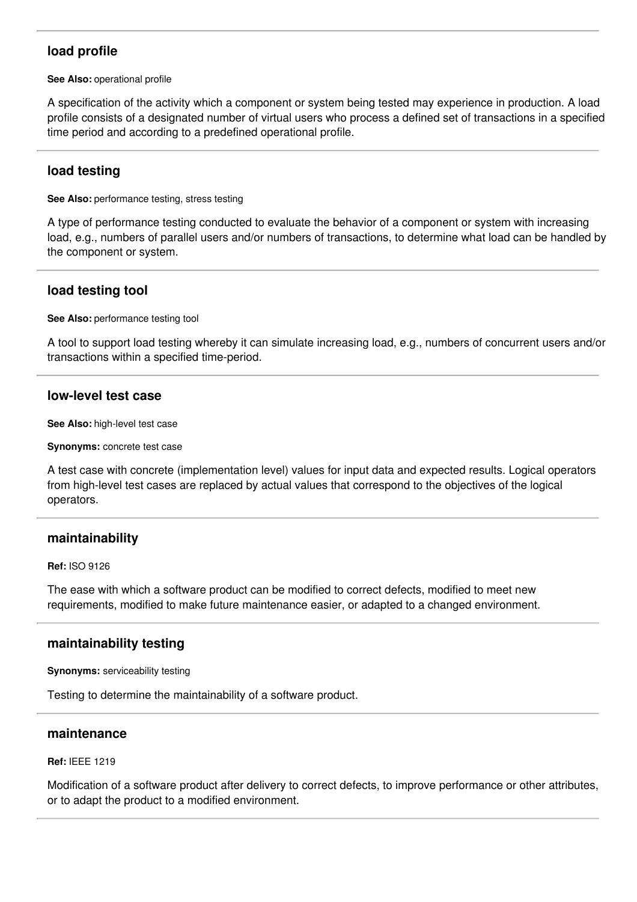## load profile

**See Also:** operational profile

A specification of the activity which a component or system being tested may experience in production. A load profile consists of a designated number of virtual users who process a defined set of transactions in a specified time period and according to a predefined operational profile.

---

## load testing

**See Also:** performance testing, stress testing

A type of performance testing conducted to evaluate the behavior of a component or system with increasing load, e.g., numbers of parallel users and/or numbers of transactions, to determine what load can be handled by the component or system.

---

## load testing tool

**See Also:** performance testing tool

A tool to support load testing whereby it can simulate increasing load, e.g., numbers of concurrent users and/or transactions within a specified time-period.

---

## low-level test case

**See Also:** high-level test case

**Synonyms:** concrete test case

A test case with concrete (implementation level) values for input data and expected results. Logical operators from high-level test cases are replaced by actual values that correspond to the objectives of the logical operators.

---

## maintainability

**Ref:** ISO 9126

The ease with which a software product can be modified to correct defects, modified to meet new requirements, modified to make future maintenance easier, or adapted to a changed environment.

---

## maintainability testing

**Synonyms:** serviceability testing

Testing to determine the maintainability of a software product.

---

## maintenance

**Ref:** IEEE 1219

Modification of a software product after delivery to correct defects, to improve performance or other attributes, or to adapt the product to a modified environment.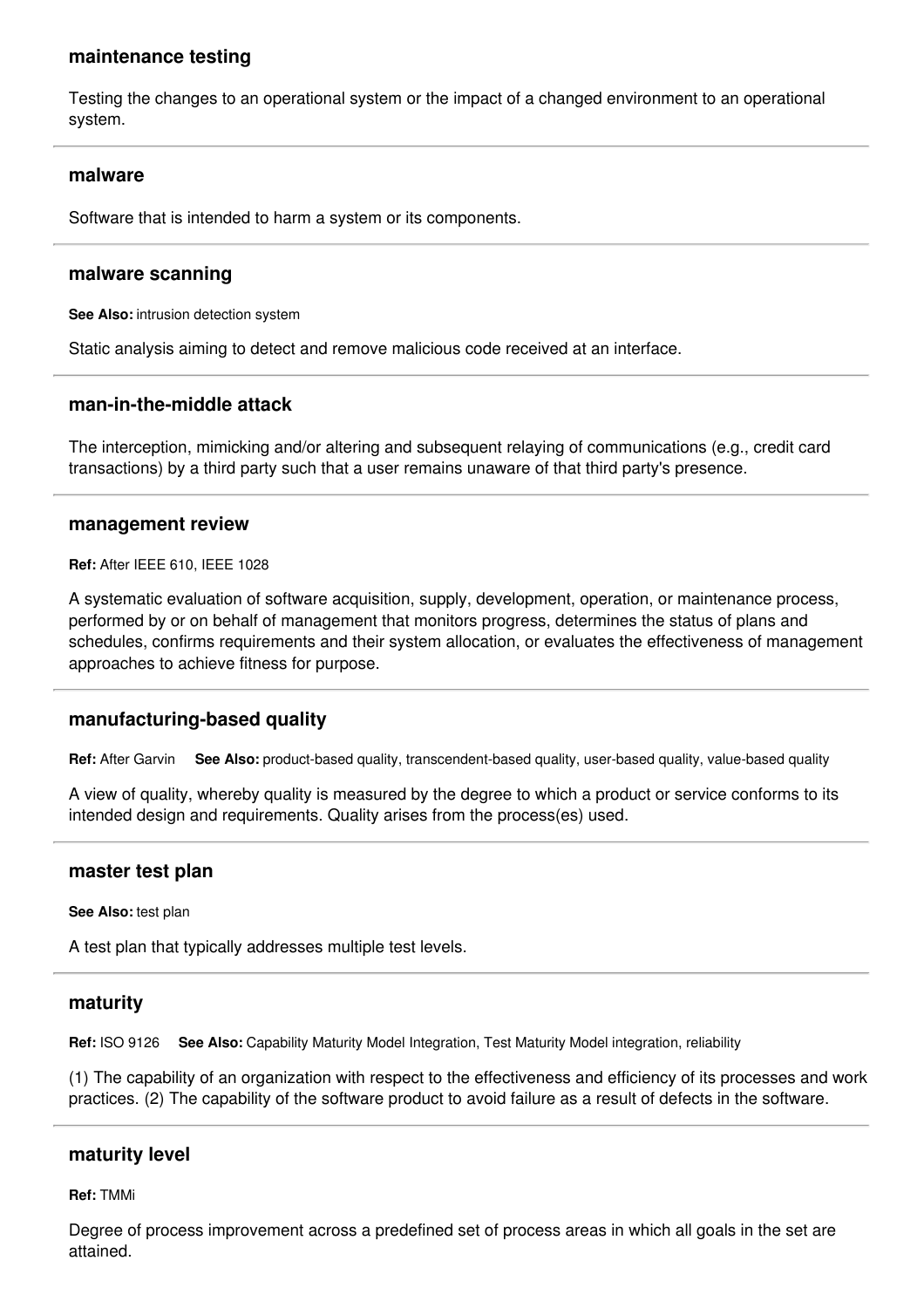### maintenance testing

Testing the changes to an operational system or the impact of a changed environment to an operational system.

---

### malware

Software that is intended to harm a system or its components.

---

### malware scanning

**See Also:** intrusion detection system

Static analysis aiming to detect and remove malicious code received at an interface.

---

### man-in-the-middle attack

The interception, mimicking and/or altering and subsequent relaying of communications (e.g., credit card transactions) by a third party such that a user remains unaware of that third party's presence.

---

### management review

**Ref:** After IEEE 610, IEEE 1028

A systematic evaluation of software acquisition, supply, development, operation, or maintenance process, performed by or on behalf of management that monitors progress, determines the status of plans and schedules, confirms requirements and their system allocation, or evaluates the effectiveness of management approaches to achieve fitness for purpose.

---

### manufacturing-based quality

**Ref:** After Garvin **See Also:** product-based quality, transcendent-based quality, user-based quality, value-based quality

A view of quality, whereby quality is measured by the degree to which a product or service conforms to its intended design and requirements. Quality arises from the process(es) used.

---

### master test plan

**See Also:** test plan

A test plan that typically addresses multiple test levels.

---

### maturity

**Ref:** ISO 9126 **See Also:** Capability Maturity Model Integration, Test Maturity Model integration, reliability

(1) The capability of an organization with respect to the effectiveness and efficiency of its processes and work practices. (2) The capability of the software product to avoid failure as a result of defects in the software.

---

### maturity level

**Ref:** TMMi

Degree of process improvement across a predefined set of process areas in which all goals in the set are attained.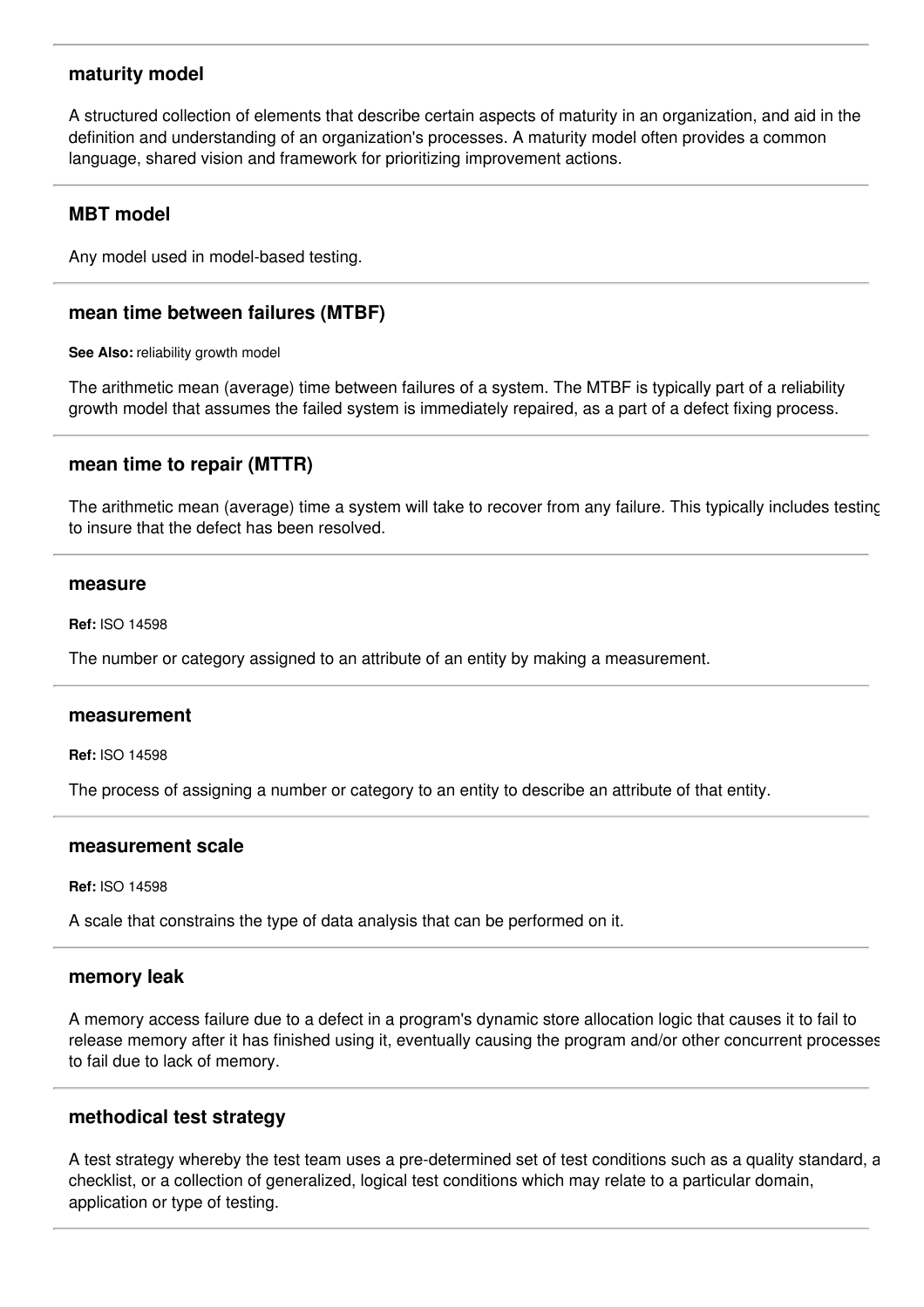### maturity model

A structured collection of elements that describe certain aspects of maturity in an organization, and aid in the definition and understanding of an organization's processes. A maturity model often provides a common language, shared vision and framework for prioritizing improvement actions.

---

### MBT model

Any model used in model-based testing.

---

### mean time between failures (MTBF)

**See Also:** reliability growth model

The arithmetic mean (average) time between failures of a system. The MTBF is typically part of a reliability growth model that assumes the failed system is immediately repaired, as a part of a defect fixing process.

---

### mean time to repair (MTTR)

The arithmetic mean (average) time a system will take to recover from any failure. This typically includes testing to insure that the defect has been resolved.

---

### measure

**Ref:** ISO 14598

The number or category assigned to an attribute of an entity by making a measurement.

---

### measurement

**Ref:** ISO 14598

The process of assigning a number or category to an entity to describe an attribute of that entity.

---

### measurement scale

**Ref:** ISO 14598

A scale that constrains the type of data analysis that can be performed on it.

---

### memory leak

A memory access failure due to a defect in a program's dynamic store allocation logic that causes it to fail to release memory after it has finished using it, eventually causing the program and/or other concurrent processes to fail due to lack of memory.

---

### methodical test strategy

A test strategy whereby the test team uses a pre-determined set of test conditions such as a quality standard, a checklist, or a collection of generalized, logical test conditions which may relate to a particular domain, application or type of testing.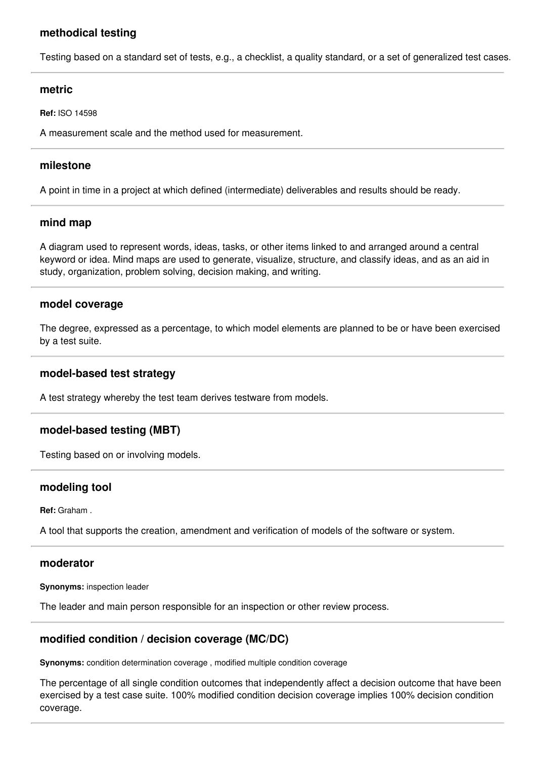### methodical testing

Testing based on a standard set of tests, e.g., a checklist, a quality standard, or a set of generalized test cases.

---

### metric

**Ref:** ISO 14598

A measurement scale and the method used for measurement.

---

### milestone

A point in time in a project at which defined (intermediate) deliverables and results should be ready.

---

### mind map

A diagram used to represent words, ideas, tasks, or other items linked to and arranged around a central keyword or idea. Mind maps are used to generate, visualize, structure, and classify ideas, and as an aid in study, organization, problem solving, decision making, and writing.

---

### model coverage

The degree, expressed as a percentage, to which model elements are planned to be or have been exercised by a test suite.

---

### model-based test strategy

A test strategy whereby the test team derives testware from models.

---

### model-based testing (MBT)

Testing based on or involving models.

---

### modeling tool

**Ref:** Graham .

A tool that supports the creation, amendment and verification of models of the software or system.

---

### moderator

**Synonyms:** inspection leader

The leader and main person responsible for an inspection or other review process.

---

### modified condition / decision coverage (MC/DC)

**Synonyms:** condition determination coverage , modified multiple condition coverage

The percentage of all single condition outcomes that independently affect a decision outcome that have been exercised by a test case suite. 100% modified condition decision coverage implies 100% decision condition coverage.

---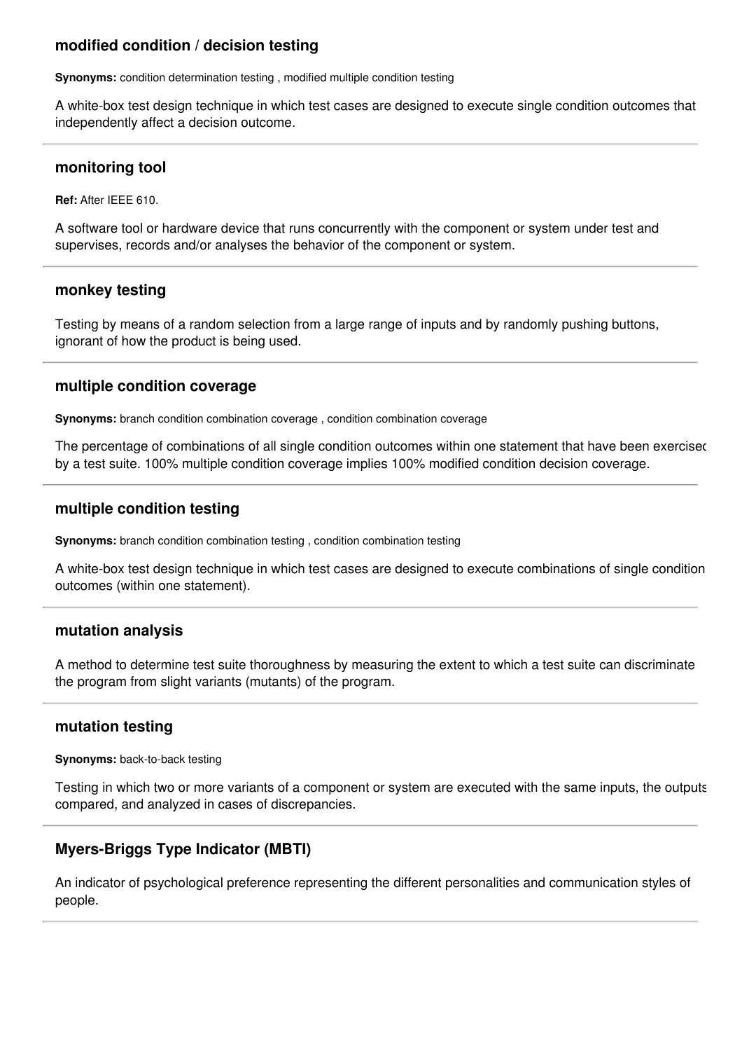### modified condition / decision testing

**Synonyms:** condition determination testing , modified multiple condition testing

A white-box test design technique in which test cases are designed to execute single condition outcomes that independently affect a decision outcome.

---

### monitoring tool

**Ref:** After IEEE 610.

A software tool or hardware device that runs concurrently with the component or system under test and supervises, records and/or analyses the behavior of the component or system.

---

### monkey testing

Testing by means of a random selection from a large range of inputs and by randomly pushing buttons, ignorant of how the product is being used.

---

### multiple condition coverage

**Synonyms:** branch condition combination coverage , condition combination coverage

The percentage of combinations of all single condition outcomes within one statement that have been exercised by a test suite. 100% multiple condition coverage implies 100% modified condition decision coverage.

---

### multiple condition testing

**Synonyms:** branch condition combination testing , condition combination testing

A white-box test design technique in which test cases are designed to execute combinations of single condition outcomes (within one statement).

---

### mutation analysis

A method to determine test suite thoroughness by measuring the extent to which a test suite can discriminate the program from slight variants (mutants) of the program.

---

### mutation testing

**Synonyms:** back-to-back testing

Testing in which two or more variants of a component or system are executed with the same inputs, the outputs compared, and analyzed in cases of discrepancies.

---

### Myers-Briggs Type Indicator (MBTI)

An indicator of psychological preference representing the different personalities and communication styles of people.

---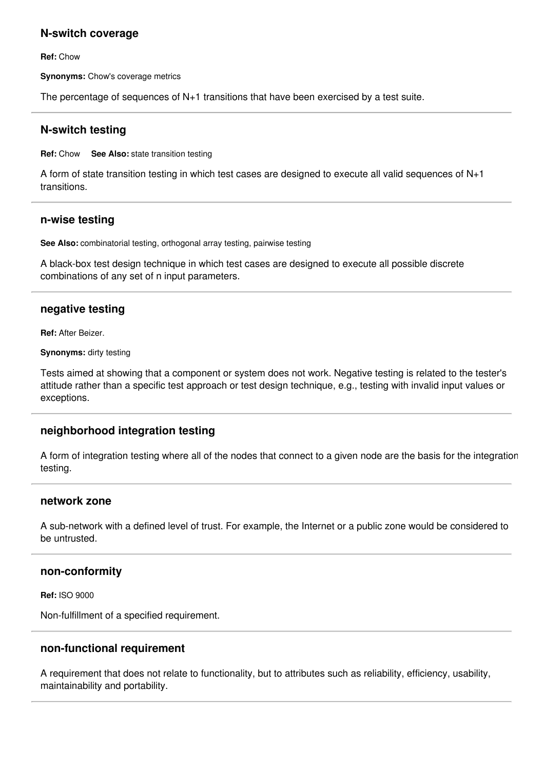### N-switch coverage

**Ref:** Chow

**Synonyms:** Chow's coverage metrics

The percentage of sequences of N+1 transitions that have been exercised by a test suite.

---

### N-switch testing

**Ref:** Chow **See Also:** state transition testing

A form of state transition testing in which test cases are designed to execute all valid sequences of N+1 transitions.

---

### n-wise testing

**See Also:** combinatorial testing, orthogonal array testing, pairwise testing

A black-box test design technique in which test cases are designed to execute all possible discrete combinations of any set of n input parameters.

---

### negative testing

**Ref:** After Beizer.

**Synonyms:** dirty testing

Tests aimed at showing that a component or system does not work. Negative testing is related to the tester's attitude rather than a specific test approach or test design technique, e.g., testing with invalid input values or exceptions.

---

### neighborhood integration testing

A form of integration testing where all of the nodes that connect to a given node are the basis for the integration testing.

---

### network zone

A sub-network with a defined level of trust. For example, the Internet or a public zone would be considered to be untrusted.

---

### non-conformity

**Ref:** ISO 9000

Non-fulfillment of a specified requirement.

---

### non-functional requirement

A requirement that does not relate to functionality, but to attributes such as reliability, efficiency, usability, maintainability and portability.

---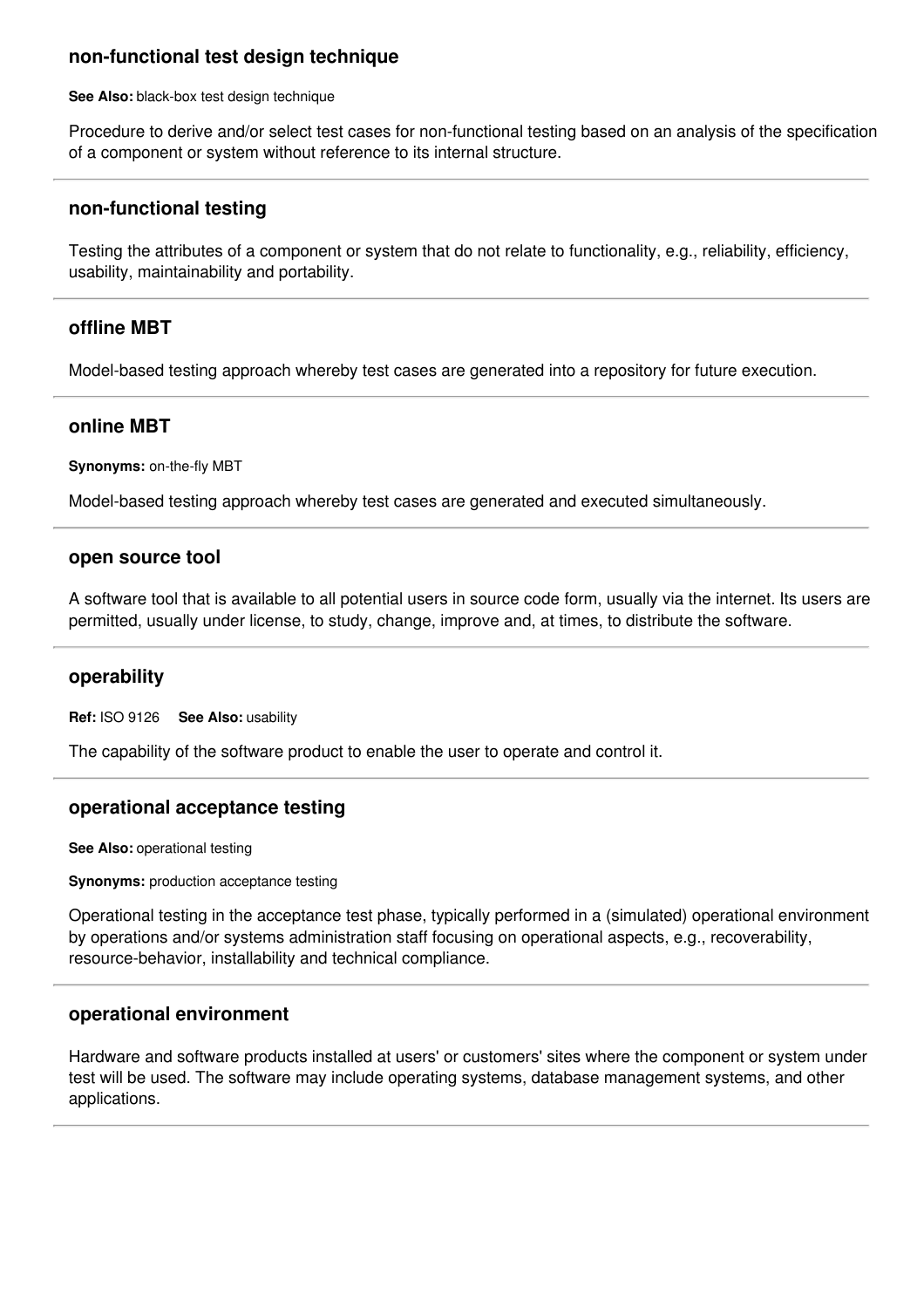### non-functional test design technique

**See Also:** black-box test design technique

Procedure to derive and/or select test cases for non-functional testing based on an analysis of the specification of a component or system without reference to its internal structure.

---

### non-functional testing

Testing the attributes of a component or system that do not relate to functionality, e.g., reliability, efficiency, usability, maintainability and portability.

---

### offline MBT

Model-based testing approach whereby test cases are generated into a repository for future execution.

---

### online MBT

**Synonyms:** on-the-fly MBT

Model-based testing approach whereby test cases are generated and executed simultaneously.

---

### open source tool

A software tool that is available to all potential users in source code form, usually via the internet. Its users are permitted, usually under license, to study, change, improve and, at times, to distribute the software.

---

### operability

**Ref:** ISO 9126 **See Also:** usability

The capability of the software product to enable the user to operate and control it.

---

### operational acceptance testing

**See Also:** operational testing

**Synonyms:** production acceptance testing

Operational testing in the acceptance test phase, typically performed in a (simulated) operational environment by operations and/or systems administration staff focusing on operational aspects, e.g., recoverability, resource-behavior, installability and technical compliance.

---

### operational environment

Hardware and software products installed at users' or customers' sites where the component or system under test will be used. The software may include operating systems, database management systems, and other applications.

---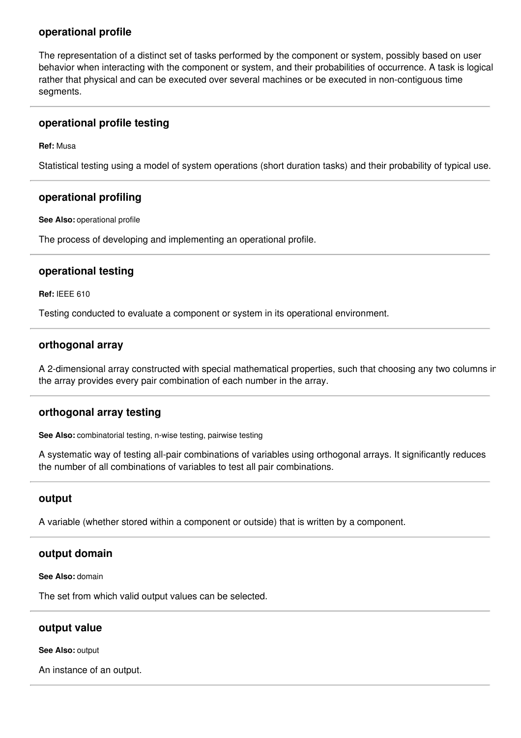### operational profile

The representation of a distinct set of tasks performed by the component or system, possibly based on user behavior when interacting with the component or system, and their probabilities of occurrence. A task is logical rather that physical and can be executed over several machines or be executed in non-contiguous time segments.

---

### operational profile testing

**Ref:** Musa

Statistical testing using a model of system operations (short duration tasks) and their probability of typical use.

---

### operational profiling

**See Also:** operational profile

The process of developing and implementing an operational profile.

---

### operational testing

**Ref:** IEEE 610

Testing conducted to evaluate a component or system in its operational environment.

---

### orthogonal array

A 2-dimensional array constructed with special mathematical properties, such that choosing any two columns in the array provides every pair combination of each number in the array.

---

### orthogonal array testing

**See Also:** combinatorial testing, n-wise testing, pairwise testing

A systematic way of testing all-pair combinations of variables using orthogonal arrays. It significantly reduces the number of all combinations of variables to test all pair combinations.

---

### output

A variable (whether stored within a component or outside) that is written by a component.

---

### output domain

**See Also:** domain

The set from which valid output values can be selected.

---

### output value

**See Also:** output

An instance of an output.

---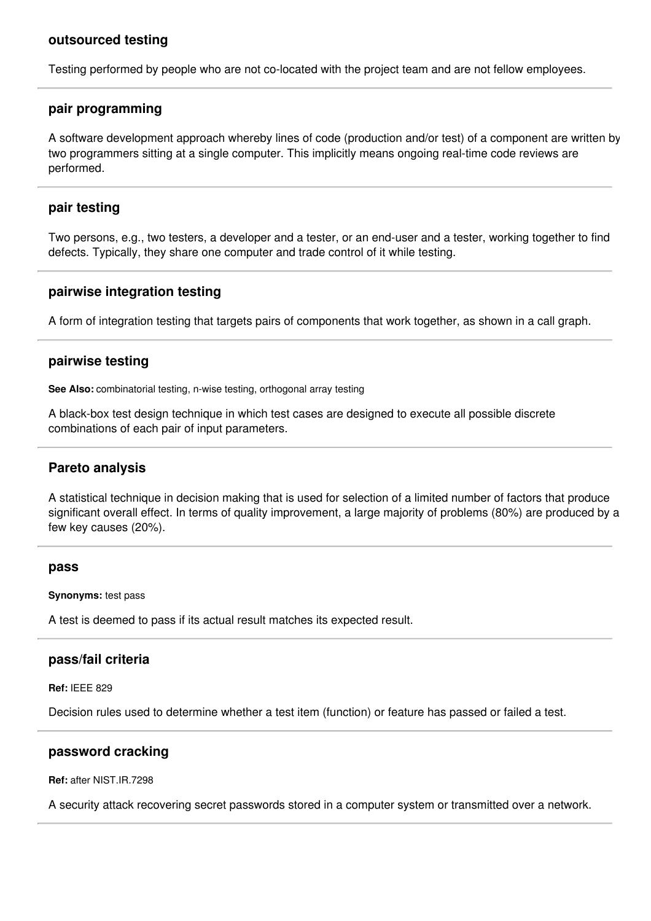### outsourced testing

Testing performed by people who are not co-located with the project team and are not fellow employees.

---

### pair programming

A software development approach whereby lines of code (production and/or test) of a component are written by two programmers sitting at a single computer. This implicitly means ongoing real-time code reviews are performed.

---

### pair testing

Two persons, e.g., two testers, a developer and a tester, or an end-user and a tester, working together to find defects. Typically, they share one computer and trade control of it while testing.

---

### pairwise integration testing

A form of integration testing that targets pairs of components that work together, as shown in a call graph.

---

### pairwise testing

**See Also:** combinatorial testing, n-wise testing, orthogonal array testing

A black-box test design technique in which test cases are designed to execute all possible discrete combinations of each pair of input parameters.

---

### Pareto analysis

A statistical technique in decision making that is used for selection of a limited number of factors that produce significant overall effect. In terms of quality improvement, a large majority of problems (80%) are produced by a few key causes (20%).

---

### pass

**Synonyms:** test pass

A test is deemed to pass if its actual result matches its expected result.

---

### pass/fail criteria

**Ref:** IEEE 829

Decision rules used to determine whether a test item (function) or feature has passed or failed a test.

---

### password cracking

**Ref:** after NIST.IR.7298

A security attack recovering secret passwords stored in a computer system or transmitted over a network.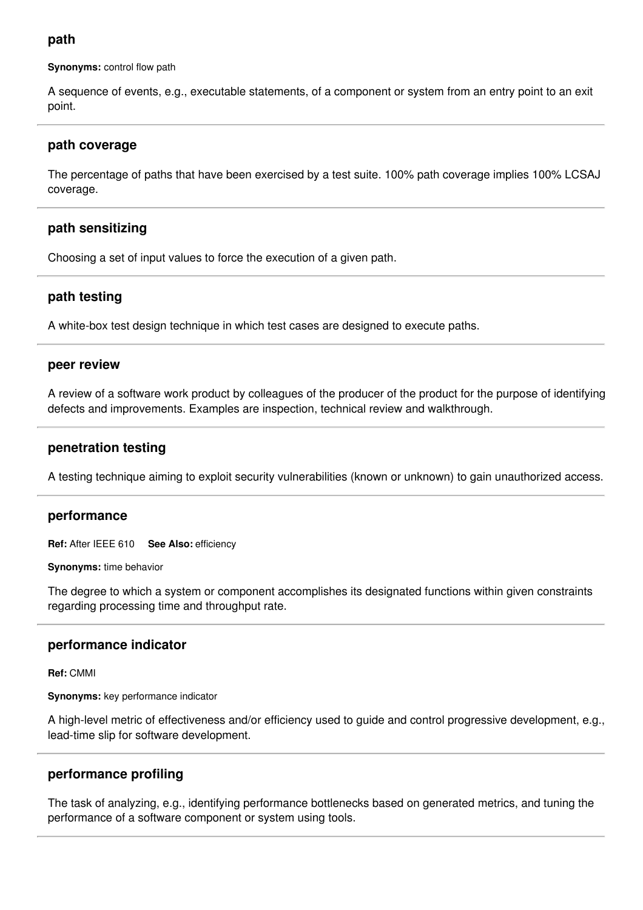### path

**Synonyms:** control flow path

A sequence of events, e.g., executable statements, of a component or system from an entry point to an exit point.

---

### path coverage

The percentage of paths that have been exercised by a test suite. 100% path coverage implies 100% LCSAJ coverage.

---

### path sensitizing

Choosing a set of input values to force the execution of a given path.

---

### path testing

A white-box test design technique in which test cases are designed to execute paths.

---

### peer review

A review of a software work product by colleagues of the producer of the product for the purpose of identifying defects and improvements. Examples are inspection, technical review and walkthrough.

---

### penetration testing

A testing technique aiming to exploit security vulnerabilities (known or unknown) to gain unauthorized access.

---

### performance

**Ref:** After IEEE 610 **See Also:** efficiency

**Synonyms:** time behavior

The degree to which a system or component accomplishes its designated functions within given constraints regarding processing time and throughput rate.

---

### performance indicator

**Ref:** CMMI

**Synonyms:** key performance indicator

A high-level metric of effectiveness and/or efficiency used to guide and control progressive development, e.g., lead-time slip for software development.

---

### performance profiling

The task of analyzing, e.g., identifying performance bottlenecks based on generated metrics, and tuning the performance of a software component or system using tools.

---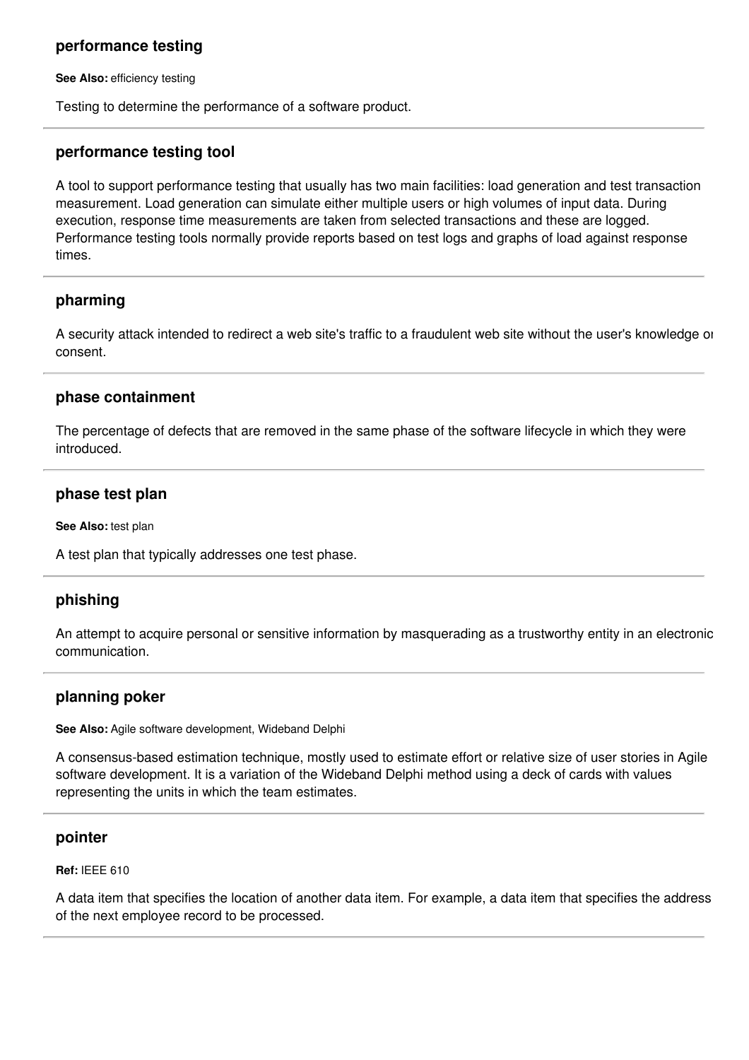### performance testing

**See Also:** efficiency testing

Testing to determine the performance of a software product.

---

### performance testing tool

A tool to support performance testing that usually has two main facilities: load generation and test transaction measurement. Load generation can simulate either multiple users or high volumes of input data. During execution, response time measurements are taken from selected transactions and these are logged. Performance testing tools normally provide reports based on test logs and graphs of load against response times.

---

### pharming

A security attack intended to redirect a web site's traffic to a fraudulent web site without the user's knowledge or consent.

---

### phase containment

The percentage of defects that are removed in the same phase of the software lifecycle in which they were introduced.

---

### phase test plan

**See Also:** test plan

A test plan that typically addresses one test phase.

---

### phishing

An attempt to acquire personal or sensitive information by masquerading as a trustworthy entity in an electronic communication.

---

### planning poker

**See Also:** Agile software development, Wideband Delphi

A consensus-based estimation technique, mostly used to estimate effort or relative size of user stories in Agile software development. It is a variation of the Wideband Delphi method using a deck of cards with values representing the units in which the team estimates.

---

### pointer

**Ref:** IEEE 610

A data item that specifies the location of another data item. For example, a data item that specifies the address of the next employee record to be processed.

---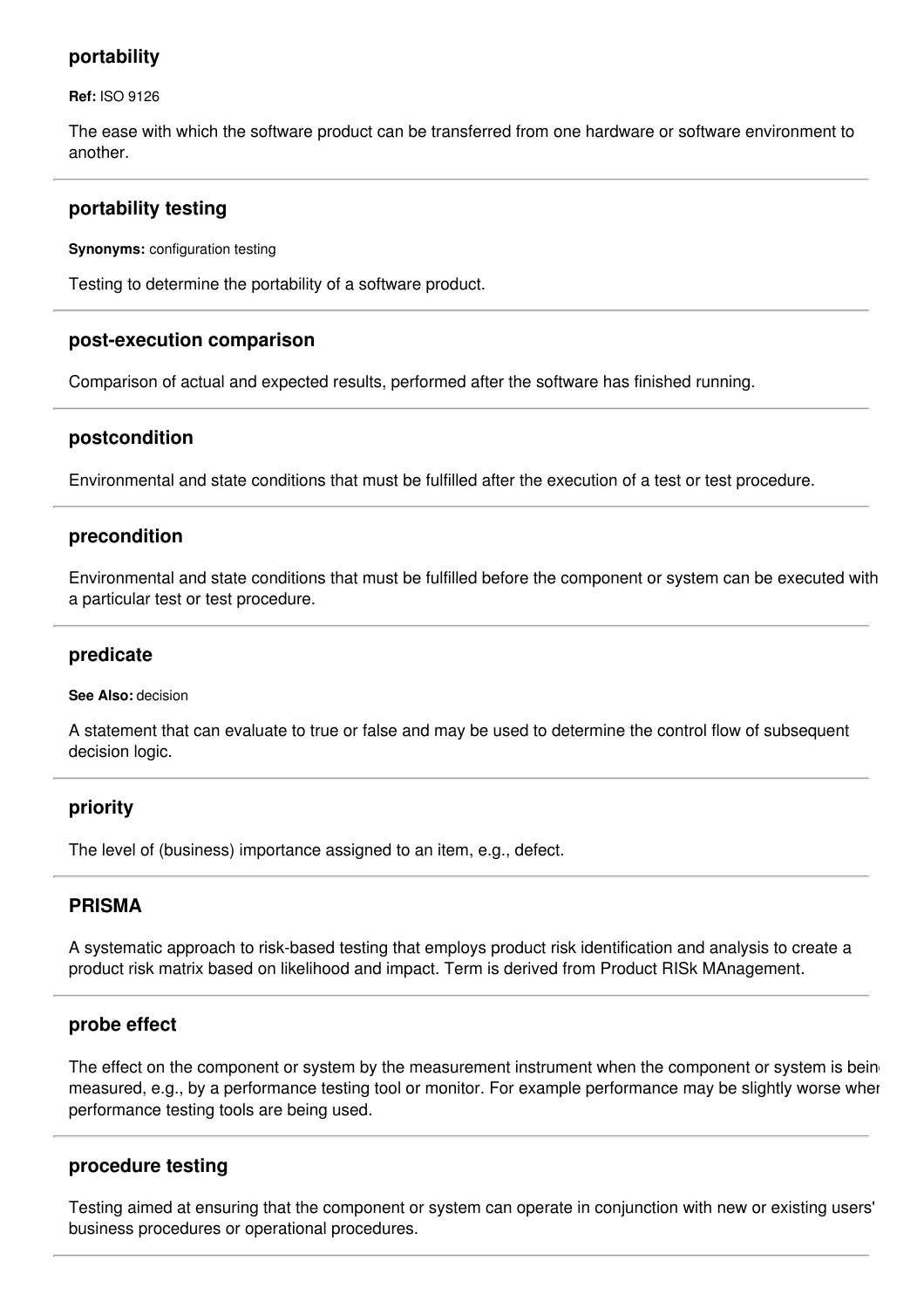### portability

**Ref:** ISO 9126

The ease with which the software product can be transferred from one hardware or software environment to another.

---

### portability testing

**Synonyms:** configuration testing

Testing to determine the portability of a software product.

---

### post-execution comparison

Comparison of actual and expected results, performed after the software has finished running.

---

### postcondition

Environmental and state conditions that must be fulfilled after the execution of a test or test procedure.

---

### precondition

Environmental and state conditions that must be fulfilled before the component or system can be executed with a particular test or test procedure.

---

### predicate

**See Also:** decision

A statement that can evaluate to true or false and may be used to determine the control flow of subsequent decision logic.

---

### priority

The level of (business) importance assigned to an item, e.g., defect.

---

### PRISMA

A systematic approach to risk-based testing that employs product risk identification and analysis to create a product risk matrix based on likelihood and impact. Term is derived from Product RISk MAnagement.

---

### probe effect

The effect on the component or system by the measurement instrument when the component or system is being measured, e.g., by a performance testing tool or monitor. For example performance may be slightly worse when performance testing tools are being used.

---

### procedure testing

Testing aimed at ensuring that the component or system can operate in conjunction with new or existing users' business procedures or operational procedures.

---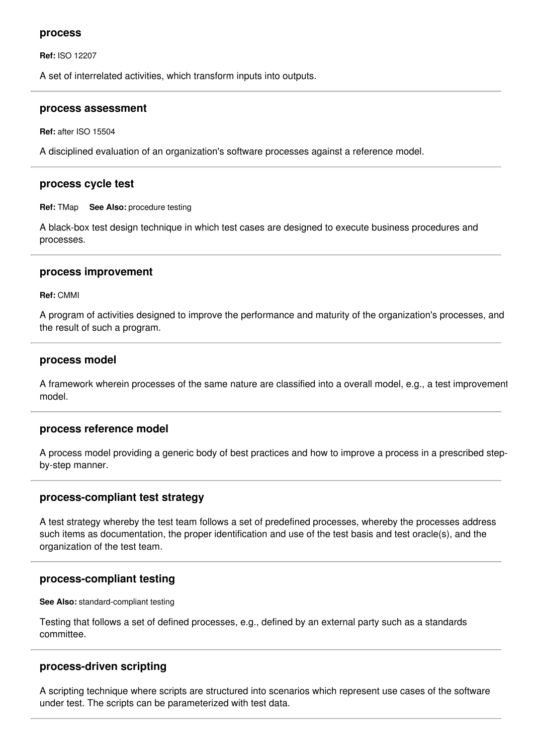### process

**Ref:** ISO 12207

A set of interrelated activities, which transform inputs into outputs.

---

### process assessment

**Ref:** after ISO 15504

A disciplined evaluation of an organization's software processes against a reference model.

---

### process cycle test

**Ref:** TMap **See Also:** procedure testing

A black-box test design technique in which test cases are designed to execute business procedures and processes.

---

### process improvement

**Ref:** CMMI

A program of activities designed to improve the performance and maturity of the organization's processes, and the result of such a program.

---

### process model

A framework wherein processes of the same nature are classified into a overall model, e.g., a test improvement model.

---

### process reference model

A process model providing a generic body of best practices and how to improve a process in a prescribed step-by-step manner.

---

### process-compliant test strategy

A test strategy whereby the test team follows a set of predefined processes, whereby the processes address such items as documentation, the proper identification and use of the test basis and test oracle(s), and the organization of the test team.

---

### process-compliant testing

**See Also:** standard-compliant testing

Testing that follows a set of defined processes, e.g., defined by an external party such as a standards committee.

---

### process-driven scripting

A scripting technique where scripts are structured into scenarios which represent use cases of the software under test. The scripts can be parameterized with test data.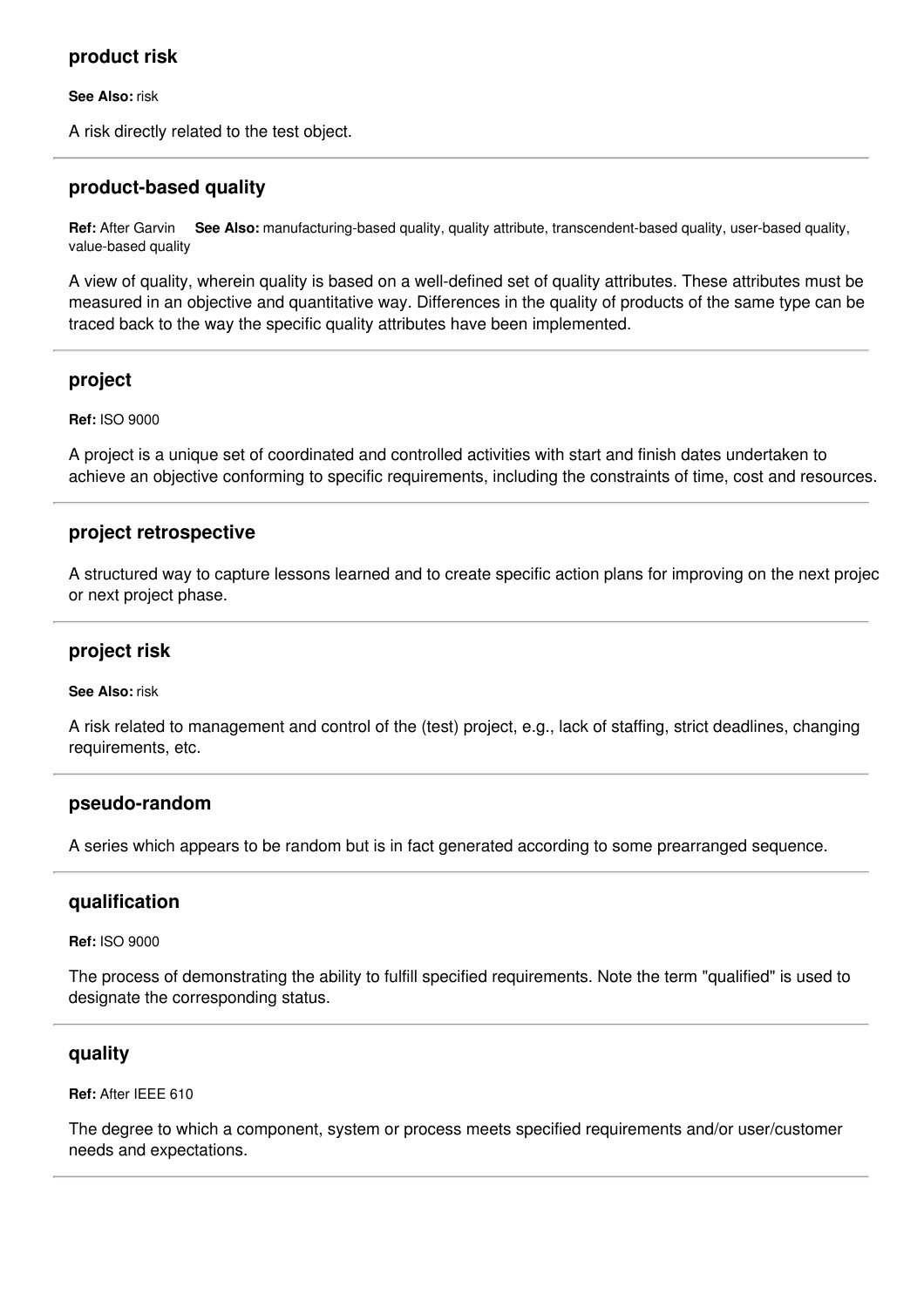### product risk

**See Also:** risk

A risk directly related to the test object.

---

### product-based quality

**Ref:** After Garvin **See Also:** manufacturing-based quality, quality attribute, transcendent-based quality, user-based quality, value-based quality

A view of quality, wherein quality is based on a well-defined set of quality attributes. These attributes must be measured in an objective and quantitative way. Differences in the quality of products of the same type can be traced back to the way the specific quality attributes have been implemented.

---

### project

**Ref:** ISO 9000

A project is a unique set of coordinated and controlled activities with start and finish dates undertaken to achieve an objective conforming to specific requirements, including the constraints of time, cost and resources.

---

### project retrospective

A structured way to capture lessons learned and to create specific action plans for improving on the next projec or next project phase.

---

### project risk

**See Also:** risk

A risk related to management and control of the (test) project, e.g., lack of staffing, strict deadlines, changing requirements, etc.

---

### pseudo-random

A series which appears to be random but is in fact generated according to some prearranged sequence.

---

### qualification

**Ref:** ISO 9000

The process of demonstrating the ability to fulfill specified requirements. Note the term "qualified" is used to designate the corresponding status.

---

### quality

**Ref:** After IEEE 610

The degree to which a component, system or process meets specified requirements and/or user/customer needs and expectations.

---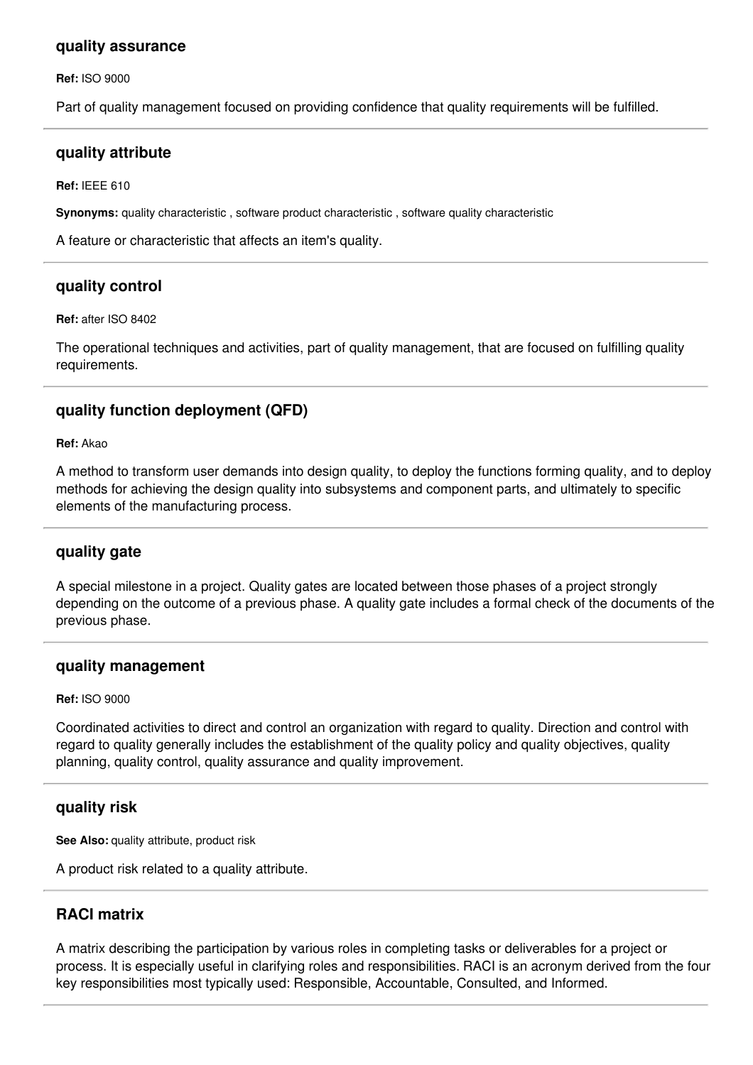### quality assurance

**Ref:** ISO 9000

Part of quality management focused on providing confidence that quality requirements will be fulfilled.

---

### quality attribute

**Ref:** IEEE 610

**Synonyms:** quality characteristic , software product characteristic , software quality characteristic

A feature or characteristic that affects an item's quality.

---

### quality control

**Ref:** after ISO 8402

The operational techniques and activities, part of quality management, that are focused on fulfilling quality requirements.

---

### quality function deployment (QFD)

**Ref:** Akao

A method to transform user demands into design quality, to deploy the functions forming quality, and to deploy methods for achieving the design quality into subsystems and component parts, and ultimately to specific elements of the manufacturing process.

---

### quality gate

A special milestone in a project. Quality gates are located between those phases of a project strongly depending on the outcome of a previous phase. A quality gate includes a formal check of the documents of the previous phase.

---

### quality management

**Ref:** ISO 9000

Coordinated activities to direct and control an organization with regard to quality. Direction and control with regard to quality generally includes the establishment of the quality policy and quality objectives, quality planning, quality control, quality assurance and quality improvement.

---

### quality risk

**See Also:** quality attribute, product risk

A product risk related to a quality attribute.

---

### RACI matrix

A matrix describing the participation by various roles in completing tasks or deliverables for a project or process. It is especially useful in clarifying roles and responsibilities. RACI is an acronym derived from the four key responsibilities most typically used: Responsible, Accountable, Consulted, and Informed.

---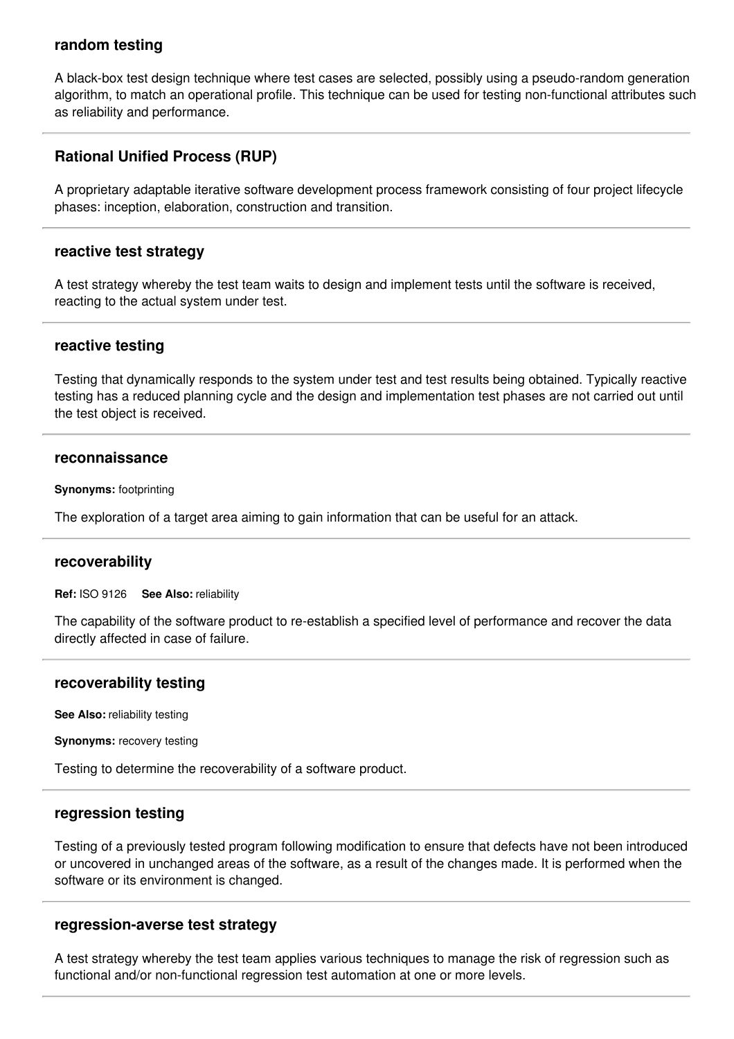### random testing

A black-box test design technique where test cases are selected, possibly using a pseudo-random generation algorithm, to match an operational profile. This technique can be used for testing non-functional attributes such as reliability and performance.

---

### Rational Unified Process (RUP)

A proprietary adaptable iterative software development process framework consisting of four project lifecycle phases: inception, elaboration, construction and transition.

---

### reactive test strategy

A test strategy whereby the test team waits to design and implement tests until the software is received, reacting to the actual system under test.

---

### reactive testing

Testing that dynamically responds to the system under test and test results being obtained. Typically reactive testing has a reduced planning cycle and the design and implementation test phases are not carried out until the test object is received.

---

### reconnaissance

**Synonyms:** footprinting

The exploration of a target area aiming to gain information that can be useful for an attack.

---

### recoverability

**Ref:** ISO 9126 **See Also:** reliability

The capability of the software product to re-establish a specified level of performance and recover the data directly affected in case of failure.

---

### recoverability testing

**See Also:** reliability testing

**Synonyms:** recovery testing

Testing to determine the recoverability of a software product.

---

### regression testing

Testing of a previously tested program following modification to ensure that defects have not been introduced or uncovered in unchanged areas of the software, as a result of the changes made. It is performed when the software or its environment is changed.

---

### regression-averse test strategy

A test strategy whereby the test team applies various techniques to manage the risk of regression such as functional and/or non-functional regression test automation at one or more levels.

---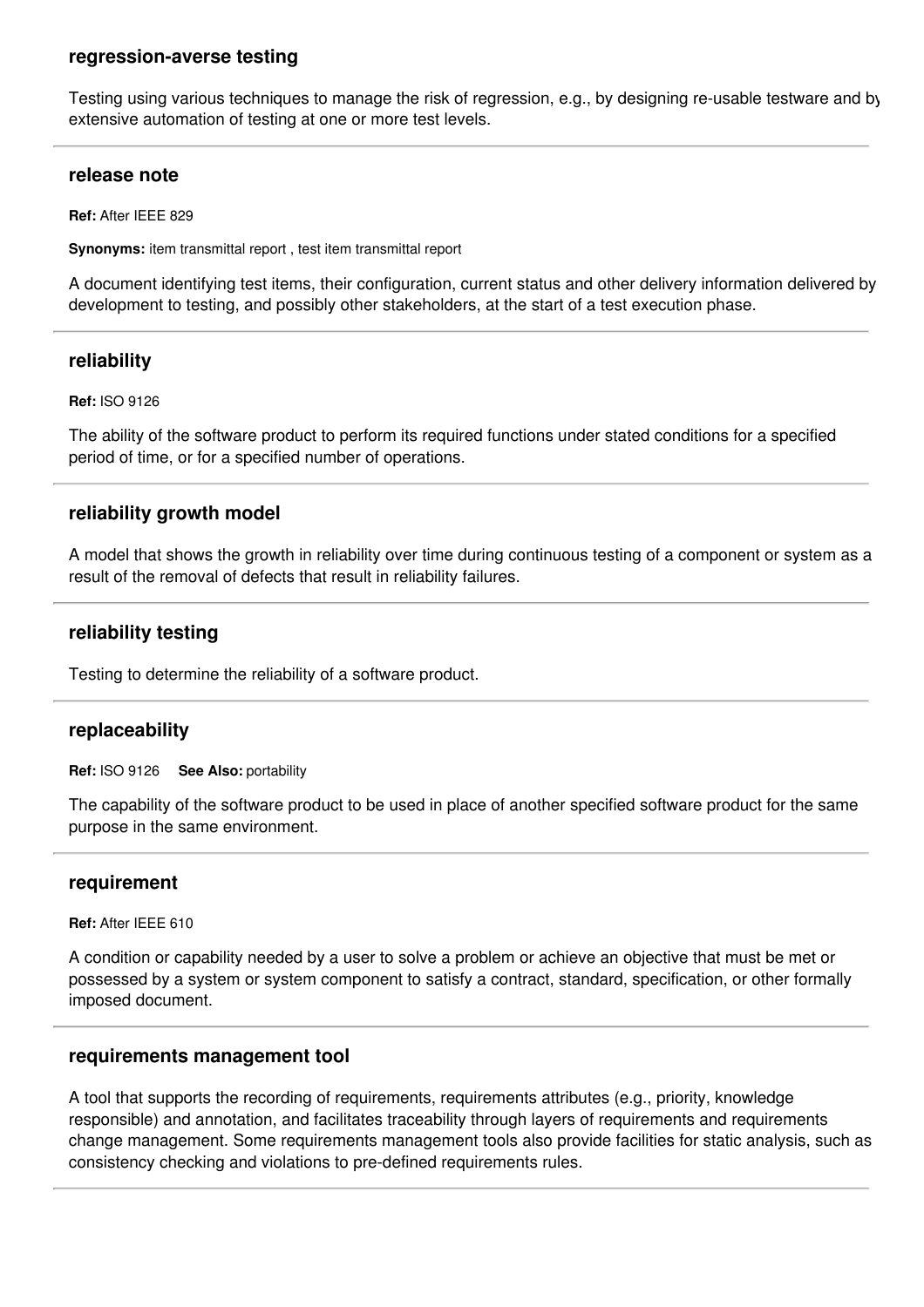### regression-averse testing

Testing using various techniques to manage the risk of regression, e.g., by designing re-usable testware and by extensive automation of testing at one or more test levels.

---

### release note

**Ref:** After IEEE 829

**Synonyms:** item transmittal report , test item transmittal report

A document identifying test items, their configuration, current status and other delivery information delivered by development to testing, and possibly other stakeholders, at the start of a test execution phase.

---

### reliability

**Ref:** ISO 9126

The ability of the software product to perform its required functions under stated conditions for a specified period of time, or for a specified number of operations.

---

### reliability growth model

A model that shows the growth in reliability over time during continuous testing of a component or system as a result of the removal of defects that result in reliability failures.

---

### reliability testing

Testing to determine the reliability of a software product.

---

### replaceability

**Ref:** ISO 9126 **See Also:** portability

The capability of the software product to be used in place of another specified software product for the same purpose in the same environment.

---

### requirement

**Ref:** After IEEE 610

A condition or capability needed by a user to solve a problem or achieve an objective that must be met or possessed by a system or system component to satisfy a contract, standard, specification, or other formally imposed document.

---

### requirements management tool

A tool that supports the recording of requirements, requirements attributes (e.g., priority, knowledge responsible) and annotation, and facilitates traceability through layers of requirements and requirements change management. Some requirements management tools also provide facilities for static analysis, such as consistency checking and violations to pre-defined requirements rules.

---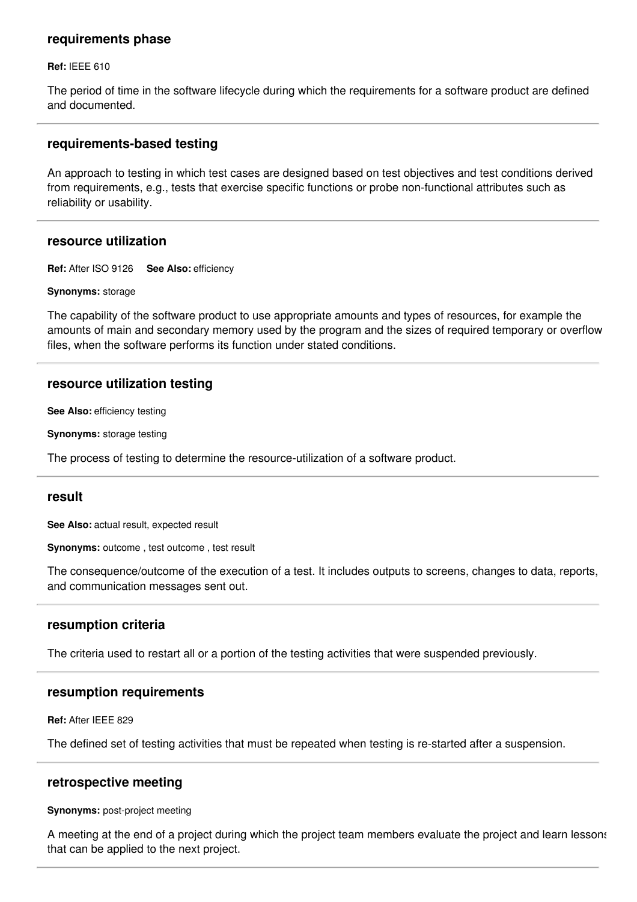### requirements phase

**Ref:** IEEE 610

The period of time in the software lifecycle during which the requirements for a software product are defined and documented.

---

### requirements-based testing

An approach to testing in which test cases are designed based on test objectives and test conditions derived from requirements, e.g., tests that exercise specific functions or probe non-functional attributes such as reliability or usability.

---

### resource utilization

**Ref:** After ISO 9126 **See Also:** efficiency

**Synonyms:** storage

The capability of the software product to use appropriate amounts and types of resources, for example the amounts of main and secondary memory used by the program and the sizes of required temporary or overflow files, when the software performs its function under stated conditions.

---

### resource utilization testing

**See Also:** efficiency testing

**Synonyms:** storage testing

The process of testing to determine the resource-utilization of a software product.

---

### result

**See Also:** actual result, expected result

**Synonyms:** outcome , test outcome , test result

The consequence/outcome of the execution of a test. It includes outputs to screens, changes to data, reports, and communication messages sent out.

---

### resumption criteria

The criteria used to restart all or a portion of the testing activities that were suspended previously.

---

### resumption requirements

**Ref:** After IEEE 829

The defined set of testing activities that must be repeated when testing is re-started after a suspension.

---

### retrospective meeting

**Synonyms:** post-project meeting

A meeting at the end of a project during which the project team members evaluate the project and learn lessons that can be applied to the next project.

---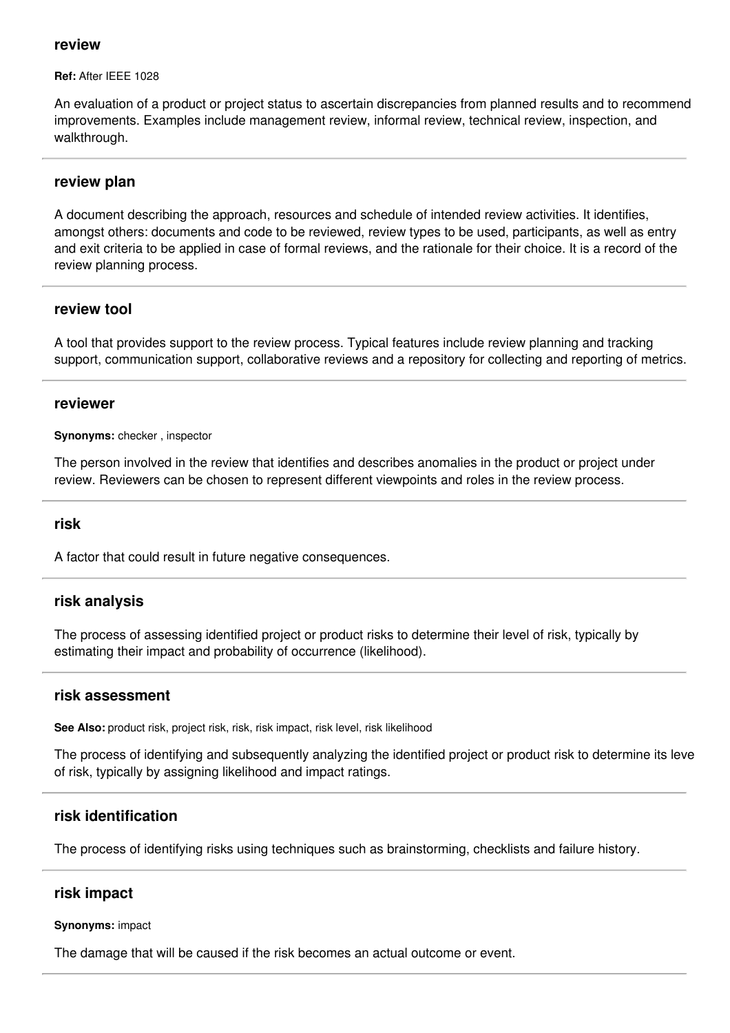### review

**Ref:** After IEEE 1028

An evaluation of a product or project status to ascertain discrepancies from planned results and to recommend improvements. Examples include management review, informal review, technical review, inspection, and walkthrough.

---

### review plan

A document describing the approach, resources and schedule of intended review activities. It identifies, amongst others: documents and code to be reviewed, review types to be used, participants, as well as entry and exit criteria to be applied in case of formal reviews, and the rationale for their choice. It is a record of the review planning process.

---

### review tool

A tool that provides support to the review process. Typical features include review planning and tracking support, communication support, collaborative reviews and a repository for collecting and reporting of metrics.

---

### reviewer

**Synonyms:** checker , inspector

The person involved in the review that identifies and describes anomalies in the product or project under review. Reviewers can be chosen to represent different viewpoints and roles in the review process.

---

### risk

A factor that could result in future negative consequences.

---

### risk analysis

The process of assessing identified project or product risks to determine their level of risk, typically by estimating their impact and probability of occurrence (likelihood).

---

### risk assessment

**See Also:** product risk, project risk, risk, risk impact, risk level, risk likelihood

The process of identifying and subsequently analyzing the identified project or product risk to determine its leve of risk, typically by assigning likelihood and impact ratings.

---

### risk identification

The process of identifying risks using techniques such as brainstorming, checklists and failure history.

---

### risk impact

**Synonyms:** impact

The damage that will be caused if the risk becomes an actual outcome or event.

---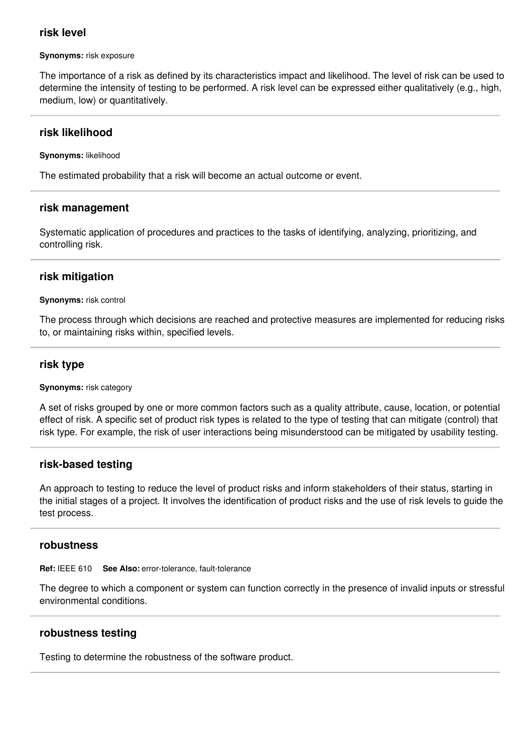### risk level

**Synonyms:** risk exposure

The importance of a risk as defined by its characteristics impact and likelihood. The level of risk can be used to determine the intensity of testing to be performed. A risk level can be expressed either qualitatively (e.g., high, medium, low) or quantitatively.

---

### risk likelihood

**Synonyms:** likelihood

The estimated probability that a risk will become an actual outcome or event.

---

### risk management

Systematic application of procedures and practices to the tasks of identifying, analyzing, prioritizing, and controlling risk.

---

### risk mitigation

**Synonyms:** risk control

The process through which decisions are reached and protective measures are implemented for reducing risks to, or maintaining risks within, specified levels.

---

### risk type

**Synonyms:** risk category

A set of risks grouped by one or more common factors such as a quality attribute, cause, location, or potential effect of risk. A specific set of product risk types is related to the type of testing that can mitigate (control) that risk type. For example, the risk of user interactions being misunderstood can be mitigated by usability testing.

---

### risk-based testing

An approach to testing to reduce the level of product risks and inform stakeholders of their status, starting in the initial stages of a project. It involves the identification of product risks and the use of risk levels to guide the test process.

---

### robustness

**Ref:** IEEE 610 **See Also:** error-tolerance, fault-tolerance

The degree to which a component or system can function correctly in the presence of invalid inputs or stressful environmental conditions.

---

### robustness testing

Testing to determine the robustness of the software product.

---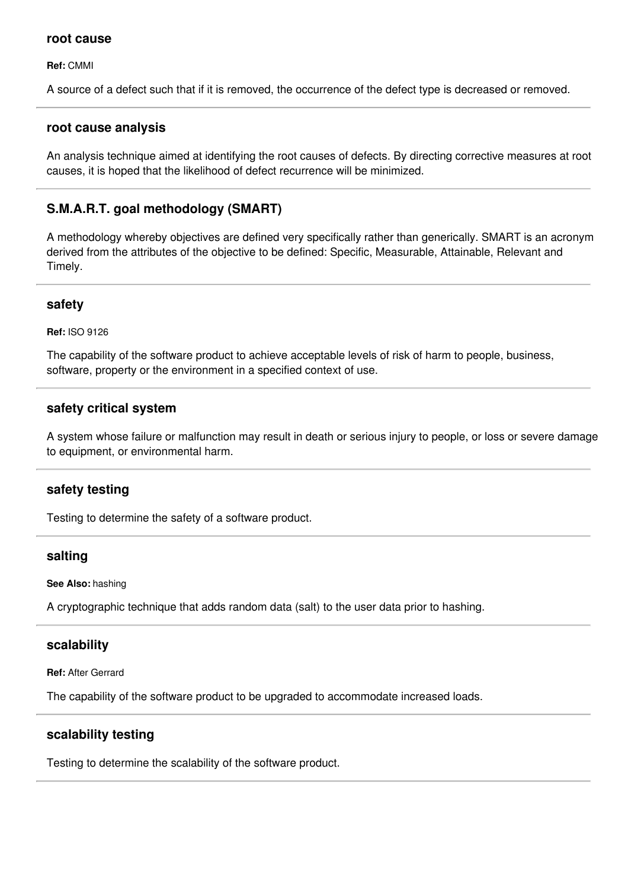### root cause

**Ref:** CMMI

A source of a defect such that if it is removed, the occurrence of the defect type is decreased or removed.

---

### root cause analysis

An analysis technique aimed at identifying the root causes of defects. By directing corrective measures at root causes, it is hoped that the likelihood of defect recurrence will be minimized.

---

### S.M.A.R.T. goal methodology (SMART)

A methodology whereby objectives are defined very specifically rather than generically. SMART is an acronym derived from the attributes of the objective to be defined: Specific, Measurable, Attainable, Relevant and Timely.

---

### safety

**Ref:** ISO 9126

The capability of the software product to achieve acceptable levels of risk of harm to people, business, software, property or the environment in a specified context of use.

---

### safety critical system

A system whose failure or malfunction may result in death or serious injury to people, or loss or severe damage to equipment, or environmental harm.

---

### safety testing

Testing to determine the safety of a software product.

---

### salting

**See Also:** hashing

A cryptographic technique that adds random data (salt) to the user data prior to hashing.

---

### scalability

**Ref:** After Gerrard

The capability of the software product to be upgraded to accommodate increased loads.

---

### scalability testing

Testing to determine the scalability of the software product.

---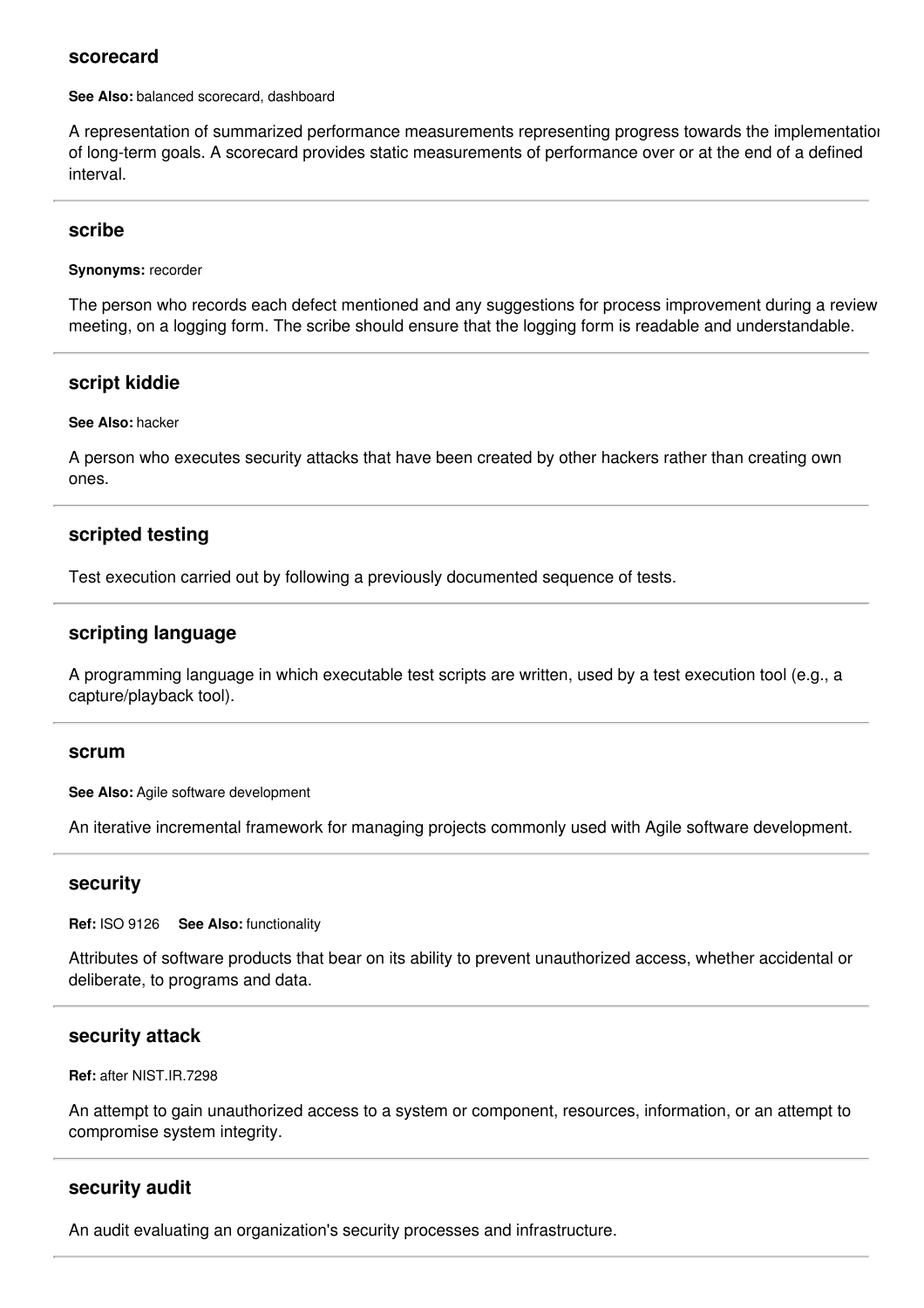### scorecard

**See Also:** balanced scorecard, dashboard

A representation of summarized performance measurements representing progress towards the implementation of long-term goals. A scorecard provides static measurements of performance over or at the end of a defined interval.

---

### scribe

**Synonyms:** recorder

The person who records each defect mentioned and any suggestions for process improvement during a review meeting, on a logging form. The scribe should ensure that the logging form is readable and understandable.

---

### script kiddie

**See Also:** hacker

A person who executes security attacks that have been created by other hackers rather than creating own ones.

---

### scripted testing

Test execution carried out by following a previously documented sequence of tests.

---

### scripting language

A programming language in which executable test scripts are written, used by a test execution tool (e.g., a capture/playback tool).

---

### scrum

**See Also:** Agile software development

An iterative incremental framework for managing projects commonly used with Agile software development.

---

### security

**Ref:** ISO 9126 **See Also:** functionality

Attributes of software products that bear on its ability to prevent unauthorized access, whether accidental or deliberate, to programs and data.

---

### security attack

**Ref:** after NIST.IR.7298

An attempt to gain unauthorized access to a system or component, resources, information, or an attempt to compromise system integrity.

---

### security audit

An audit evaluating an organization's security processes and infrastructure.

---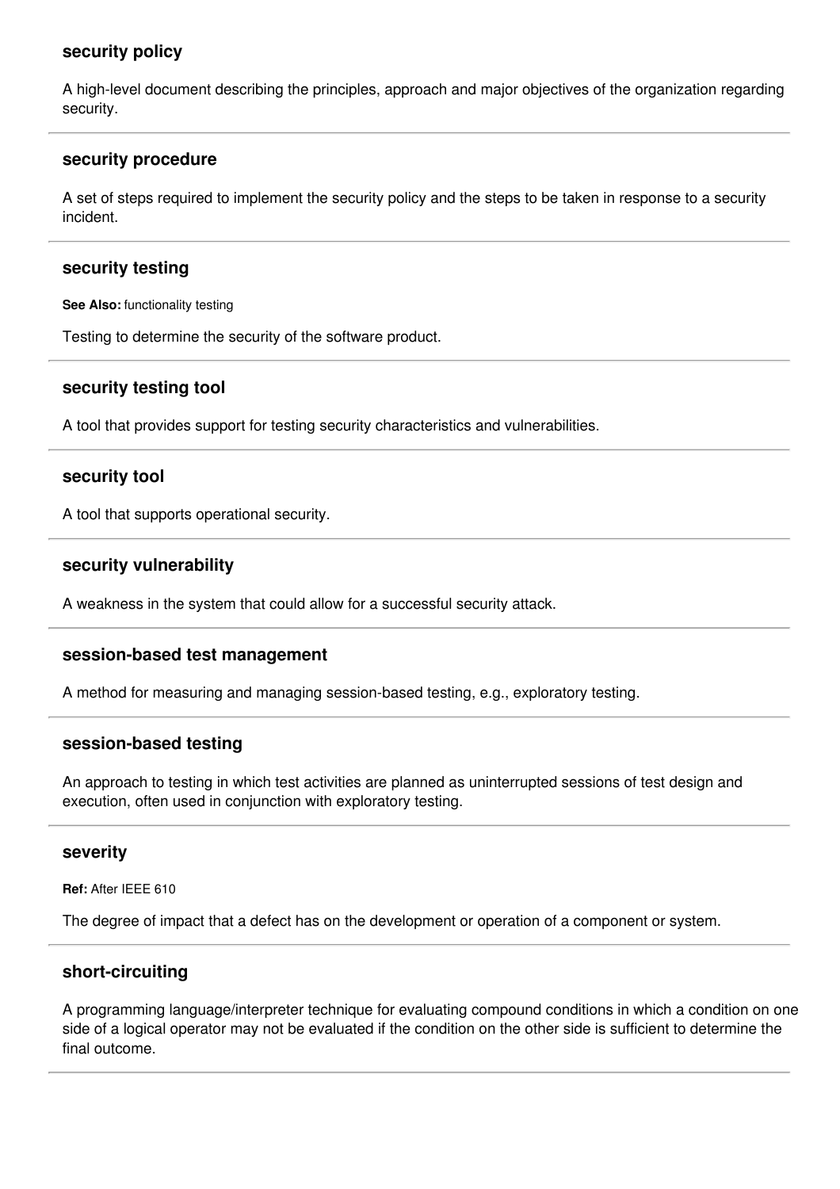### security policy

A high-level document describing the principles, approach and major objectives of the organization regarding security.

---

### security procedure

A set of steps required to implement the security policy and the steps to be taken in response to a security incident.

---

### security testing

**See Also:** functionality testing

Testing to determine the security of the software product.

---

### security testing tool

A tool that provides support for testing security characteristics and vulnerabilities.

---

### security tool

A tool that supports operational security.

---

### security vulnerability

A weakness in the system that could allow for a successful security attack.

---

### session-based test management

A method for measuring and managing session-based testing, e.g., exploratory testing.

---

### session-based testing

An approach to testing in which test activities are planned as uninterrupted sessions of test design and execution, often used in conjunction with exploratory testing.

---

### severity

**Ref:** After IEEE 610

The degree of impact that a defect has on the development or operation of a component or system.

---

### short-circuiting

A programming language/interpreter technique for evaluating compound conditions in which a condition on one side of a logical operator may not be evaluated if the condition on the other side is sufficient to determine the final outcome.

---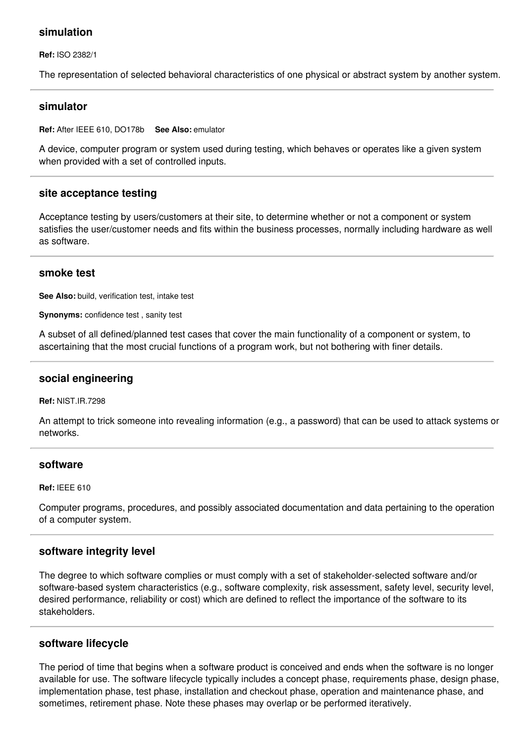### simulation

**Ref:** ISO 2382/1

The representation of selected behavioral characteristics of one physical or abstract system by another system.

---

### simulator

**Ref:** After IEEE 610, DO178b **See Also:** emulator

A device, computer program or system used during testing, which behaves or operates like a given system when provided with a set of controlled inputs.

---

### site acceptance testing

Acceptance testing by users/customers at their site, to determine whether or not a component or system satisfies the user/customer needs and fits within the business processes, normally including hardware as well as software.

---

### smoke test

**See Also:** build, verification test, intake test

**Synonyms:** confidence test , sanity test

A subset of all defined/planned test cases that cover the main functionality of a component or system, to ascertaining that the most crucial functions of a program work, but not bothering with finer details.

---

### social engineering

**Ref:** NIST.IR.7298

An attempt to trick someone into revealing information (e.g., a password) that can be used to attack systems or networks.

---

### software

**Ref:** IEEE 610

Computer programs, procedures, and possibly associated documentation and data pertaining to the operation of a computer system.

---

### software integrity level

The degree to which software complies or must comply with a set of stakeholder-selected software and/or software-based system characteristics (e.g., software complexity, risk assessment, safety level, security level, desired performance, reliability or cost) which are defined to reflect the importance of the software to its stakeholders.

---

### software lifecycle

The period of time that begins when a software product is conceived and ends when the software is no longer available for use. The software lifecycle typically includes a concept phase, requirements phase, design phase, implementation phase, test phase, installation and checkout phase, operation and maintenance phase, and sometimes, retirement phase. Note these phases may overlap or be performed iteratively.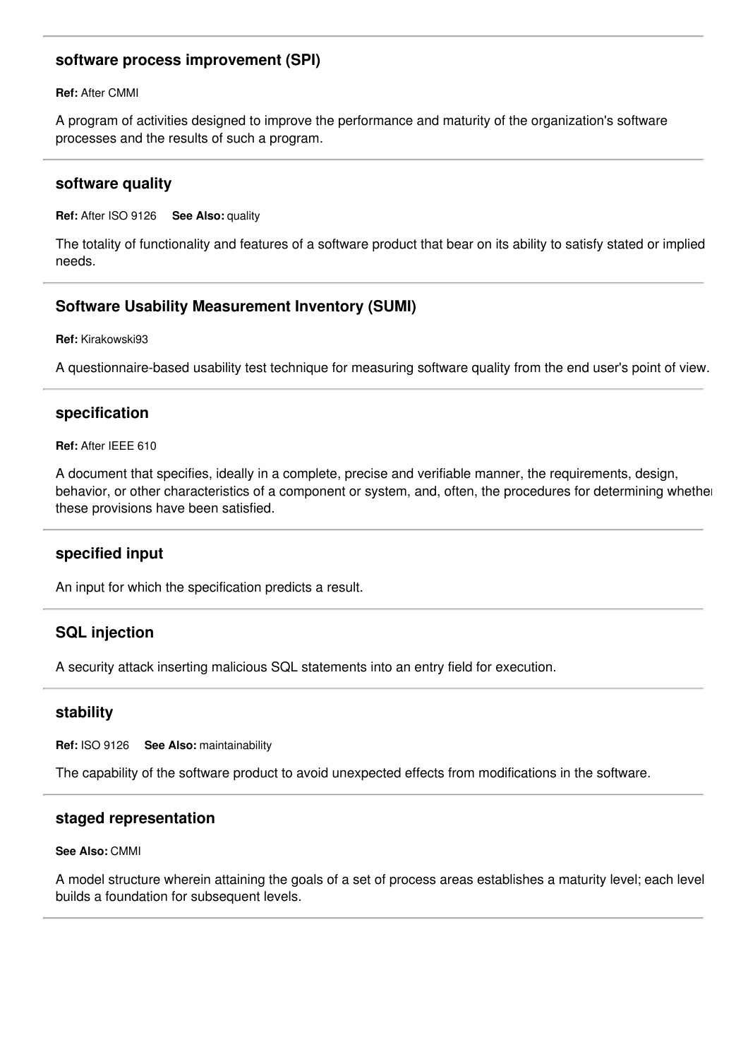---

### software process improvement (SPI)

**Ref:** After CMMI

A program of activities designed to improve the performance and maturity of the organization's software processes and the results of such a program.

---

### software quality

**Ref:** After ISO 9126 **See Also:** quality

The totality of functionality and features of a software product that bear on its ability to satisfy stated or implied needs.

---

### Software Usability Measurement Inventory (SUMI)

**Ref:** Kirakowski93

A questionnaire-based usability test technique for measuring software quality from the end user's point of view.

---

### specification

**Ref:** After IEEE 610

A document that specifies, ideally in a complete, precise and verifiable manner, the requirements, design, behavior, or other characteristics of a component or system, and, often, the procedures for determining whether these provisions have been satisfied.

---

### specified input

An input for which the specification predicts a result.

---

### SQL injection

A security attack inserting malicious SQL statements into an entry field for execution.

---

### stability

**Ref:** ISO 9126 **See Also:** maintainability

The capability of the software product to avoid unexpected effects from modifications in the software.

---

### staged representation

**See Also:** CMMI

A model structure wherein attaining the goals of a set of process areas establishes a maturity level; each level builds a foundation for subsequent levels.

---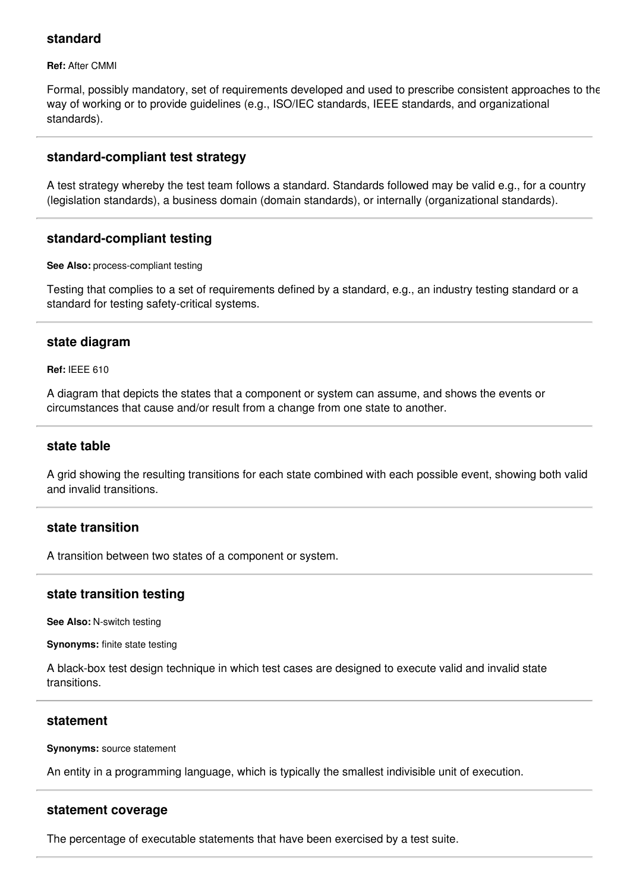### standard

**Ref:** After CMMI

Formal, possibly mandatory, set of requirements developed and used to prescribe consistent approaches to the way of working or to provide guidelines (e.g., ISO/IEC standards, IEEE standards, and organizational standards).

---

### standard-compliant test strategy

A test strategy whereby the test team follows a standard. Standards followed may be valid e.g., for a country (legislation standards), a business domain (domain standards), or internally (organizational standards).

---

### standard-compliant testing

**See Also:** process-compliant testing

Testing that complies to a set of requirements defined by a standard, e.g., an industry testing standard or a standard for testing safety-critical systems.

---

### state diagram

**Ref:** IEEE 610

A diagram that depicts the states that a component or system can assume, and shows the events or circumstances that cause and/or result from a change from one state to another.

---

### state table

A grid showing the resulting transitions for each state combined with each possible event, showing both valid and invalid transitions.

---

### state transition

A transition between two states of a component or system.

---

### state transition testing

**See Also:** N-switch testing

**Synonyms:** finite state testing

A black-box test design technique in which test cases are designed to execute valid and invalid state transitions.

---

### statement

**Synonyms:** source statement

An entity in a programming language, which is typically the smallest indivisible unit of execution.

---

### statement coverage

The percentage of executable statements that have been exercised by a test suite.

---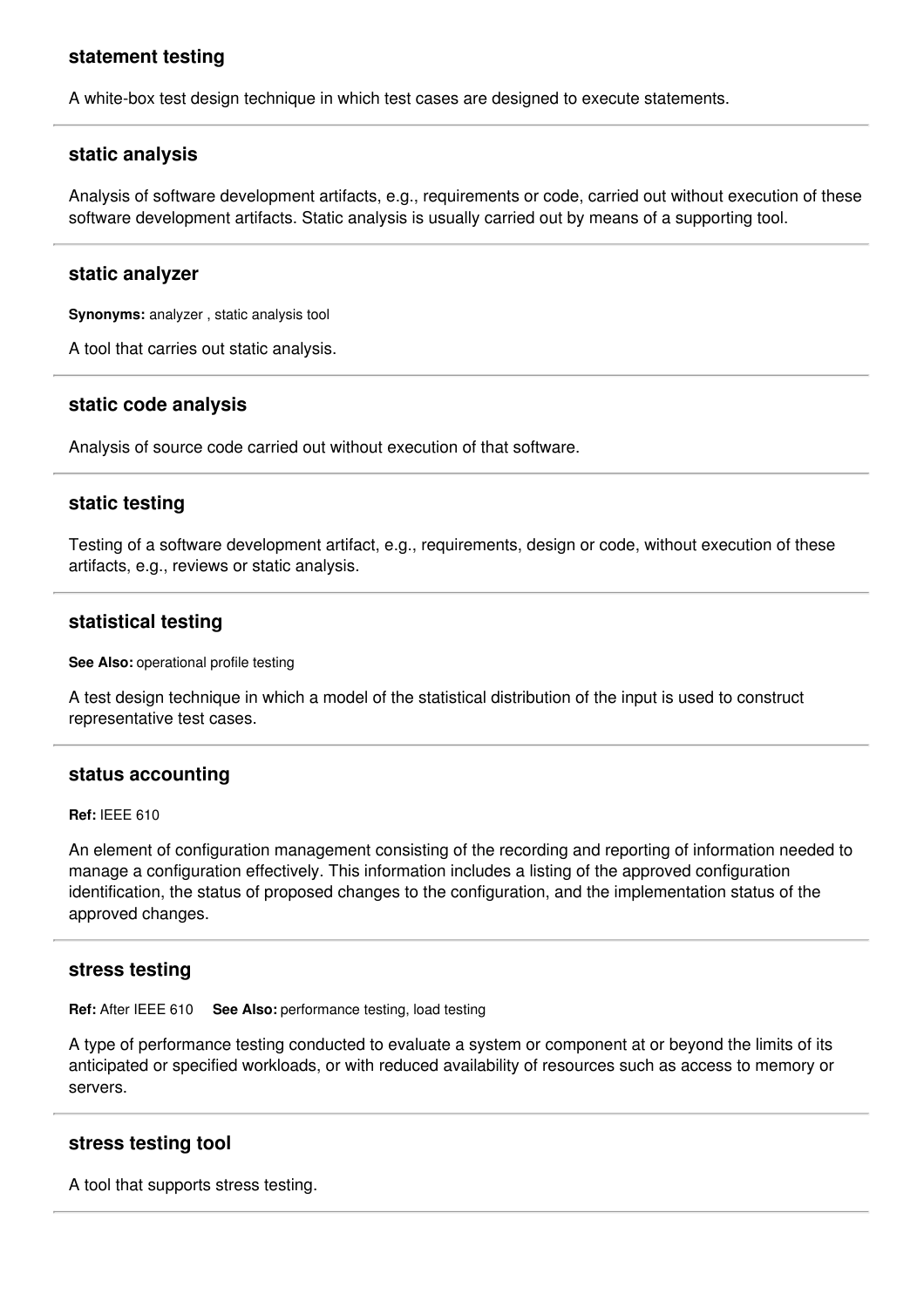### statement testing

A white-box test design technique in which test cases are designed to execute statements.

---

### static analysis

Analysis of software development artifacts, e.g., requirements or code, carried out without execution of these software development artifacts. Static analysis is usually carried out by means of a supporting tool.

---

### static analyzer

**Synonyms:** analyzer , static analysis tool

A tool that carries out static analysis.

---

### static code analysis

Analysis of source code carried out without execution of that software.

---

### static testing

Testing of a software development artifact, e.g., requirements, design or code, without execution of these artifacts, e.g., reviews or static analysis.

---

### statistical testing

**See Also:** operational profile testing

A test design technique in which a model of the statistical distribution of the input is used to construct representative test cases.

---

### status accounting

**Ref:** IEEE 610

An element of configuration management consisting of the recording and reporting of information needed to manage a configuration effectively. This information includes a listing of the approved configuration identification, the status of proposed changes to the configuration, and the implementation status of the approved changes.

---

### stress testing

**Ref:** After IEEE 610 **See Also:** performance testing, load testing

A type of performance testing conducted to evaluate a system or component at or beyond the limits of its anticipated or specified workloads, or with reduced availability of resources such as access to memory or servers.

---

### stress testing tool

A tool that supports stress testing.

---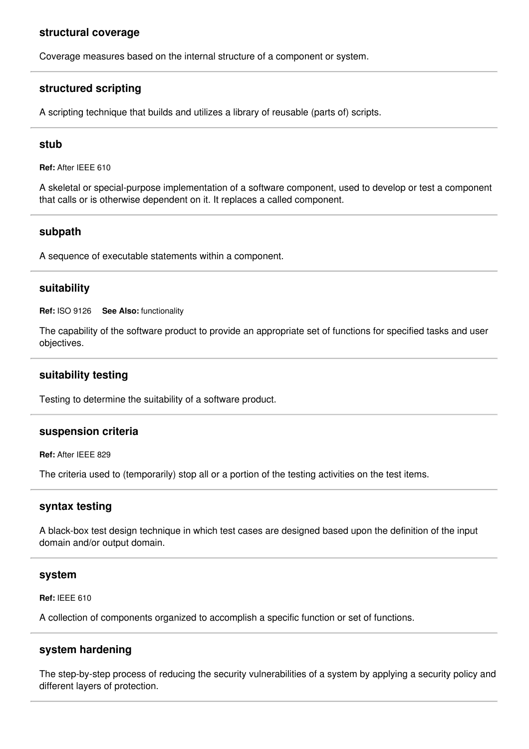### structural coverage

Coverage measures based on the internal structure of a component or system.

### structured scripting

A scripting technique that builds and utilizes a library of reusable (parts of) scripts.

### stub

**Ref:** After IEEE 610

A skeletal or special-purpose implementation of a software component, used to develop or test a component that calls or is otherwise dependent on it. It replaces a called component.

### subpath

A sequence of executable statements within a component.

### suitability

**Ref:** ISO 9126 **See Also:** functionality

The capability of the software product to provide an appropriate set of functions for specified tasks and user objectives.

### suitability testing

Testing to determine the suitability of a software product.

### suspension criteria

**Ref:** After IEEE 829

The criteria used to (temporarily) stop all or a portion of the testing activities on the test items.

### syntax testing

A black-box test design technique in which test cases are designed based upon the definition of the input domain and/or output domain.

### system

**Ref:** IEEE 610

A collection of components organized to accomplish a specific function or set of functions.

### system hardening

The step-by-step process of reducing the security vulnerabilities of a system by applying a security policy and different layers of protection.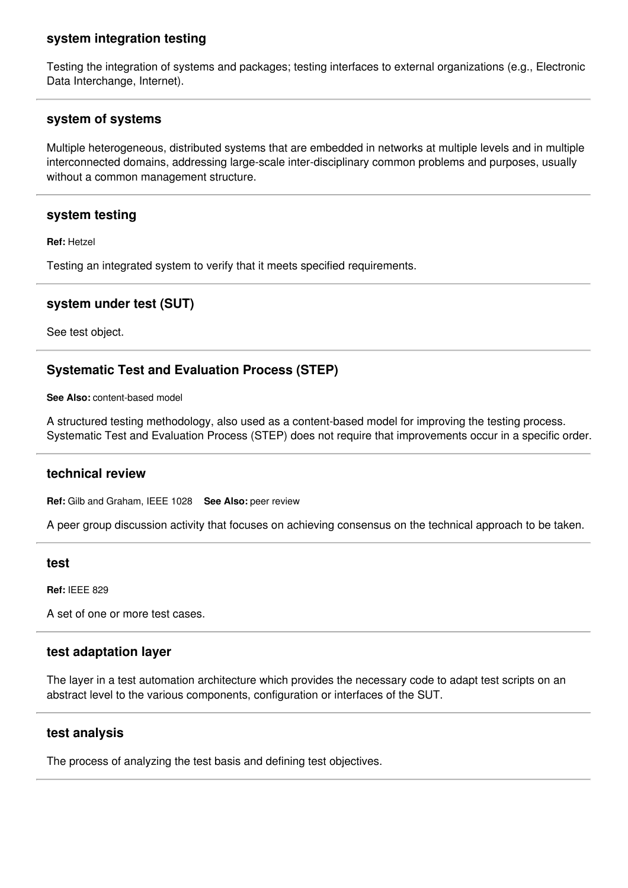### system integration testing

Testing the integration of systems and packages; testing interfaces to external organizations (e.g., Electronic Data Interchange, Internet).

---

### system of systems

Multiple heterogeneous, distributed systems that are embedded in networks at multiple levels and in multiple interconnected domains, addressing large-scale inter-disciplinary common problems and purposes, usually without a common management structure.

---

### system testing

**Ref:** Hetzel

Testing an integrated system to verify that it meets specified requirements.

---

### system under test (SUT)

See test object.

---

### Systematic Test and Evaluation Process (STEP)

**See Also:** content-based model

A structured testing methodology, also used as a content-based model for improving the testing process. Systematic Test and Evaluation Process (STEP) does not require that improvements occur in a specific order.

---

### technical review

**Ref:** Gilb and Graham, IEEE 1028 **See Also:** peer review

A peer group discussion activity that focuses on achieving consensus on the technical approach to be taken.

---

### test

**Ref:** IEEE 829

A set of one or more test cases.

---

### test adaptation layer

The layer in a test automation architecture which provides the necessary code to adapt test scripts on an abstract level to the various components, configuration or interfaces of the SUT.

---

### test analysis

The process of analyzing the test basis and defining test objectives.

---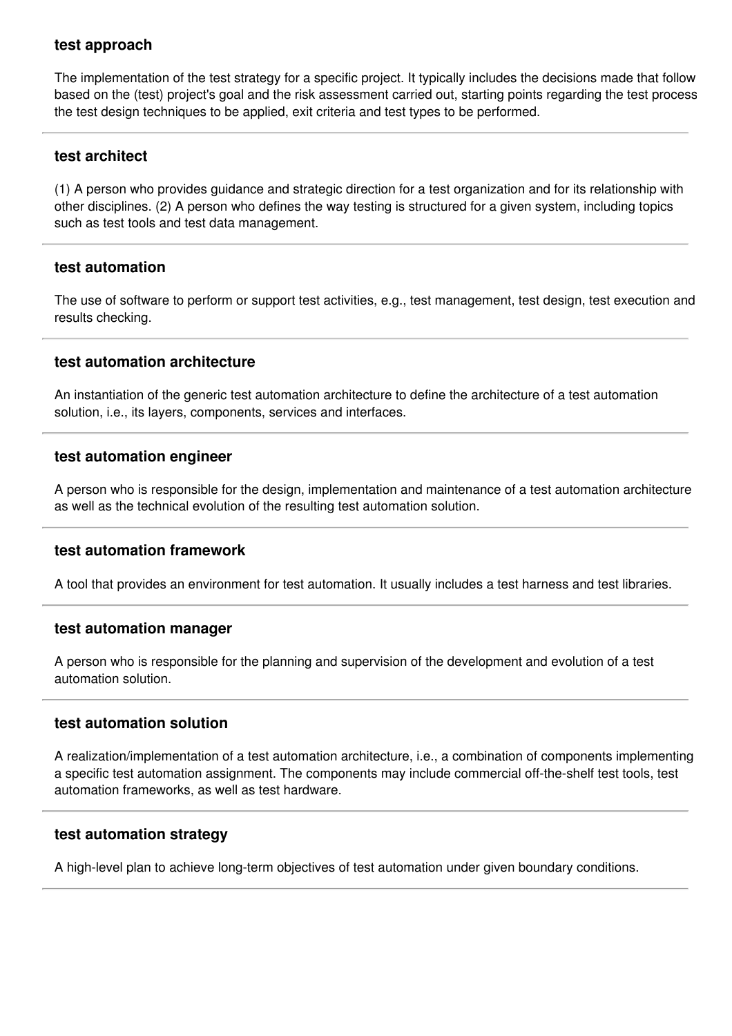### test approach

The implementation of the test strategy for a specific project. It typically includes the decisions made that follow based on the (test) project's goal and the risk assessment carried out, starting points regarding the test process the test design techniques to be applied, exit criteria and test types to be performed.

---

### test architect

(1) A person who provides guidance and strategic direction for a test organization and for its relationship with other disciplines. (2) A person who defines the way testing is structured for a given system, including topics such as test tools and test data management.

---

### test automation

The use of software to perform or support test activities, e.g., test management, test design, test execution and results checking.

---

### test automation architecture

An instantiation of the generic test automation architecture to define the architecture of a test automation solution, i.e., its layers, components, services and interfaces.

---

### test automation engineer

A person who is responsible for the design, implementation and maintenance of a test automation architecture as well as the technical evolution of the resulting test automation solution.

---

### test automation framework

A tool that provides an environment for test automation. It usually includes a test harness and test libraries.

---

### test automation manager

A person who is responsible for the planning and supervision of the development and evolution of a test automation solution.

---

### test automation solution

A realization/implementation of a test automation architecture, i.e., a combination of components implementing a specific test automation assignment. The components may include commercial off-the-shelf test tools, test automation frameworks, as well as test hardware.

---

### test automation strategy

A high-level plan to achieve long-term objectives of test automation under given boundary conditions.

---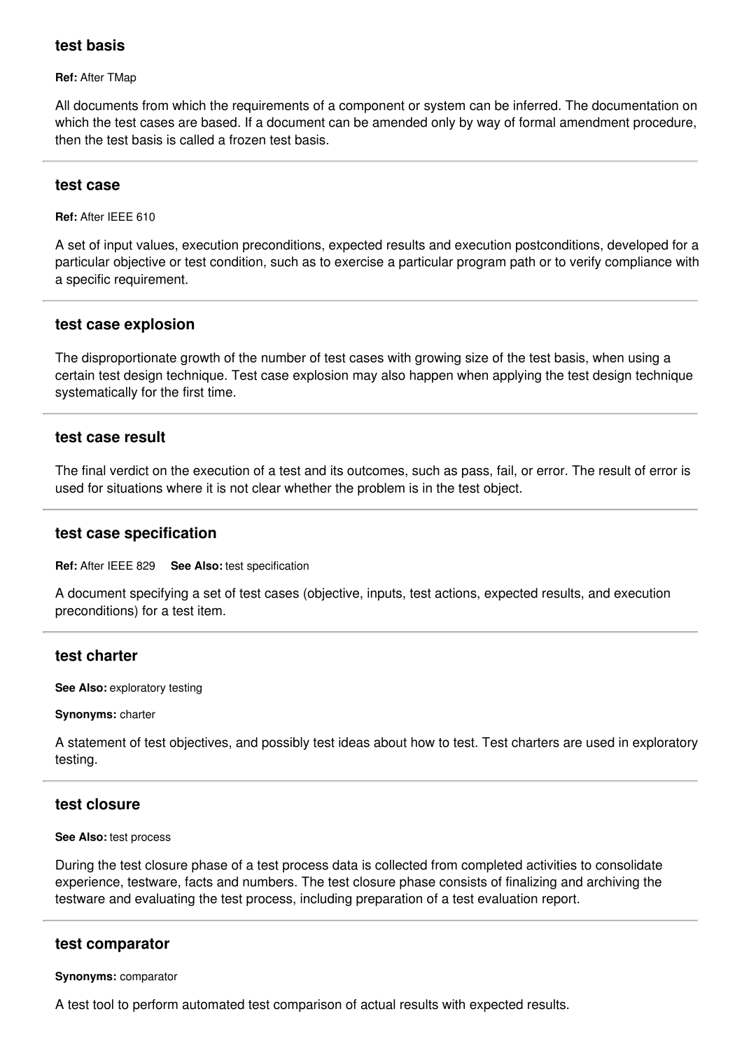### test basis

**Ref:** After TMap

All documents from which the requirements of a component or system can be inferred. The documentation on which the test cases are based. If a document can be amended only by way of formal amendment procedure, then the test basis is called a frozen test basis.

---

### test case

**Ref:** After IEEE 610

A set of input values, execution preconditions, expected results and execution postconditions, developed for a particular objective or test condition, such as to exercise a particular program path or to verify compliance with a specific requirement.

---

### test case explosion

The disproportionate growth of the number of test cases with growing size of the test basis, when using a certain test design technique. Test case explosion may also happen when applying the test design technique systematically for the first time.

---

### test case result

The final verdict on the execution of a test and its outcomes, such as pass, fail, or error. The result of error is used for situations where it is not clear whether the problem is in the test object.

---

### test case specification

**Ref:** After IEEE 829 **See Also:** test specification

A document specifying a set of test cases (objective, inputs, test actions, expected results, and execution preconditions) for a test item.

---

### test charter

**See Also:** exploratory testing

**Synonyms:** charter

A statement of test objectives, and possibly test ideas about how to test. Test charters are used in exploratory testing.

---

### test closure

**See Also:** test process

During the test closure phase of a test process data is collected from completed activities to consolidate experience, testware, facts and numbers. The test closure phase consists of finalizing and archiving the testware and evaluating the test process, including preparation of a test evaluation report.

---

### test comparator

**Synonyms:** comparator

A test tool to perform automated test comparison of actual results with expected results.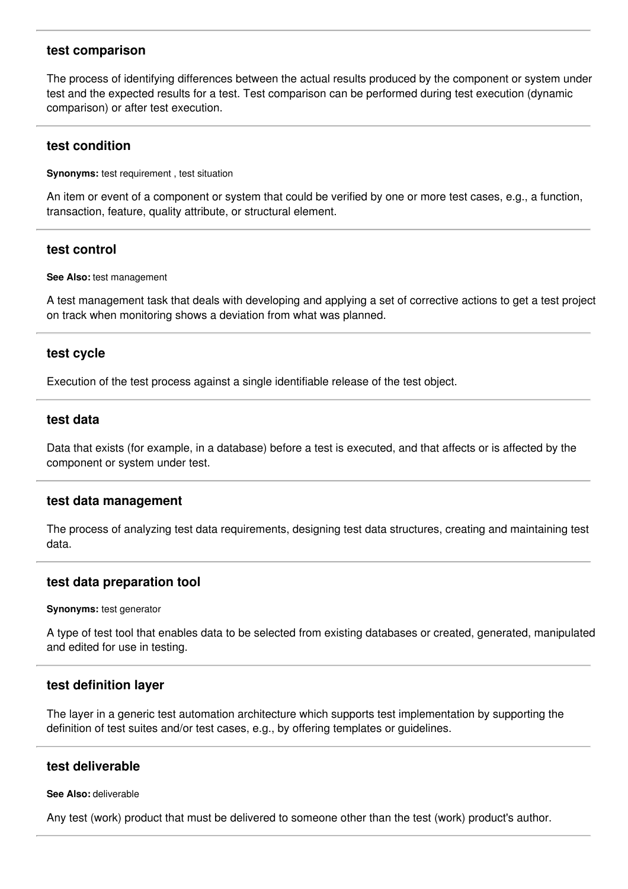### test comparison

The process of identifying differences between the actual results produced by the component or system under test and the expected results for a test. Test comparison can be performed during test execution (dynamic comparison) or after test execution.

### test condition

**Synonyms:** test requirement , test situation

An item or event of a component or system that could be verified by one or more test cases, e.g., a function, transaction, feature, quality attribute, or structural element.

### test control

**See Also:** test management

A test management task that deals with developing and applying a set of corrective actions to get a test project on track when monitoring shows a deviation from what was planned.

### test cycle

Execution of the test process against a single identifiable release of the test object.

### test data

Data that exists (for example, in a database) before a test is executed, and that affects or is affected by the component or system under test.

### test data management

The process of analyzing test data requirements, designing test data structures, creating and maintaining test data.

### test data preparation tool

**Synonyms:** test generator

A type of test tool that enables data to be selected from existing databases or created, generated, manipulated and edited for use in testing.

### test definition layer

The layer in a generic test automation architecture which supports test implementation by supporting the definition of test suites and/or test cases, e.g., by offering templates or guidelines.

### test deliverable

**See Also:** deliverable

Any test (work) product that must be delivered to someone other than the test (work) product's author.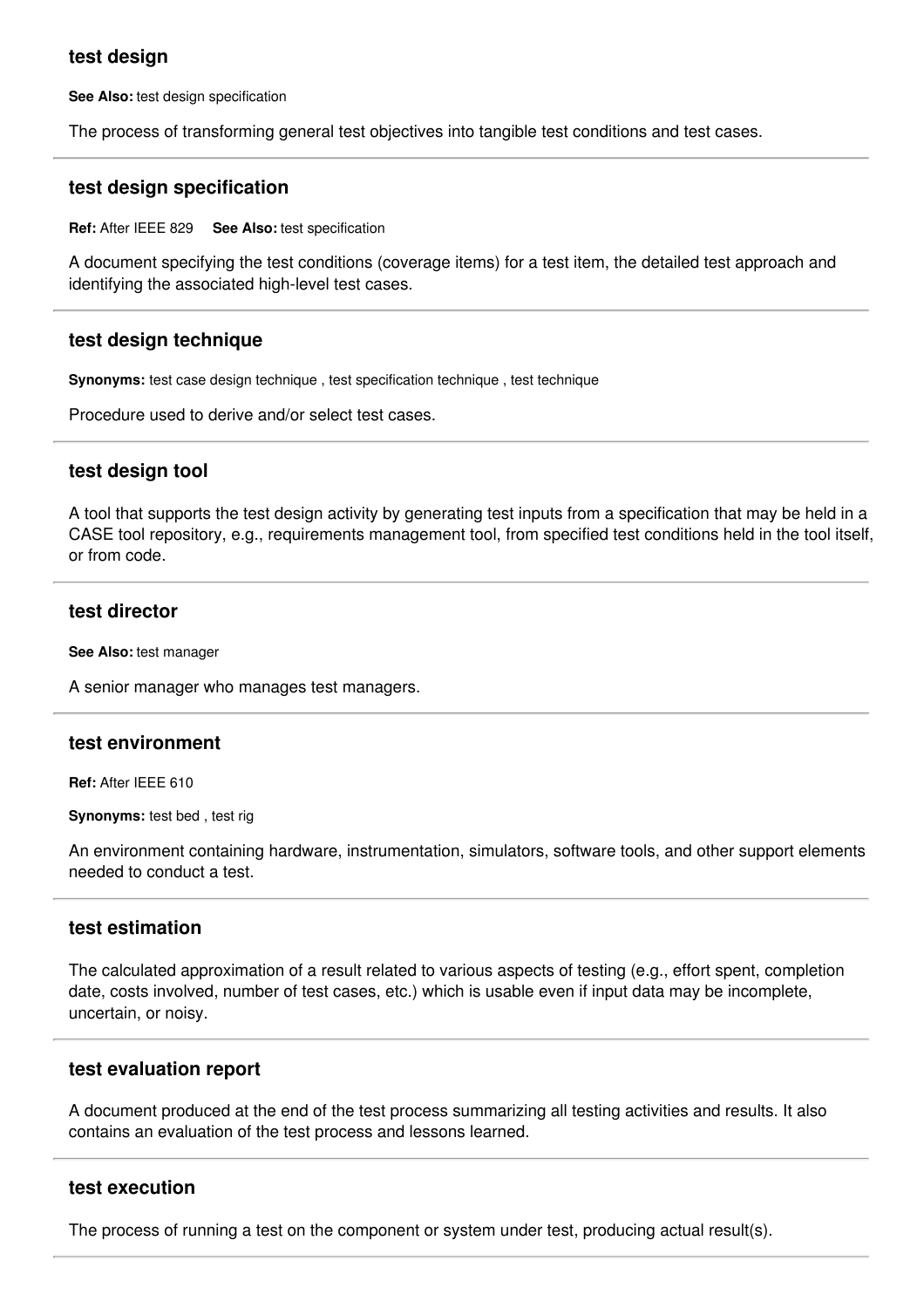### test design

**See Also:** test design specification

The process of transforming general test objectives into tangible test conditions and test cases.

---

### test design specification

**Ref:** After IEEE 829 **See Also:** test specification

A document specifying the test conditions (coverage items) for a test item, the detailed test approach and identifying the associated high-level test cases.

---

### test design technique

**Synonyms:** test case design technique , test specification technique , test technique

Procedure used to derive and/or select test cases.

---

### test design tool

A tool that supports the test design activity by generating test inputs from a specification that may be held in a CASE tool repository, e.g., requirements management tool, from specified test conditions held in the tool itself, or from code.

---

### test director

**See Also:** test manager

A senior manager who manages test managers.

---

### test environment

**Ref:** After IEEE 610

**Synonyms:** test bed , test rig

An environment containing hardware, instrumentation, simulators, software tools, and other support elements needed to conduct a test.

---

### test estimation

The calculated approximation of a result related to various aspects of testing (e.g., effort spent, completion date, costs involved, number of test cases, etc.) which is usable even if input data may be incomplete, uncertain, or noisy.

---

### test evaluation report

A document produced at the end of the test process summarizing all testing activities and results. It also contains an evaluation of the test process and lessons learned.

---

### test execution

The process of running a test on the component or system under test, producing actual result(s).

---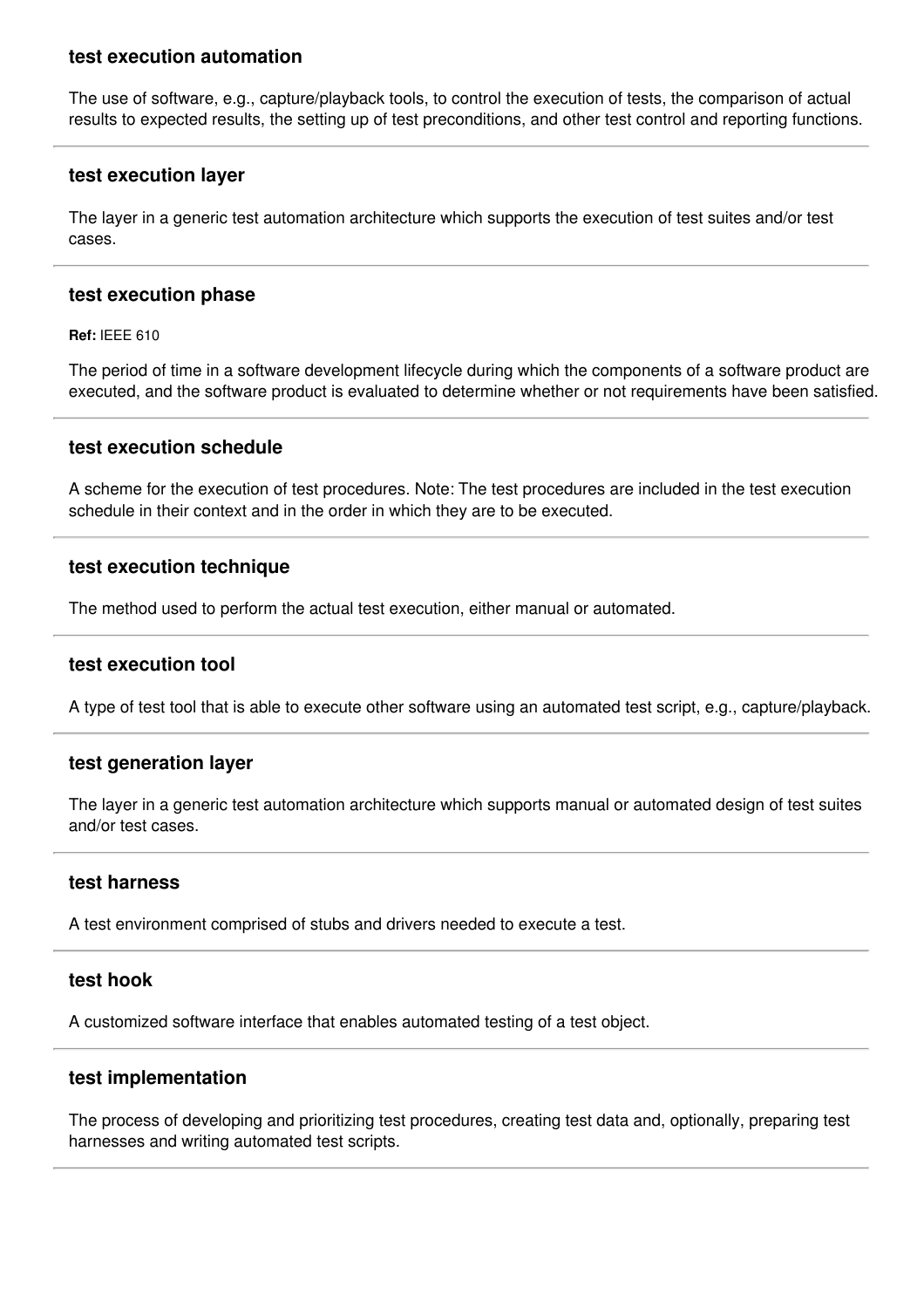### test execution automation

The use of software, e.g., capture/playback tools, to control the execution of tests, the comparison of actual results to expected results, the setting up of test preconditions, and other test control and reporting functions.

---

### test execution layer

The layer in a generic test automation architecture which supports the execution of test suites and/or test cases.

---

### test execution phase

**Ref:** IEEE 610

The period of time in a software development lifecycle during which the components of a software product are executed, and the software product is evaluated to determine whether or not requirements have been satisfied.

---

### test execution schedule

A scheme for the execution of test procedures. Note: The test procedures are included in the test execution schedule in their context and in the order in which they are to be executed.

---

### test execution technique

The method used to perform the actual test execution, either manual or automated.

---

### test execution tool

A type of test tool that is able to execute other software using an automated test script, e.g., capture/playback.

---

### test generation layer

The layer in a generic test automation architecture which supports manual or automated design of test suites and/or test cases.

---

### test harness

A test environment comprised of stubs and drivers needed to execute a test.

---

### test hook

A customized software interface that enables automated testing of a test object.

---

### test implementation

The process of developing and prioritizing test procedures, creating test data and, optionally, preparing test harnesses and writing automated test scripts.

---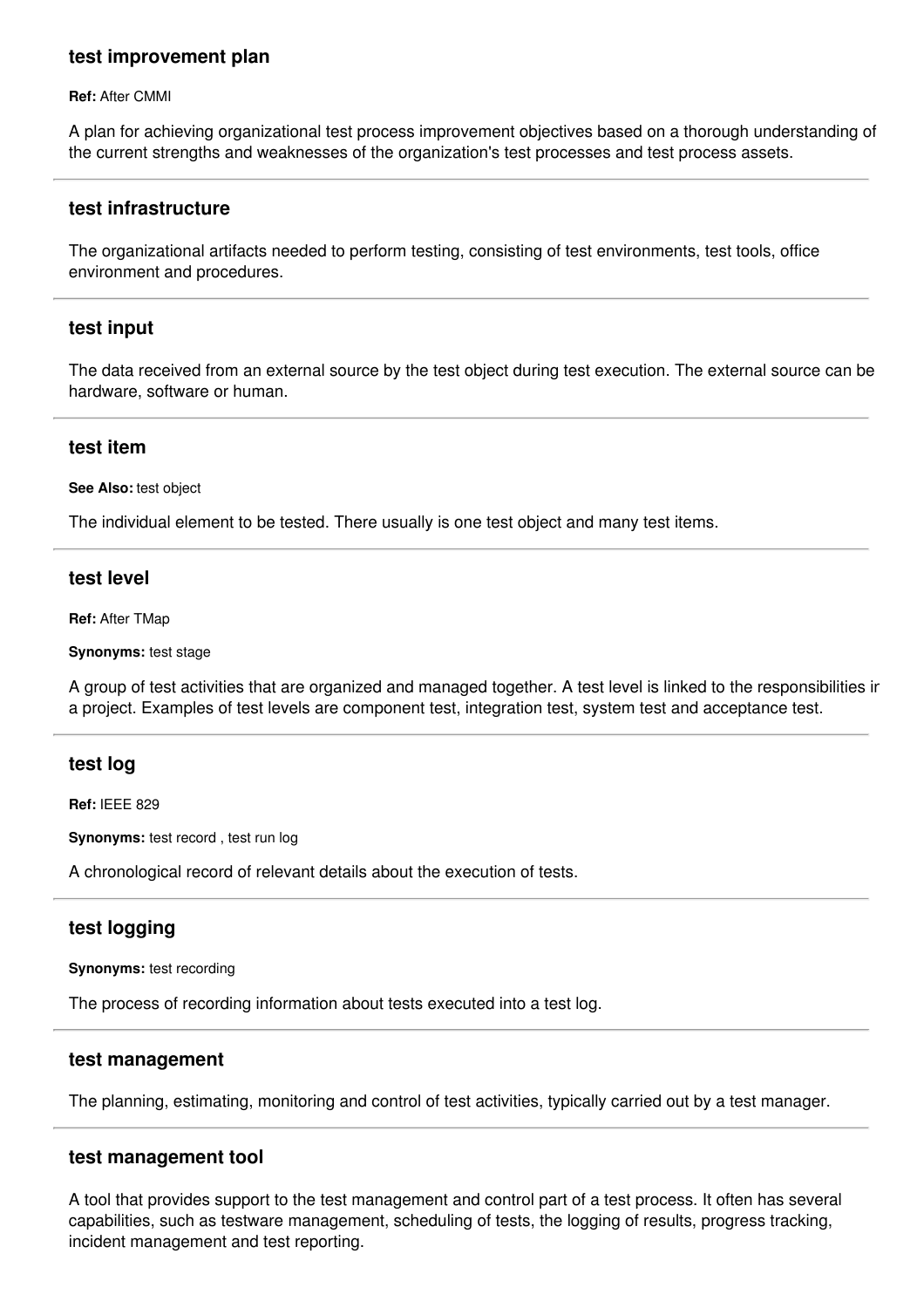### test improvement plan

**Ref:** After CMMI

A plan for achieving organizational test process improvement objectives based on a thorough understanding of the current strengths and weaknesses of the organization's test processes and test process assets.

---

### test infrastructure

The organizational artifacts needed to perform testing, consisting of test environments, test tools, office environment and procedures.

---

### test input

The data received from an external source by the test object during test execution. The external source can be hardware, software or human.

---

### test item

**See Also:** test object

The individual element to be tested. There usually is one test object and many test items.

---

### test level

**Ref:** After TMap

**Synonyms:** test stage

A group of test activities that are organized and managed together. A test level is linked to the responsibilities in a project. Examples of test levels are component test, integration test, system test and acceptance test.

---

### test log

**Ref:** IEEE 829

**Synonyms:** test record , test run log

A chronological record of relevant details about the execution of tests.

---

### test logging

**Synonyms:** test recording

The process of recording information about tests executed into a test log.

---

### test management

The planning, estimating, monitoring and control of test activities, typically carried out by a test manager.

---

### test management tool

A tool that provides support to the test management and control part of a test process. It often has several capabilities, such as testware management, scheduling of tests, the logging of results, progress tracking, incident management and test reporting.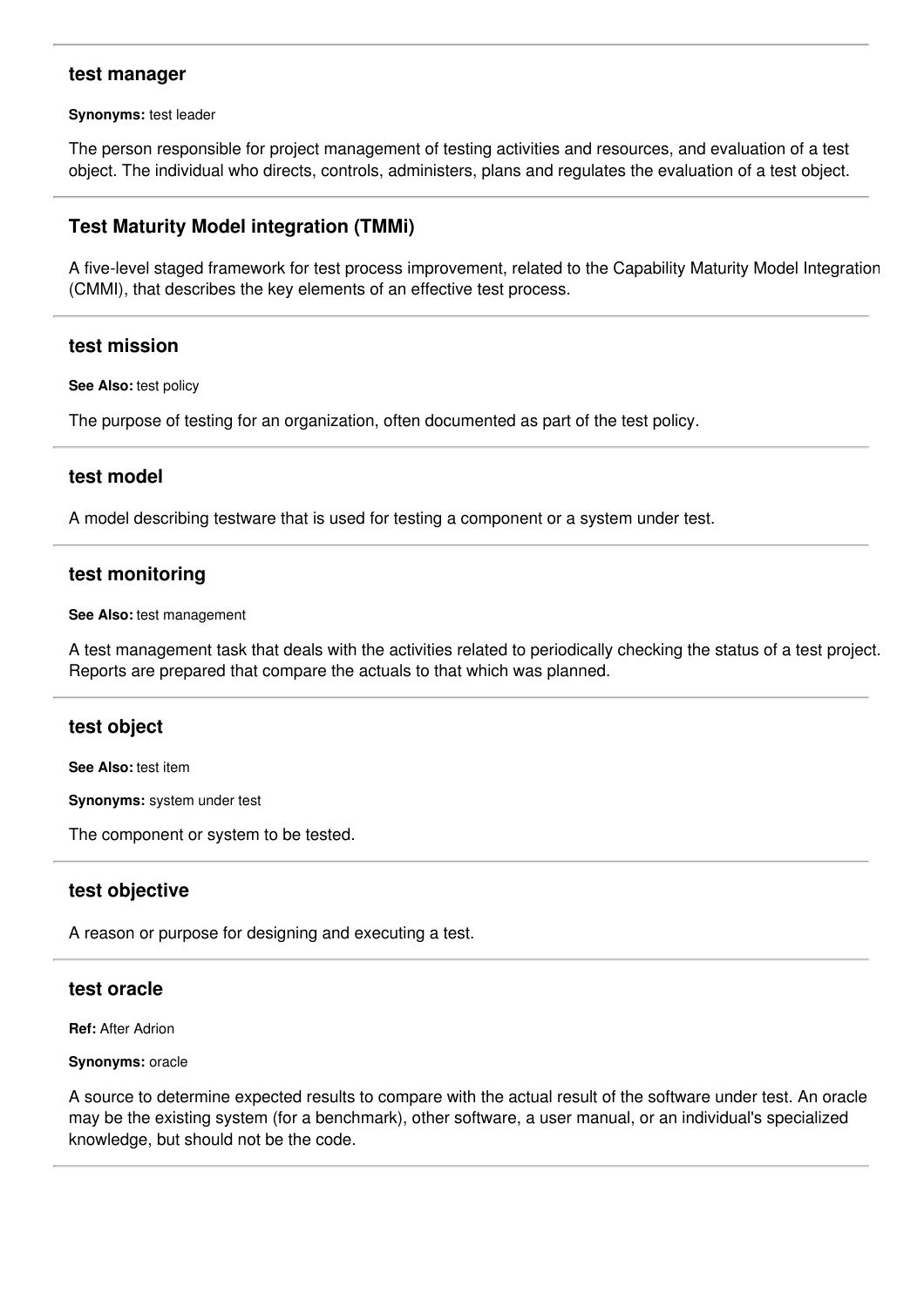---

### test manager

**Synonyms:** test leader

The person responsible for project management of testing activities and resources, and evaluation of a test object. The individual who directs, controls, administers, plans and regulates the evaluation of a test object.

---

### Test Maturity Model integration (TMMi)

A five-level staged framework for test process improvement, related to the Capability Maturity Model Integration (CMMI), that describes the key elements of an effective test process.

---

### test mission

**See Also:** test policy

The purpose of testing for an organization, often documented as part of the test policy.

---

### test model

A model describing testware that is used for testing a component or a system under test.

---

### test monitoring

**See Also:** test management

A test management task that deals with the activities related to periodically checking the status of a test project. Reports are prepared that compare the actuals to that which was planned.

---

### test object

**See Also:** test item

**Synonyms:** system under test

The component or system to be tested.

---

### test objective

A reason or purpose for designing and executing a test.

---

### test oracle

**Ref:** After Adrion

**Synonyms:** oracle

A source to determine expected results to compare with the actual result of the software under test. An oracle may be the existing system (for a benchmark), other software, a user manual, or an individual's specialized knowledge, but should not be the code.

---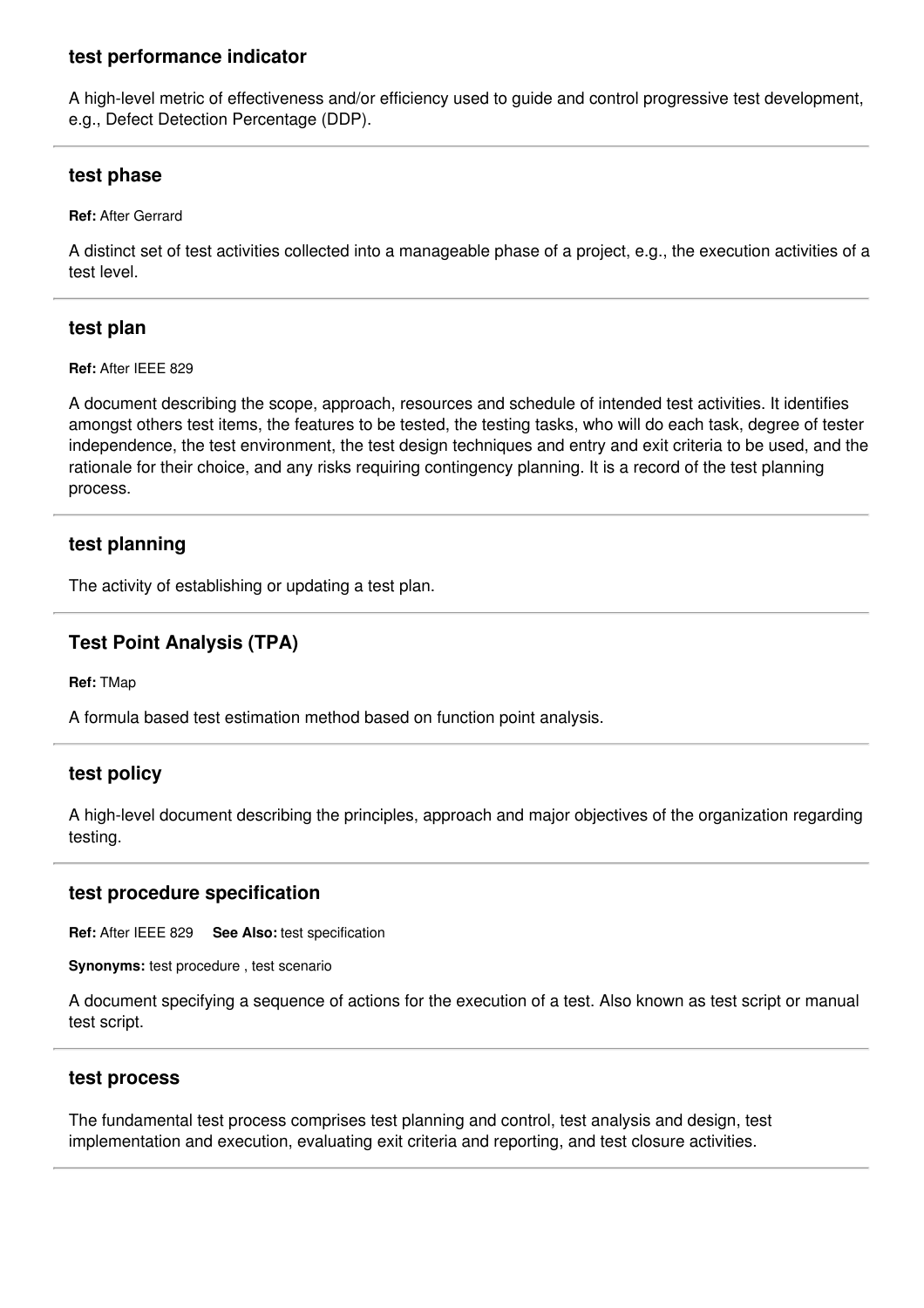### test performance indicator

A high-level metric of effectiveness and/or efficiency used to guide and control progressive test development, e.g., Defect Detection Percentage (DDP).

---

### test phase

**Ref:** After Gerrard

A distinct set of test activities collected into a manageable phase of a project, e.g., the execution activities of a test level.

---

### test plan

**Ref:** After IEEE 829

A document describing the scope, approach, resources and schedule of intended test activities. It identifies amongst others test items, the features to be tested, the testing tasks, who will do each task, degree of tester independence, the test environment, the test design techniques and entry and exit criteria to be used, and the rationale for their choice, and any risks requiring contingency planning. It is a record of the test planning process.

---

### test planning

The activity of establishing or updating a test plan.

---

### Test Point Analysis (TPA)

**Ref:** TMap

A formula based test estimation method based on function point analysis.

---

### test policy

A high-level document describing the principles, approach and major objectives of the organization regarding testing.

---

### test procedure specification

**Ref:** After IEEE 829 **See Also:** test specification

**Synonyms:** test procedure , test scenario

A document specifying a sequence of actions for the execution of a test. Also known as test script or manual test script.

---

### test process

The fundamental test process comprises test planning and control, test analysis and design, test implementation and execution, evaluating exit criteria and reporting, and test closure activities.

---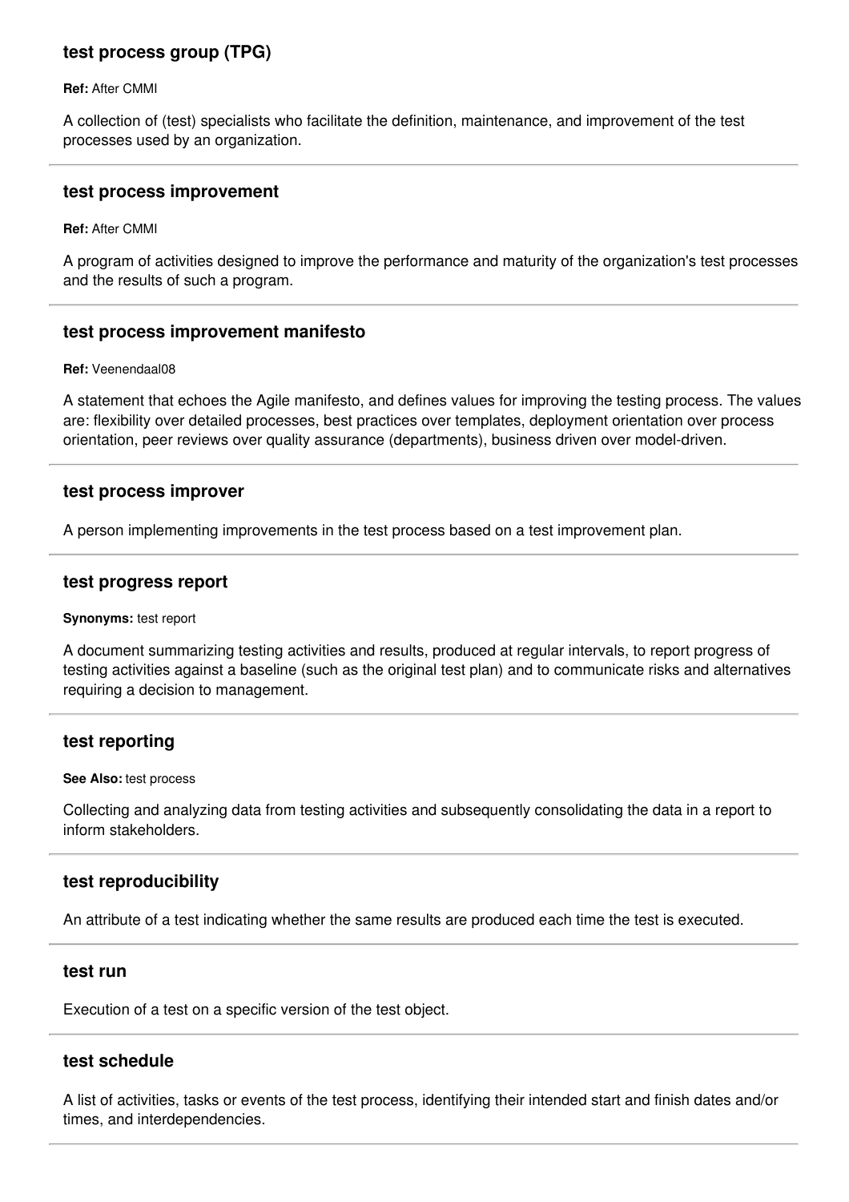### test process group (TPG)

**Ref:** After CMMI

A collection of (test) specialists who facilitate the definition, maintenance, and improvement of the test processes used by an organization.

---

### test process improvement

**Ref:** After CMMI

A program of activities designed to improve the performance and maturity of the organization's test processes and the results of such a program.

---

### test process improvement manifesto

**Ref:** Veenendaal08

A statement that echoes the Agile manifesto, and defines values for improving the testing process. The values are: flexibility over detailed processes, best practices over templates, deployment orientation over process orientation, peer reviews over quality assurance (departments), business driven over model-driven.

---

### test process improver

A person implementing improvements in the test process based on a test improvement plan.

---

### test progress report

**Synonyms:** test report

A document summarizing testing activities and results, produced at regular intervals, to report progress of testing activities against a baseline (such as the original test plan) and to communicate risks and alternatives requiring a decision to management.

---

### test reporting

**See Also:** test process

Collecting and analyzing data from testing activities and subsequently consolidating the data in a report to inform stakeholders.

---

### test reproducibility

An attribute of a test indicating whether the same results are produced each time the test is executed.

---

### test run

Execution of a test on a specific version of the test object.

---

### test schedule

A list of activities, tasks or events of the test process, identifying their intended start and finish dates and/or times, and interdependencies.

---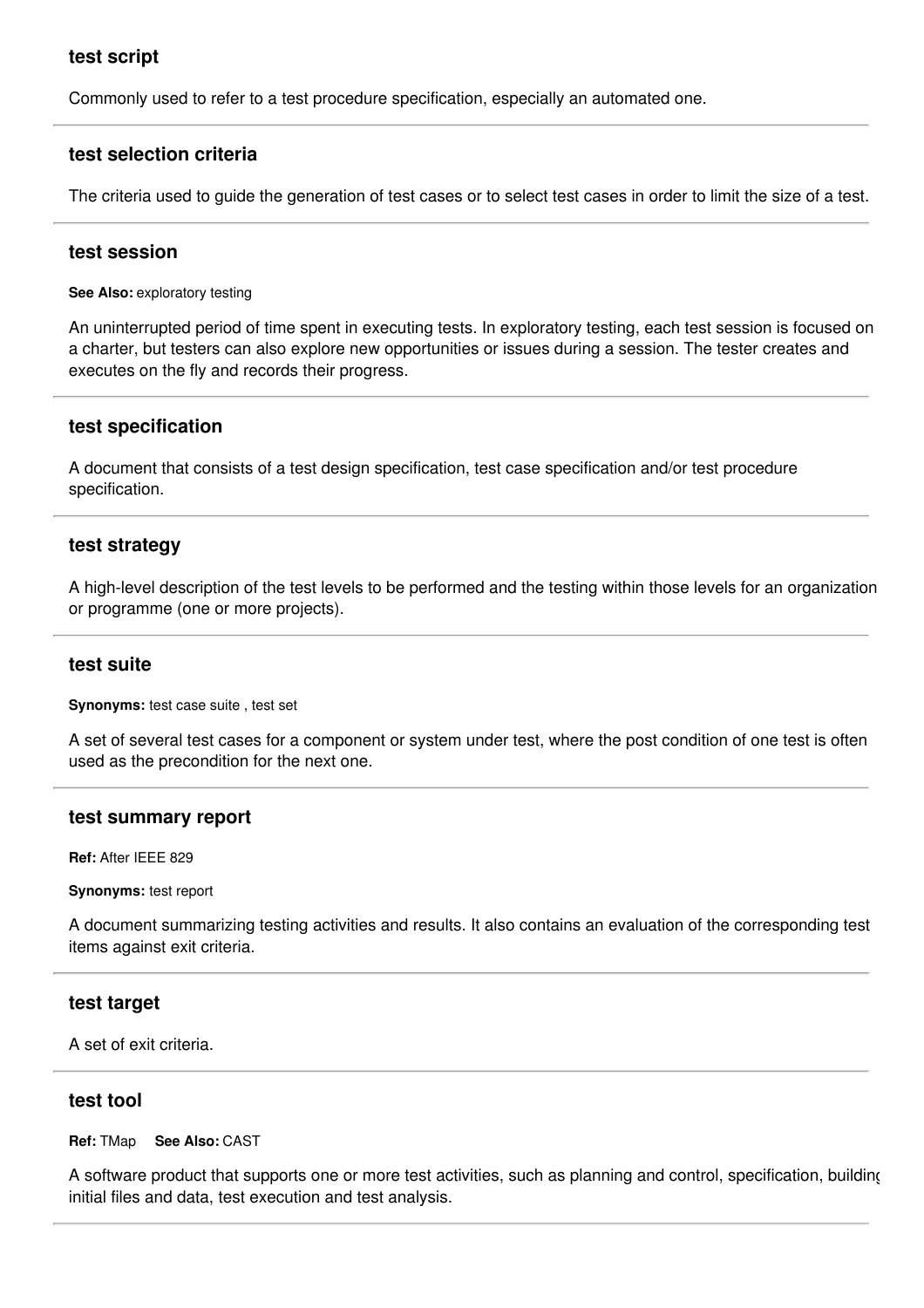### test script

Commonly used to refer to a test procedure specification, especially an automated one.

---

### test selection criteria

The criteria used to guide the generation of test cases or to select test cases in order to limit the size of a test.

---

### test session

**See Also:** exploratory testing

An uninterrupted period of time spent in executing tests. In exploratory testing, each test session is focused on a charter, but testers can also explore new opportunities or issues during a session. The tester creates and executes on the fly and records their progress.

---

### test specification

A document that consists of a test design specification, test case specification and/or test procedure specification.

---

### test strategy

A high-level description of the test levels to be performed and the testing within those levels for an organization or programme (one or more projects).

---

### test suite

**Synonyms:** test case suite , test set

A set of several test cases for a component or system under test, where the post condition of one test is often used as the precondition for the next one.

---

### test summary report

**Ref:** After IEEE 829

**Synonyms:** test report

A document summarizing testing activities and results. It also contains an evaluation of the corresponding test items against exit criteria.

---

### test target

A set of exit criteria.

---

### test tool

**Ref:** TMap **See Also:** CAST

A software product that supports one or more test activities, such as planning and control, specification, building initial files and data, test execution and test analysis.

---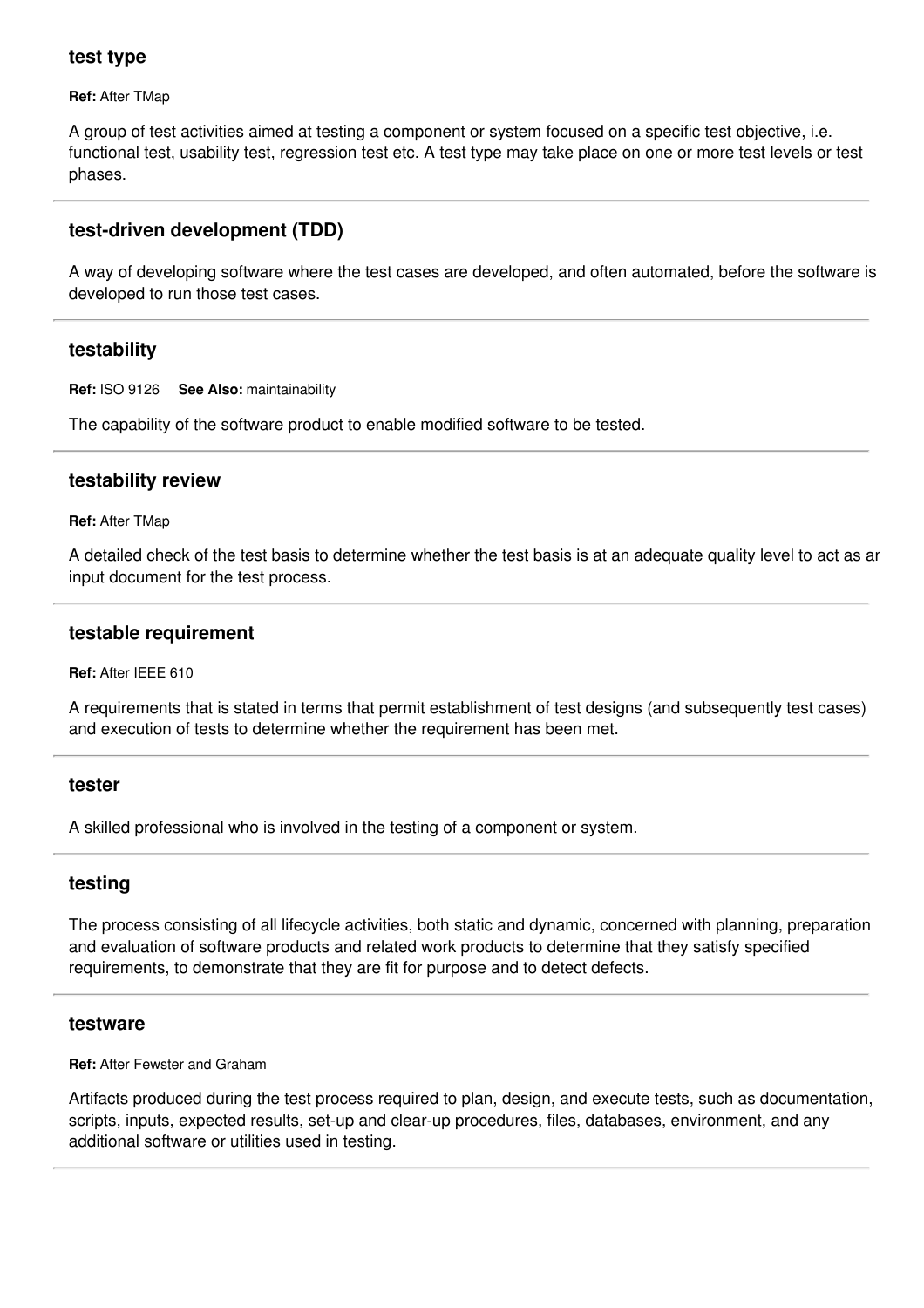### test type

**Ref:** After TMap

A group of test activities aimed at testing a component or system focused on a specific test objective, i.e. functional test, usability test, regression test etc. A test type may take place on one or more test levels or test phases.

---

### test-driven development (TDD)

A way of developing software where the test cases are developed, and often automated, before the software is developed to run those test cases.

---

### testability

**Ref:** ISO 9126 **See Also:** maintainability

The capability of the software product to enable modified software to be tested.

---

### testability review

**Ref:** After TMap

A detailed check of the test basis to determine whether the test basis is at an adequate quality level to act as an input document for the test process.

---

### testable requirement

**Ref:** After IEEE 610

A requirements that is stated in terms that permit establishment of test designs (and subsequently test cases) and execution of tests to determine whether the requirement has been met.

---

### tester

A skilled professional who is involved in the testing of a component or system.

---

### testing

The process consisting of all lifecycle activities, both static and dynamic, concerned with planning, preparation and evaluation of software products and related work products to determine that they satisfy specified requirements, to demonstrate that they are fit for purpose and to detect defects.

---

### testware

**Ref:** After Fewster and Graham

Artifacts produced during the test process required to plan, design, and execute tests, such as documentation, scripts, inputs, expected results, set-up and clear-up procedures, files, databases, environment, and any additional software or utilities used in testing.

---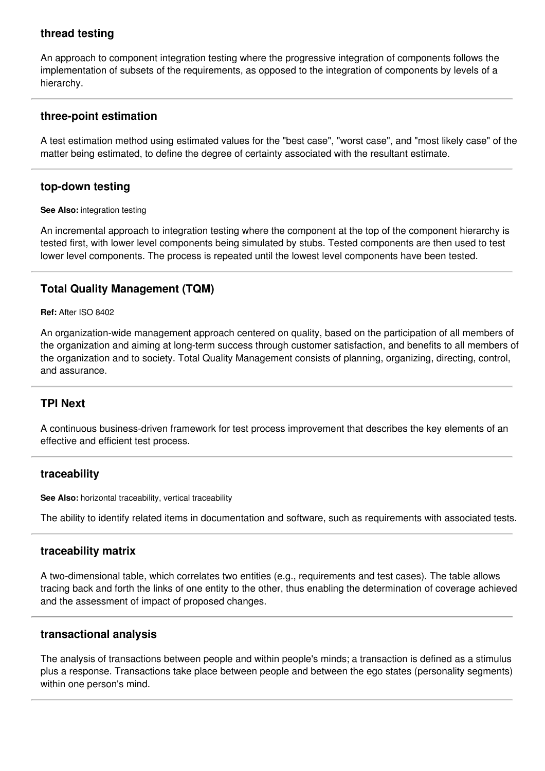### thread testing

An approach to component integration testing where the progressive integration of components follows the implementation of subsets of the requirements, as opposed to the integration of components by levels of a hierarchy.

---

### three-point estimation

A test estimation method using estimated values for the "best case", "worst case", and "most likely case" of the matter being estimated, to define the degree of certainty associated with the resultant estimate.

---

### top-down testing

**See Also:** integration testing

An incremental approach to integration testing where the component at the top of the component hierarchy is tested first, with lower level components being simulated by stubs. Tested components are then used to test lower level components. The process is repeated until the lowest level components have been tested.

---

### Total Quality Management (TQM)

**Ref:** After ISO 8402

An organization-wide management approach centered on quality, based on the participation of all members of the organization and aiming at long-term success through customer satisfaction, and benefits to all members of the organization and to society. Total Quality Management consists of planning, organizing, directing, control, and assurance.

---

### TPI Next

A continuous business-driven framework for test process improvement that describes the key elements of an effective and efficient test process.

---

### traceability

**See Also:** horizontal traceability, vertical traceability

The ability to identify related items in documentation and software, such as requirements with associated tests.

---

### traceability matrix

A two-dimensional table, which correlates two entities (e.g., requirements and test cases). The table allows tracing back and forth the links of one entity to the other, thus enabling the determination of coverage achieved and the assessment of impact of proposed changes.

---

### transactional analysis

The analysis of transactions between people and within people's minds; a transaction is defined as a stimulus plus a response. Transactions take place between people and between the ego states (personality segments) within one person's mind.

---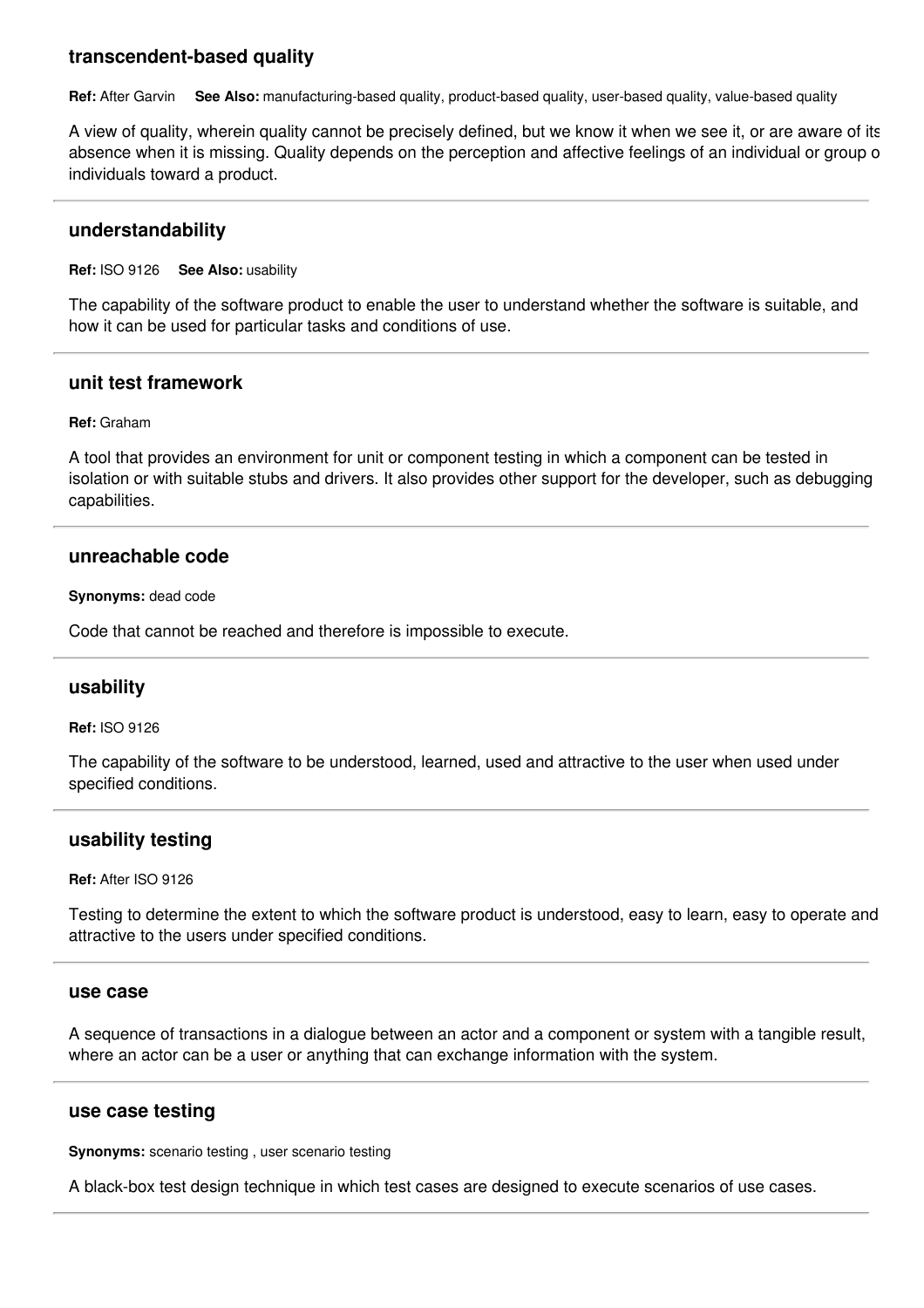### transcendent-based quality

**Ref:** After Garvin **See Also:** manufacturing-based quality, product-based quality, user-based quality, value-based quality

A view of quality, wherein quality cannot be precisely defined, but we know it when we see it, or are aware of its absence when it is missing. Quality depends on the perception and affective feelings of an individual or group of individuals toward a product.

---

### understandability

**Ref:** ISO 9126 **See Also:** usability

The capability of the software product to enable the user to understand whether the software is suitable, and how it can be used for particular tasks and conditions of use.

---

### unit test framework

**Ref:** Graham

A tool that provides an environment for unit or component testing in which a component can be tested in isolation or with suitable stubs and drivers. It also provides other support for the developer, such as debugging capabilities.

---

### unreachable code

**Synonyms:** dead code

Code that cannot be reached and therefore is impossible to execute.

---

### usability

**Ref:** ISO 9126

The capability of the software to be understood, learned, used and attractive to the user when used under specified conditions.

---

### usability testing

**Ref:** After ISO 9126

Testing to determine the extent to which the software product is understood, easy to learn, easy to operate and attractive to the users under specified conditions.

---

### use case

A sequence of transactions in a dialogue between an actor and a component or system with a tangible result, where an actor can be a user or anything that can exchange information with the system.

---

### use case testing

**Synonyms:** scenario testing , user scenario testing

A black-box test design technique in which test cases are designed to execute scenarios of use cases.

---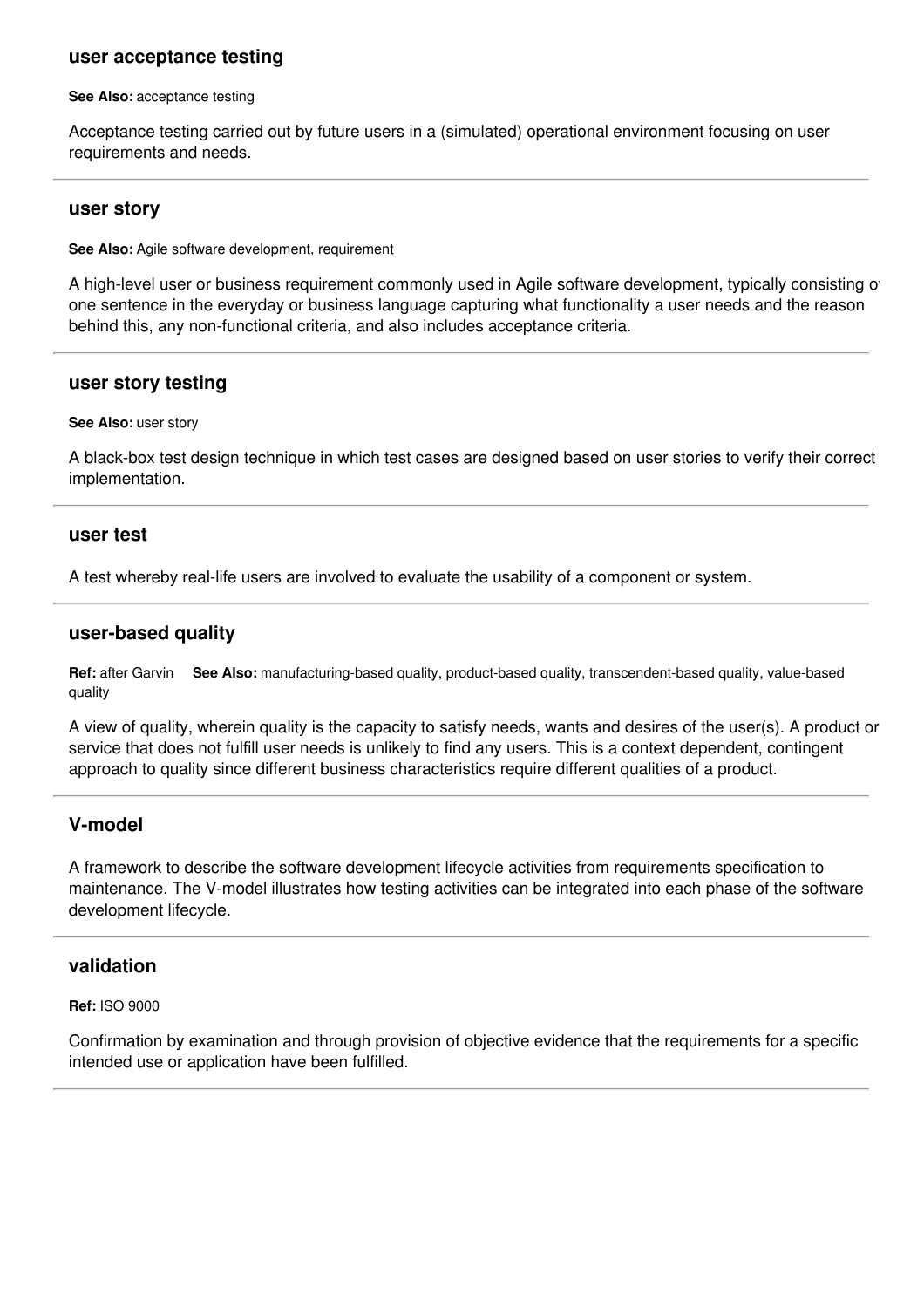### user acceptance testing

**See Also:** acceptance testing

Acceptance testing carried out by future users in a (simulated) operational environment focusing on user requirements and needs.

---

### user story

**See Also:** Agile software development, requirement

A high-level user or business requirement commonly used in Agile software development, typically consisting of one sentence in the everyday or business language capturing what functionality a user needs and the reason behind this, any non-functional criteria, and also includes acceptance criteria.

---

### user story testing

**See Also:** user story

A black-box test design technique in which test cases are designed based on user stories to verify their correct implementation.

---

### user test

A test whereby real-life users are involved to evaluate the usability of a component or system.

---

### user-based quality

**Ref:** after Garvin **See Also:** manufacturing-based quality, product-based quality, transcendent-based quality, value-based quality

A view of quality, wherein quality is the capacity to satisfy needs, wants and desires of the user(s). A product or service that does not fulfill user needs is unlikely to find any users. This is a context dependent, contingent approach to quality since different business characteristics require different qualities of a product.

---

### V-model

A framework to describe the software development lifecycle activities from requirements specification to maintenance. The V-model illustrates how testing activities can be integrated into each phase of the software development lifecycle.

---

### validation

**Ref:** ISO 9000

Confirmation by examination and through provision of objective evidence that the requirements for a specific intended use or application have been fulfilled.

---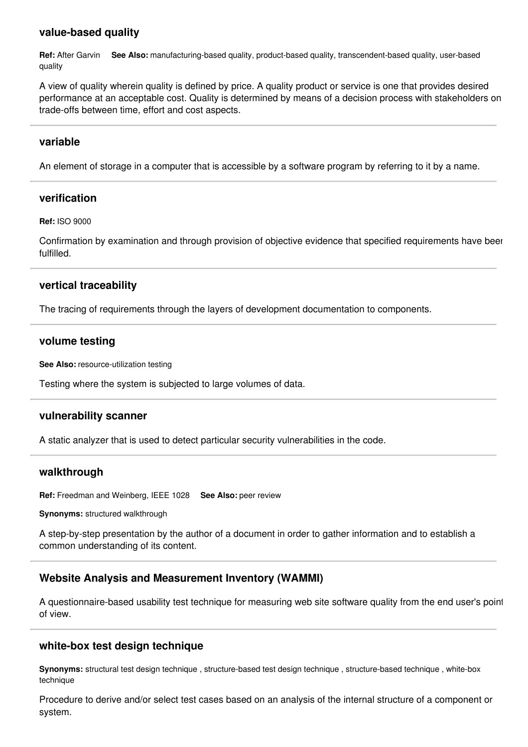### value-based quality

**Ref:** After Garvin **See Also:** manufacturing-based quality, product-based quality, transcendent-based quality, user-based quality

A view of quality wherein quality is defined by price. A quality product or service is one that provides desired performance at an acceptable cost. Quality is determined by means of a decision process with stakeholders on trade-offs between time, effort and cost aspects.

---

### variable

An element of storage in a computer that is accessible by a software program by referring to it by a name.

---

### verification

**Ref:** ISO 9000

Confirmation by examination and through provision of objective evidence that specified requirements have been fulfilled.

---

### vertical traceability

The tracing of requirements through the layers of development documentation to components.

---

### volume testing

**See Also:** resource-utilization testing

Testing where the system is subjected to large volumes of data.

---

### vulnerability scanner

A static analyzer that is used to detect particular security vulnerabilities in the code.

---

### walkthrough

**Ref:** Freedman and Weinberg, IEEE 1028 **See Also:** peer review

**Synonyms:** structured walkthrough

A step-by-step presentation by the author of a document in order to gather information and to establish a common understanding of its content.

---

### Website Analysis and Measurement Inventory (WAMMI)

A questionnaire-based usability test technique for measuring web site software quality from the end user's point of view.

---

### white-box test design technique

**Synonyms:** structural test design technique , structure-based test design technique , structure-based technique , white-box technique

Procedure to derive and/or select test cases based on an analysis of the internal structure of a component or system.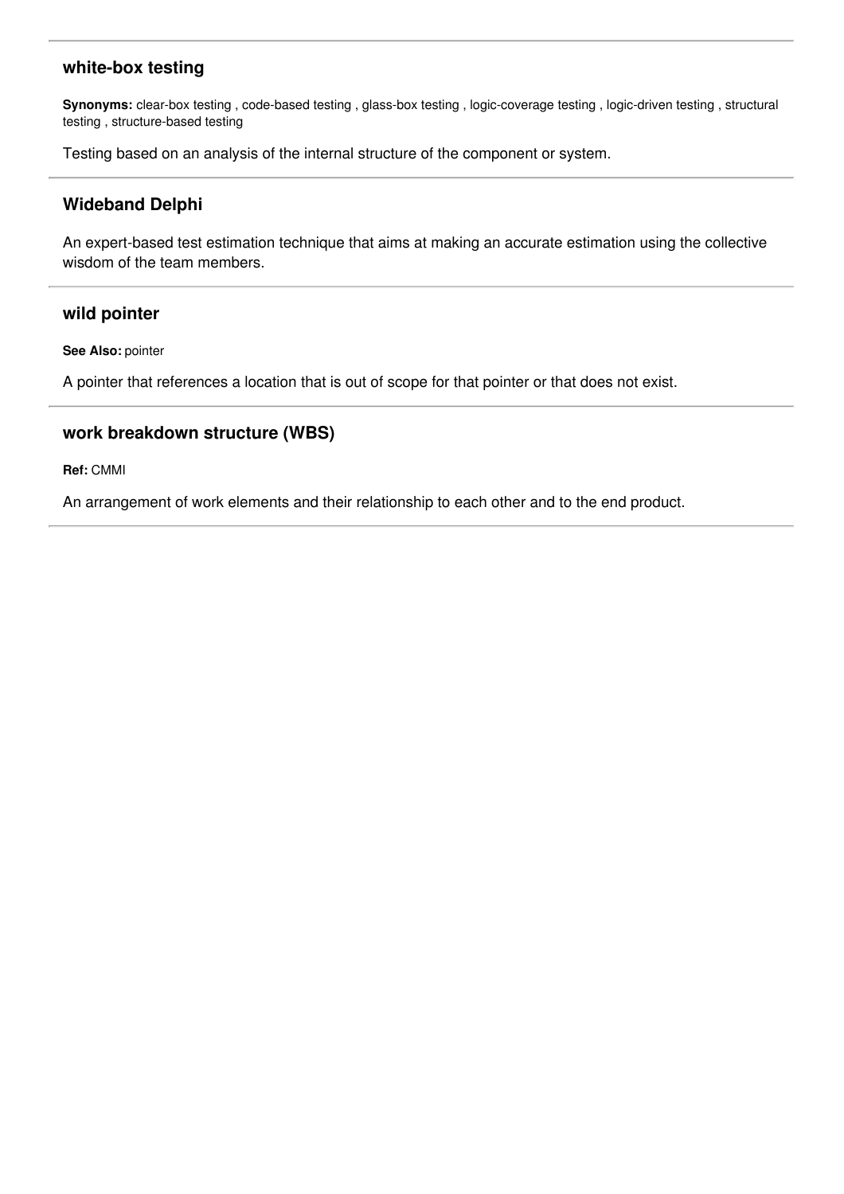### white-box testing

**Synonyms:** clear-box testing , code-based testing , glass-box testing , logic-coverage testing , logic-driven testing , structural testing , structure-based testing

Testing based on an analysis of the internal structure of the component or system.

### Wideband Delphi

An expert-based test estimation technique that aims at making an accurate estimation using the collective wisdom of the team members.

### wild pointer

**See Also:** pointer

A pointer that references a location that is out of scope for that pointer or that does not exist.

### work breakdown structure (WBS)

**Ref:** CMMI

An arrangement of work elements and their relationship to each other and to the end product.